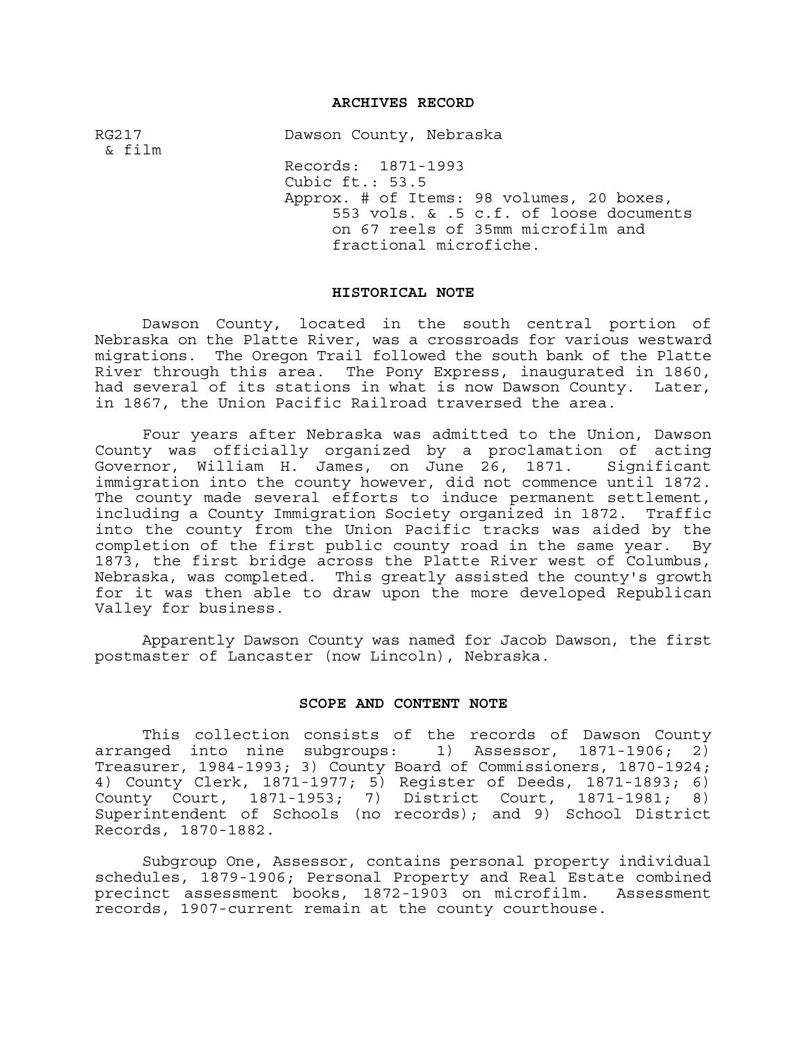## ARCHIVES RECORD

RG217 & film

Dawson County, Nebraska

Records: 1871-1993
Cubic ft.: 53.5
Approx. # of Items: 98 volumes, 20 boxes, 553 vols. & .5 c.f. of loose documents on 67 reels of 35mm microfilm and fractional microfiche.

## HISTORICAL NOTE

Dawson County, located in the south central portion of Nebraska on the Platte River, was a crossroads for various westward migrations. The Oregon Trail followed the south bank of the Platte River through this area. The Pony Express, inaugurated in 1860, had several of its stations in what is now Dawson County. Later, in 1867, the Union Pacific Railroad traversed the area.

Four years after Nebraska was admitted to the Union, Dawson County was officially organized by a proclamation of acting Governor, William H. James, on June 26, 1871. Significant immigration into the county however, did not commence until 1872. The county made several efforts to induce permanent settlement, including a County Immigration Society organized in 1872. Traffic into the county from the Union Pacific tracks was aided by the completion of the first public county road in the same year. By 1873, the first bridge across the Platte River west of Columbus, Nebraska, was completed. This greatly assisted the county's growth for it was then able to draw upon the more developed Republican Valley for business.

Apparently Dawson County was named for Jacob Dawson, the first postmaster of Lancaster (now Lincoln), Nebraska.

## SCOPE AND CONTENT NOTE

This collection consists of the records of Dawson County arranged into nine subgroups: 1) Assessor, 1871-1906; 2) Treasurer, 1984-1993; 3) County Board of Commissioners, 1870-1924; 4) County Clerk, 1871-1977; 5) Register of Deeds, 1871-1893; 6) County Court, 1871-1953; 7) District Court, 1871-1981; 8) Superintendent of Schools (no records); and 9) School District Records, 1870-1882.

Subgroup One, Assessor, contains personal property individual schedules, 1879-1906; Personal Property and Real Estate combined precinct assessment books, 1872-1903 on microfilm. Assessment records, 1907-current remain at the county courthouse.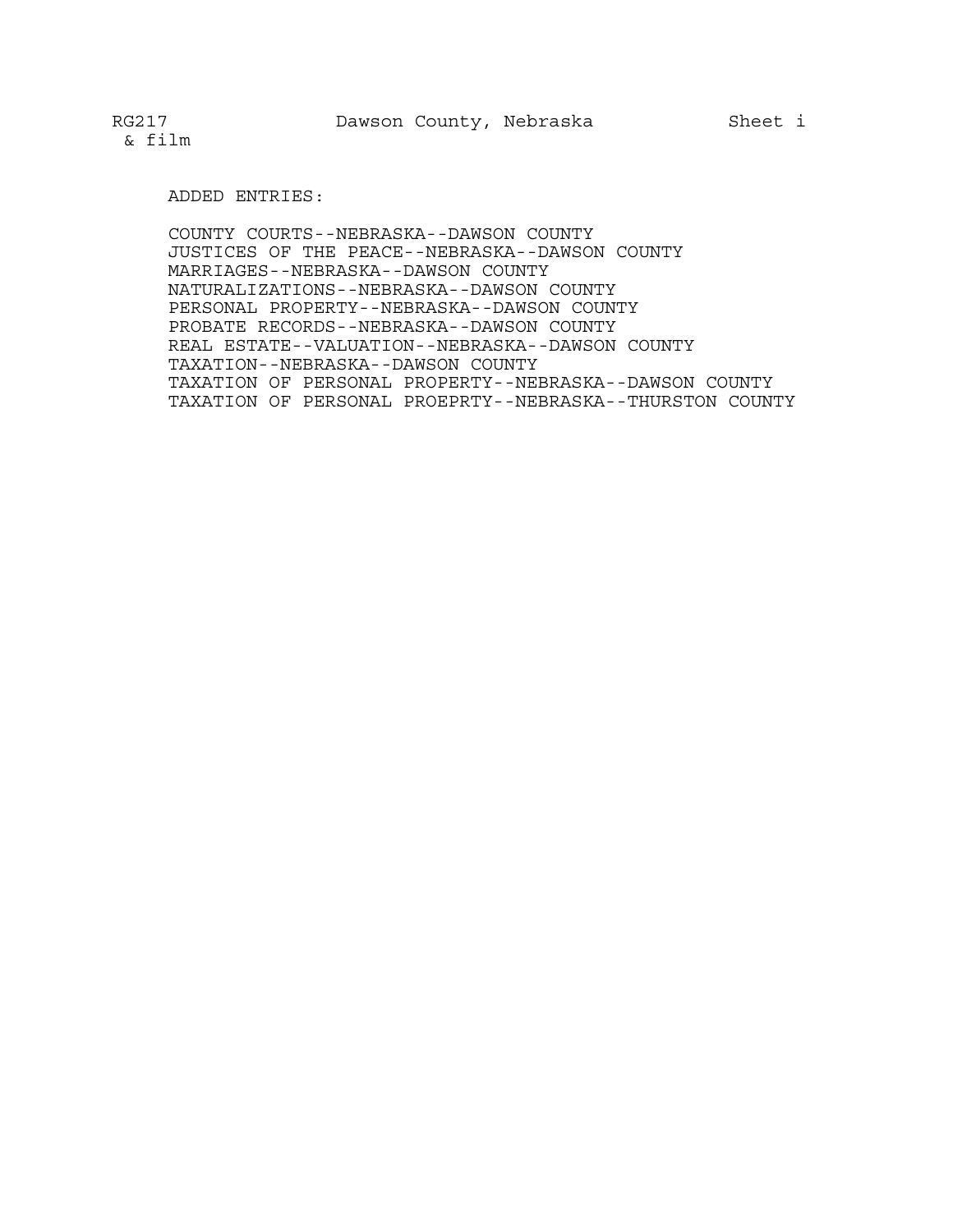ADDED ENTRIES:

COUNTY COURTS--NEBRASKA--DAWSON COUNTY
JUSTICES OF THE PEACE--NEBRASKA--DAWSON COUNTY
MARRIAGES--NEBRASKA--DAWSON COUNTY
NATURALIZATIONS--NEBRASKA--DAWSON COUNTY
PERSONAL PROPERTY--NEBRASKA--DAWSON COUNTY
PROBATE RECORDS--NEBRASKA--DAWSON COUNTY
REAL ESTATE--VALUATION--NEBRASKA--DAWSON COUNTY
TAXATION--NEBRASKA--DAWSON COUNTY
TAXATION OF PERSONAL PROPERTY--NEBRASKA--DAWSON COUNTY
TAXATION OF PERSONAL PROEPRTY--NEBRASKA--THURSTON COUNTY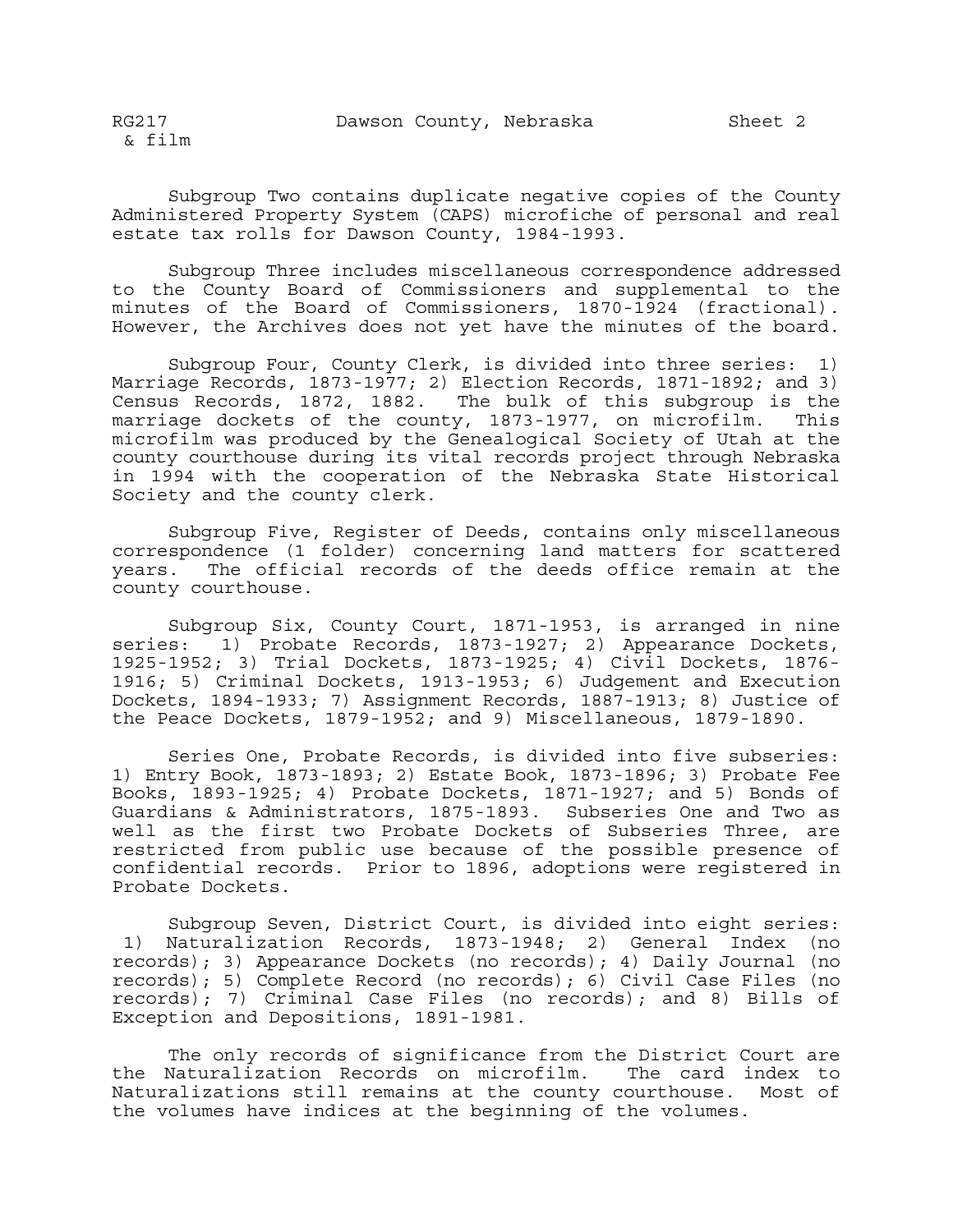Subgroup Two contains duplicate negative copies of the County Administered Property System (CAPS) microfiche of personal and real estate tax rolls for Dawson County, 1984-1993.

Subgroup Three includes miscellaneous correspondence addressed to the County Board of Commissioners and supplemental to the minutes of the Board of Commissioners, 1870-1924 (fractional). However, the Archives does not yet have the minutes of the board.

Subgroup Four, County Clerk, is divided into three series: 1) Marriage Records, 1873-1977; 2) Election Records, 1871-1892; and 3) Census Records, 1872, 1882. The bulk of this subgroup is the marriage dockets of the county, 1873-1977, on microfilm. This microfilm was produced by the Genealogical Society of Utah at the county courthouse during its vital records project through Nebraska in 1994 with the cooperation of the Nebraska State Historical Society and the county clerk.

Subgroup Five, Register of Deeds, contains only miscellaneous correspondence (1 folder) concerning land matters for scattered years. The official records of the deeds office remain at the county courthouse.

Subgroup Six, County Court, 1871-1953, is arranged in nine series: 1) Probate Records, 1873-1927; 2) Appearance Dockets, 1925-1952; 3) Trial Dockets, 1873-1925; 4) Civil Dockets, 1876-1916; 5) Criminal Dockets, 1913-1953; 6) Judgement and Execution Dockets, 1894-1933; 7) Assignment Records, 1887-1913; 8) Justice of the Peace Dockets, 1879-1952; and 9) Miscellaneous, 1879-1890.

Series One, Probate Records, is divided into five subseries: 1) Entry Book, 1873-1893; 2) Estate Book, 1873-1896; 3) Probate Fee Books, 1893-1925; 4) Probate Dockets, 1871-1927; and 5) Bonds of Guardians & Administrators, 1875-1893. Subseries One and Two as well as the first two Probate Dockets of Subseries Three, are restricted from public use because of the possible presence of confidential records. Prior to 1896, adoptions were registered in Probate Dockets.

Subgroup Seven, District Court, is divided into eight series: 1) Naturalization Records, 1873-1948; 2) General Index (no records); 3) Appearance Dockets (no records); 4) Daily Journal (no records); 5) Complete Record (no records); 6) Civil Case Files (no records); 7) Criminal Case Files (no records); and 8) Bills of Exception and Depositions, 1891-1981.

The only records of significance from the District Court are the Naturalization Records on microfilm. The card index to Naturalizations still remains at the county courthouse. Most of the volumes have indices at the beginning of the volumes.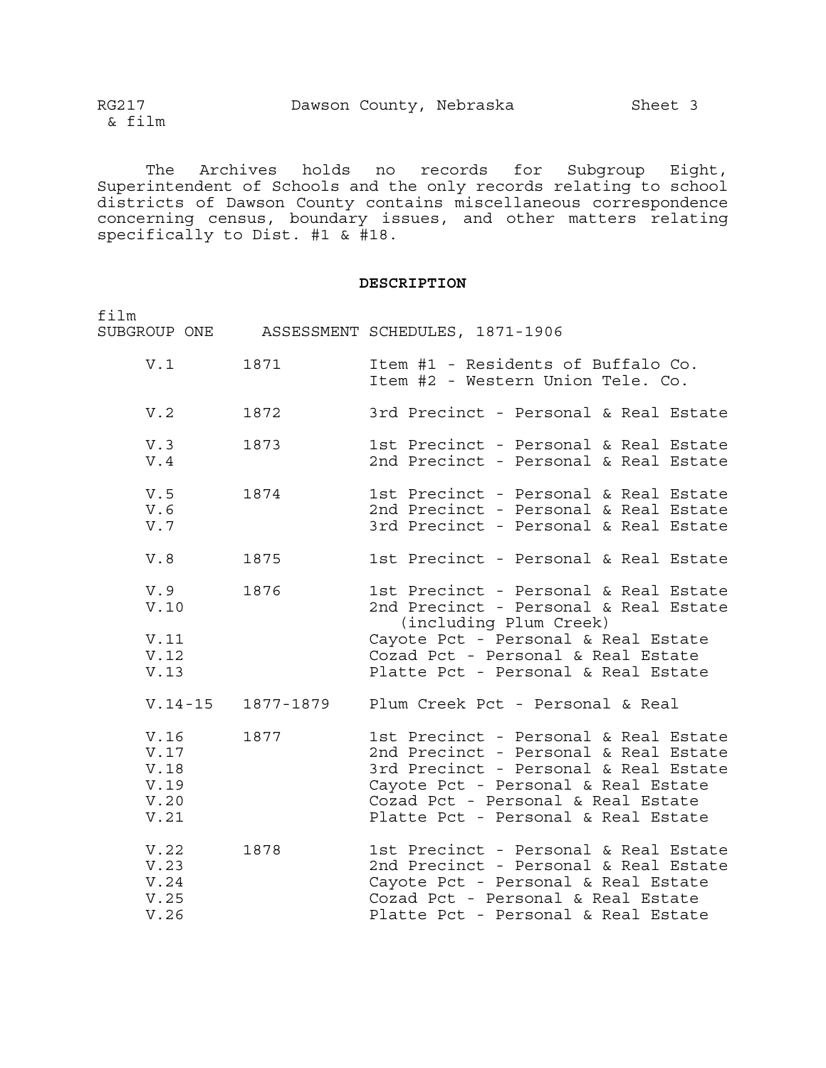The Archives holds no records for Subgroup Eight, Superintendent of Schools and the only records relating to school districts of Dawson County contains miscellaneous correspondence concerning census, boundary issues, and other matters relating specifically to Dist. #1 & #18.

**DESCRIPTION**

film
SUBGROUP ONE ASSESSMENT SCHEDULES, 1871-1906

| | | |
|---|---|---|
| V.1 | 1871 | Item #1 - Residents of Buffalo Co.<br>Item #2 - Western Union Tele. Co. |
| V.2 | 1872 | 3rd Precinct - Personal & Real Estate |
| V.3 | 1873 | 1st Precinct - Personal & Real Estate |
| V.4 | | 2nd Precinct - Personal & Real Estate |
| V.5 | 1874 | 1st Precinct - Personal & Real Estate |
| V.6 | | 2nd Precinct - Personal & Real Estate |
| V.7 | | 3rd Precinct - Personal & Real Estate |
| V.8 | 1875 | 1st Precinct - Personal & Real Estate |
| V.9 | 1876 | 1st Precinct - Personal & Real Estate |
| V.10 | | 2nd Precinct - Personal & Real Estate (including Plum Creek) |
| V.11 | | Cayote Pct - Personal & Real Estate |
| V.12 | | Cozad Pct - Personal & Real Estate |
| V.13 | | Platte Pct - Personal & Real Estate |
| V.14-15 | 1877-1879 | Plum Creek Pct - Personal & Real |
| V.16 | 1877 | 1st Precinct - Personal & Real Estate |
| V.17 | | 2nd Precinct - Personal & Real Estate |
| V.18 | | 3rd Precinct - Personal & Real Estate |
| V.19 | | Cayote Pct - Personal & Real Estate |
| V.20 | | Cozad Pct - Personal & Real Estate |
| V.21 | | Platte Pct - Personal & Real Estate |
| V.22 | 1878 | 1st Precinct - Personal & Real Estate |
| V.23 | | 2nd Precinct - Personal & Real Estate |
| V.24 | | Cayote Pct - Personal & Real Estate |
| V.25 | | Cozad Pct - Personal & Real Estate |
| V.26 | | Platte Pct - Personal & Real Estate |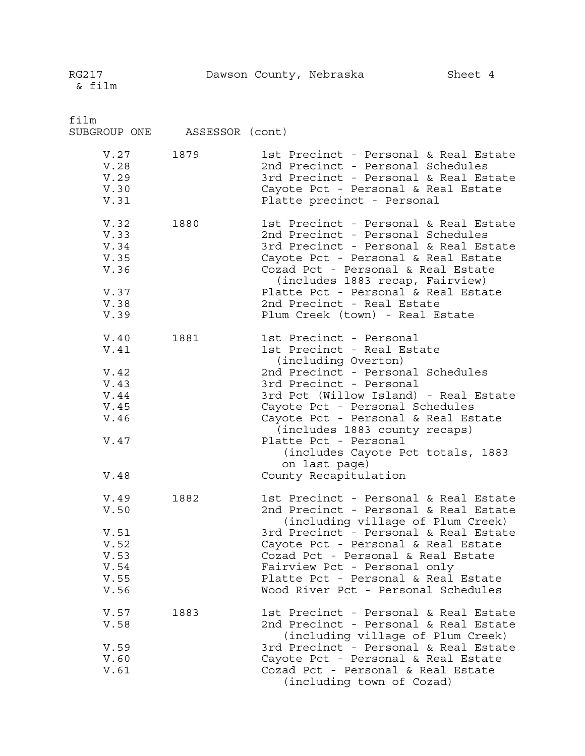RG217 & film — Dawson County, Nebraska — Sheet 4

film
SUBGROUP ONE    ASSESSOR (cont)

| Volume | Year | Description |
|---|---|---|
| V.27 | 1879 | 1st Precinct - Personal & Real Estate |
| V.28 | | 2nd Precinct - Personal Schedules |
| V.29 | | 3rd Precinct - Personal & Real Estate |
| V.30 | | Cayote Pct - Personal & Real Estate |
| V.31 | | Platte precinct - Personal |
| V.32 | 1880 | 1st Precinct - Personal & Real Estate |
| V.33 | | 2nd Precinct - Personal Schedules |
| V.34 | | 3rd Precinct - Personal & Real Estate |
| V.35 | | Cayote Pct - Personal & Real Estate |
| V.36 | | Cozad Pct - Personal & Real Estate (includes 1883 recap, Fairview) |
| V.37 | | Platte Pct - Personal & Real Estate |
| V.38 | | 2nd Precinct - Real Estate |
| V.39 | | Plum Creek (town) - Real Estate |
| V.40 | 1881 | 1st Precinct - Personal |
| V.41 | | 1st Precinct - Real Estate (including Overton) |
| V.42 | | 2nd Precinct - Personal Schedules |
| V.43 | | 3rd Precinct - Personal |
| V.44 | | 3rd Pct (Willow Island) - Real Estate |
| V.45 | | Cayote Pct - Personal Schedules |
| V.46 | | Cayote Pct - Personal & Real Estate (includes 1883 county recaps) |
| V.47 | | Platte Pct - Personal (includes Cayote Pct totals, 1883 on last page) |
| V.48 | | County Recapitulation |
| V.49 | 1882 | 1st Precinct - Personal & Real Estate |
| V.50 | | 2nd Precinct - Personal & Real Estate (including village of Plum Creek) |
| V.51 | | 3rd Precinct - Personal & Real Estate |
| V.52 | | Cayote Pct - Personal & Real Estate |
| V.53 | | Cozad Pct - Personal & Real Estate |
| V.54 | | Fairview Pct - Personal only |
| V.55 | | Platte Pct - Personal & Real Estate |
| V.56 | | Wood River Pct - Personal Schedules |
| V.57 | 1883 | 1st Precinct - Personal & Real Estate |
| V.58 | | 2nd Precinct - Personal & Real Estate (including village of Plum Creek) |
| V.59 | | 3rd Precinct - Personal & Real Estate |
| V.60 | | Cayote Pct - Personal & Real Estate |
| V.61 | | Cozad Pct - Personal & Real Estate (including town of Cozad) |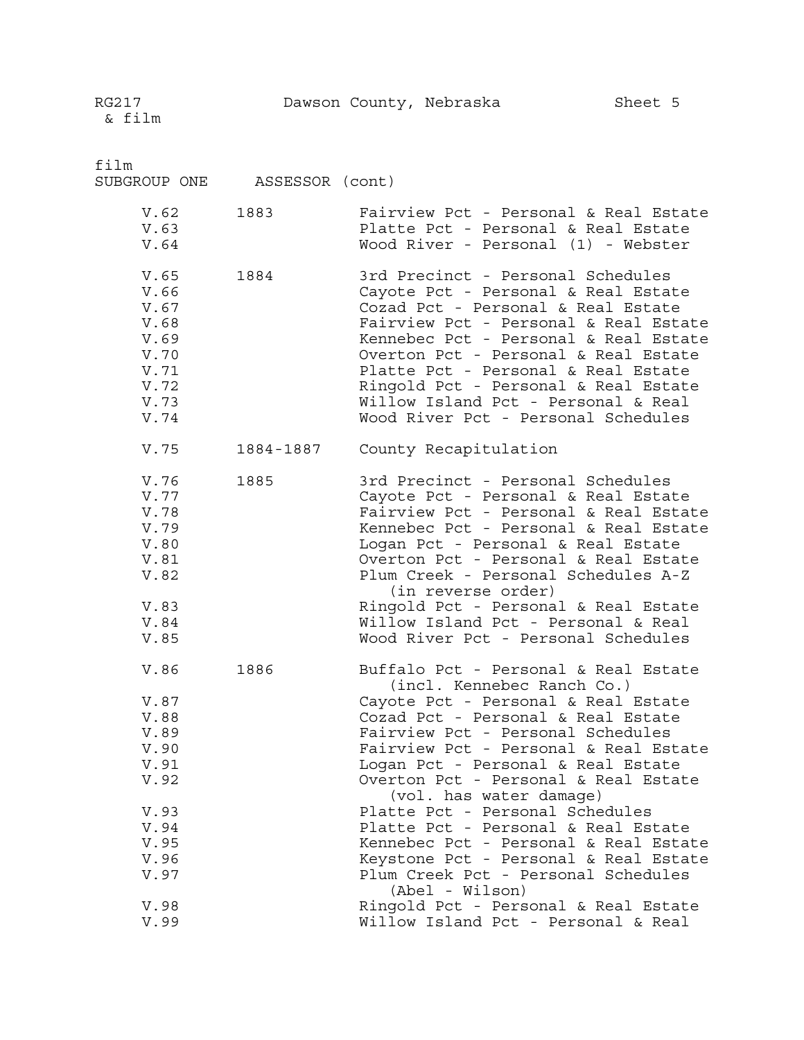RG217 & film — Dawson County, Nebraska — Sheet 5

film

SUBGROUP ONE ASSESSOR (cont)

| Volume | Year | Description |
|---|---|---|
| V.62 | 1883 | Fairview Pct - Personal & Real Estate |
| V.63 | | Platte Pct - Personal & Real Estate |
| V.64 | | Wood River - Personal (1) - Webster |
| V.65 | 1884 | 3rd Precinct - Personal Schedules |
| V.66 | | Cayote Pct - Personal & Real Estate |
| V.67 | | Cozad Pct - Personal & Real Estate |
| V.68 | | Fairview Pct - Personal & Real Estate |
| V.69 | | Kennebec Pct - Personal & Real Estate |
| V.70 | | Overton Pct - Personal & Real Estate |
| V.71 | | Platte Pct - Personal & Real Estate |
| V.72 | | Ringold Pct - Personal & Real Estate |
| V.73 | | Willow Island Pct - Personal & Real |
| V.74 | | Wood River Pct - Personal Schedules |
| V.75 | 1884-1887 | County Recapitulation |
| V.76 | 1885 | 3rd Precinct - Personal Schedules |
| V.77 | | Cayote Pct - Personal & Real Estate |
| V.78 | | Fairview Pct - Personal & Real Estate |
| V.79 | | Kennebec Pct - Personal & Real Estate |
| V.80 | | Logan Pct - Personal & Real Estate |
| V.81 | | Overton Pct - Personal & Real Estate |
| V.82 | | Plum Creek - Personal Schedules A-Z (in reverse order) |
| V.83 | | Ringold Pct - Personal & Real Estate |
| V.84 | | Willow Island Pct - Personal & Real |
| V.85 | | Wood River Pct - Personal Schedules |
| V.86 | 1886 | Buffalo Pct - Personal & Real Estate (incl. Kennebec Ranch Co.) |
| V.87 | | Cayote Pct - Personal & Real Estate |
| V.88 | | Cozad Pct - Personal & Real Estate |
| V.89 | | Fairview Pct - Personal Schedules |
| V.90 | | Fairview Pct - Personal & Real Estate |
| V.91 | | Logan Pct - Personal & Real Estate |
| V.92 | | Overton Pct - Personal & Real Estate (vol. has water damage) |
| V.93 | | Platte Pct - Personal Schedules |
| V.94 | | Platte Pct - Personal & Real Estate |
| V.95 | | Kennebec Pct - Personal & Real Estate |
| V.96 | | Keystone Pct - Personal & Real Estate |
| V.97 | | Plum Creek Pct - Personal Schedules (Abel - Wilson) |
| V.98 | | Ringold Pct - Personal & Real Estate |
| V.99 | | Willow Island Pct - Personal & Real |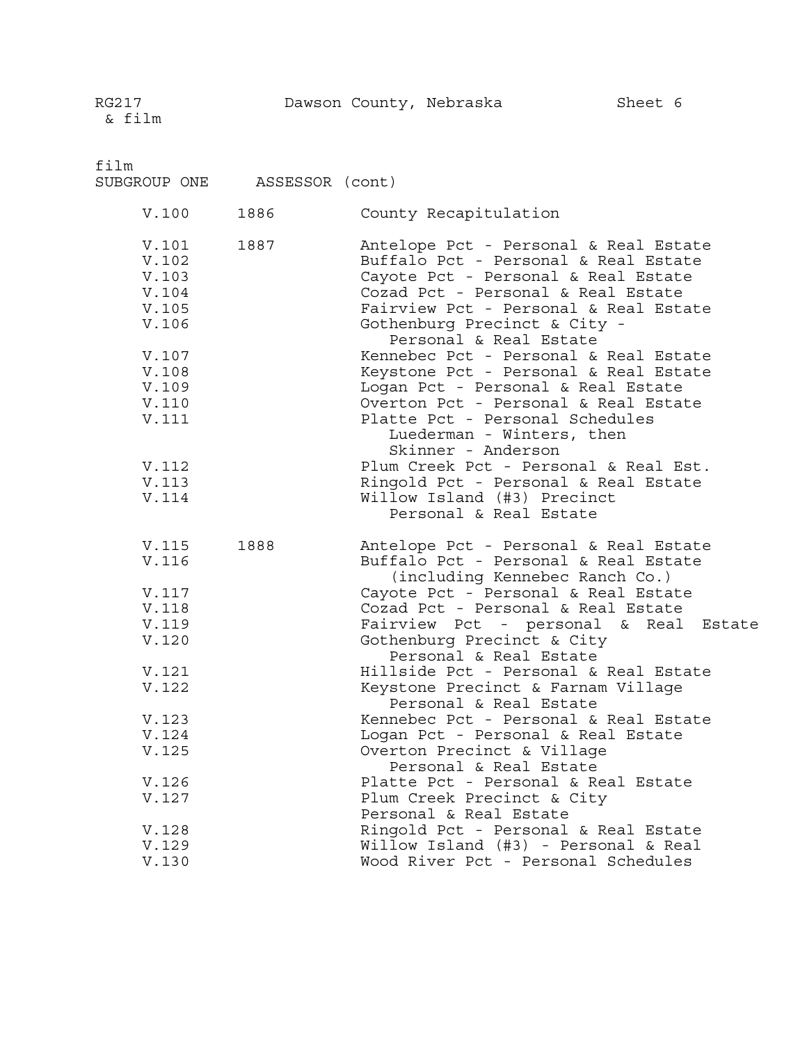RG217 & film — Dawson County, Nebraska — Sheet 6

film
SUBGROUP ONE ASSESSOR (cont)

| | | |
|---|---|---|
| V.100 | 1886 | County Recapitulation |
| V.101 | 1887 | Antelope Pct - Personal & Real Estate |
| V.102 | | Buffalo Pct - Personal & Real Estate |
| V.103 | | Cayote Pct - Personal & Real Estate |
| V.104 | | Cozad Pct - Personal & Real Estate |
| V.105 | | Fairview Pct - Personal & Real Estate |
| V.106 | | Gothenburg Precinct & City - Personal & Real Estate |
| V.107 | | Kennebec Pct - Personal & Real Estate |
| V.108 | | Keystone Pct - Personal & Real Estate |
| V.109 | | Logan Pct - Personal & Real Estate |
| V.110 | | Overton Pct - Personal & Real Estate |
| V.111 | | Platte Pct - Personal Schedules Luederman - Winters, then Skinner - Anderson |
| V.112 | | Plum Creek Pct - Personal & Real Est. |
| V.113 | | Ringold Pct - Personal & Real Estate |
| V.114 | | Willow Island (#3) Precinct Personal & Real Estate |
| V.115 | 1888 | Antelope Pct - Personal & Real Estate |
| V.116 | | Buffalo Pct - Personal & Real Estate (including Kennebec Ranch Co.) |
| V.117 | | Cayote Pct - Personal & Real Estate |
| V.118 | | Cozad Pct - Personal & Real Estate |
| V.119 | | Fairview Pct - personal & Real Estate |
| V.120 | | Gothenburg Precinct & City Personal & Real Estate |
| V.121 | | Hillside Pct - Personal & Real Estate |
| V.122 | | Keystone Precinct & Farnam Village Personal & Real Estate |
| V.123 | | Kennebec Pct - Personal & Real Estate |
| V.124 | | Logan Pct - Personal & Real Estate |
| V.125 | | Overton Precinct & Village Personal & Real Estate |
| V.126 | | Platte Pct - Personal & Real Estate |
| V.127 | | Plum Creek Precinct & City Personal & Real Estate |
| V.128 | | Ringold Pct - Personal & Real Estate |
| V.129 | | Willow Island (#3) - Personal & Real |
| V.130 | | Wood River Pct - Personal Schedules |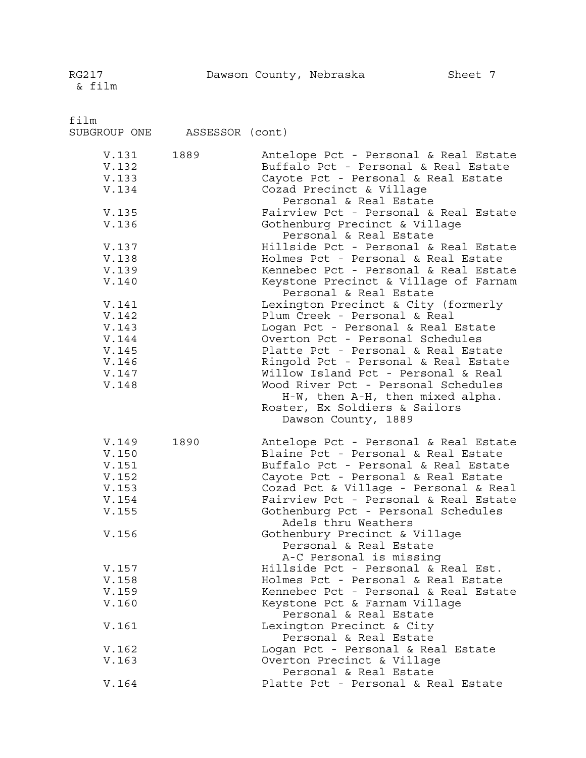RG217 & film — Dawson County, Nebraska — Sheet 7

film
SUBGROUP ONE ASSESSOR (cont)

| Volume | Year | Description |
|---|---|---|
| V.131 | 1889 | Antelope Pct - Personal & Real Estate |
| V.132 | | Buffalo Pct - Personal & Real Estate |
| V.133 | | Cayote Pct - Personal & Real Estate |
| V.134 | | Cozad Precinct & Village Personal & Real Estate |
| V.135 | | Fairview Pct - Personal & Real Estate |
| V.136 | | Gothenburg Precinct & Village Personal & Real Estate |
| V.137 | | Hillside Pct - Personal & Real Estate |
| V.138 | | Holmes Pct - Personal & Real Estate |
| V.139 | | Kennebec Pct - Personal & Real Estate |
| V.140 | | Keystone Precinct & Village of Farnam Personal & Real Estate |
| V.141 | | Lexington Precinct & City (formerly |
| V.142 | | Plum Creek - Personal & Real |
| V.143 | | Logan Pct - Personal & Real Estate |
| V.144 | | Overton Pct - Personal Schedules |
| V.145 | | Platte Pct - Personal & Real Estate |
| V.146 | | Ringold Pct - Personal & Real Estate |
| V.147 | | Willow Island Pct - Personal & Real |
| V.148 | | Wood River Pct - Personal Schedules H-W, then A-H, then mixed alpha. Roster, Ex Soldiers & Sailors Dawson County, 1889 |
| V.149 | 1890 | Antelope Pct - Personal & Real Estate |
| V.150 | | Blaine Pct - Personal & Real Estate |
| V.151 | | Buffalo Pct - Personal & Real Estate |
| V.152 | | Cayote Pct - Personal & Real Estate |
| V.153 | | Cozad Pct & Village - Personal & Real |
| V.154 | | Fairview Pct - Personal & Real Estate |
| V.155 | | Gothenburg Pct - Personal Schedules Adels thru Weathers |
| V.156 | | Gothenbury Precinct & Village Personal & Real Estate A-C Personal is missing |
| V.157 | | Hillside Pct - Personal & Real Est. |
| V.158 | | Holmes Pct - Personal & Real Estate |
| V.159 | | Kennebec Pct - Personal & Real Estate |
| V.160 | | Keystone Pct & Farnam Village Personal & Real Estate |
| V.161 | | Lexington Precinct & City Personal & Real Estate |
| V.162 | | Logan Pct - Personal & Real Estate |
| V.163 | | Overton Precinct & Village Personal & Real Estate |
| V.164 | | Platte Pct - Personal & Real Estate |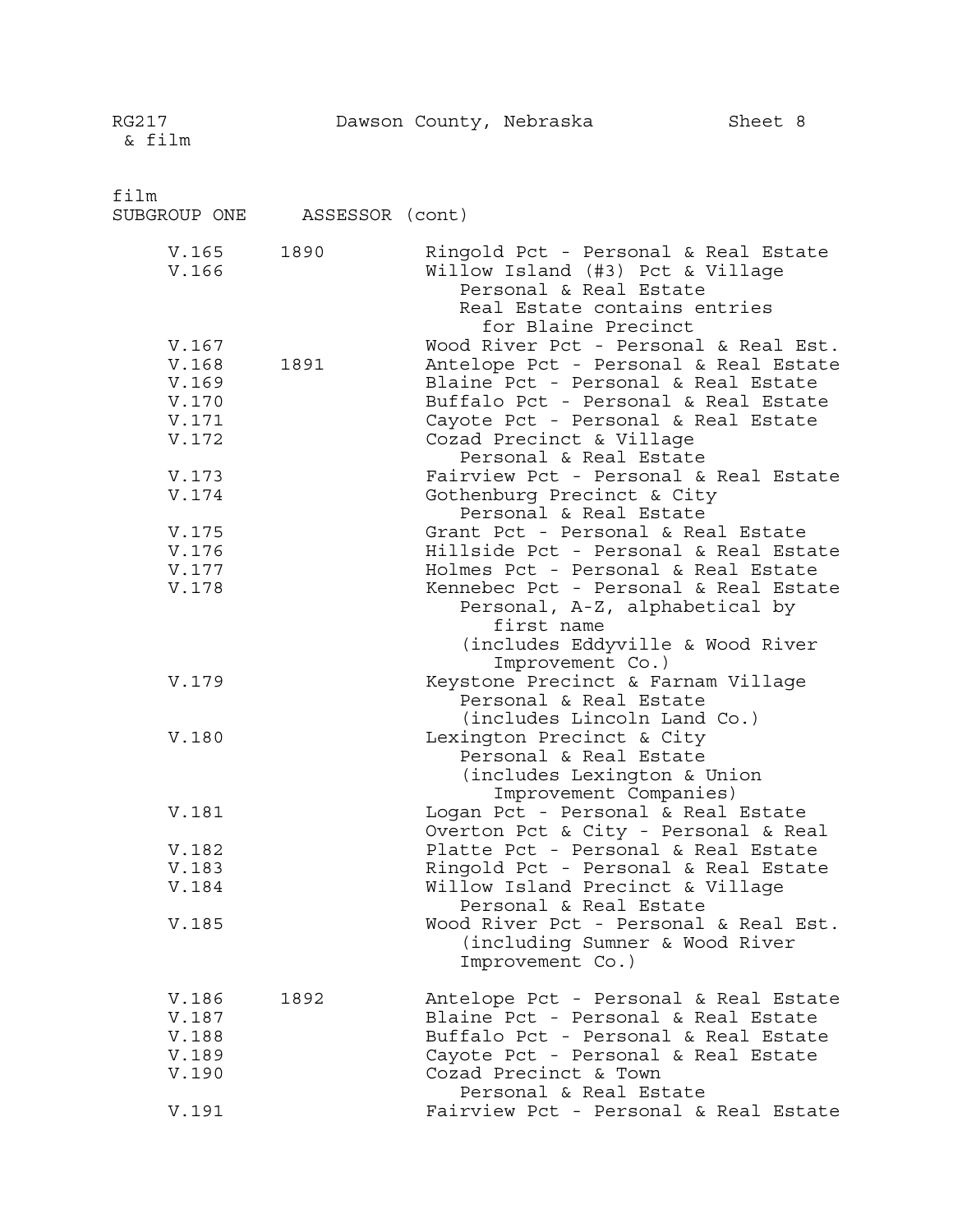film
SUBGROUP ONE ASSESSOR (cont)

| | | |
|---|---|---|
| V.165 | 1890 | Ringold Pct - Personal & Real Estate |
| V.166 | | Willow Island (#3) Pct & Village<br>Personal & Real Estate<br>Real Estate contains entries for Blaine Precinct |
| V.167 | | Wood River Pct - Personal & Real Est. |
| V.168 | 1891 | Antelope Pct - Personal & Real Estate |
| V.169 | | Blaine Pct - Personal & Real Estate |
| V.170 | | Buffalo Pct - Personal & Real Estate |
| V.171 | | Cayote Pct - Personal & Real Estate |
| V.172 | | Cozad Precinct & Village<br>Personal & Real Estate |
| V.173 | | Fairview Pct - Personal & Real Estate |
| V.174 | | Gothenburg Precinct & City<br>Personal & Real Estate |
| V.175 | | Grant Pct - Personal & Real Estate |
| V.176 | | Hillside Pct - Personal & Real Estate |
| V.177 | | Holmes Pct - Personal & Real Estate |
| V.178 | | Kennebec Pct - Personal & Real Estate<br>Personal, A-Z, alphabetical by first name<br>(includes Eddyville & Wood River Improvement Co.) |
| V.179 | | Keystone Precinct & Farnam Village<br>Personal & Real Estate<br>(includes Lincoln Land Co.) |
| V.180 | | Lexington Precinct & City<br>Personal & Real Estate<br>(includes Lexington & Union Improvement Companies) |
| V.181 | | Logan Pct - Personal & Real Estate<br>Overton Pct & City - Personal & Real |
| V.182 | | Platte Pct - Personal & Real Estate |
| V.183 | | Ringold Pct - Personal & Real Estate |
| V.184 | | Willow Island Precinct & Village<br>Personal & Real Estate |
| V.185 | | Wood River Pct - Personal & Real Est.<br>(including Sumner & Wood River Improvement Co.) |
| V.186 | 1892 | Antelope Pct - Personal & Real Estate |
| V.187 | | Blaine Pct - Personal & Real Estate |
| V.188 | | Buffalo Pct - Personal & Real Estate |
| V.189 | | Cayote Pct - Personal & Real Estate |
| V.190 | | Cozad Precinct & Town<br>Personal & Real Estate |
| V.191 | | Fairview Pct - Personal & Real Estate |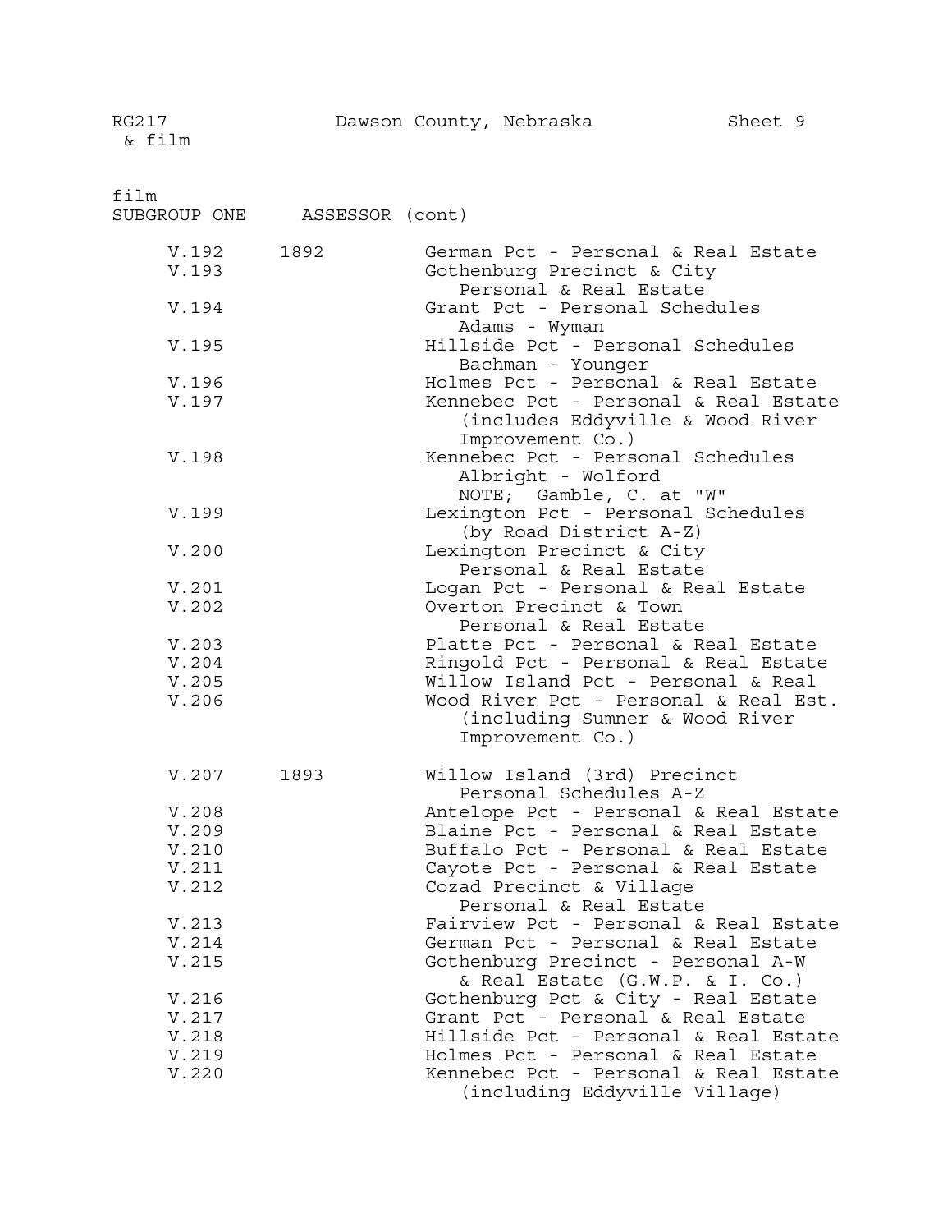film
SUBGROUP ONE ASSESSOR (cont)

| Volume | Year | Description |
|---|---|---|
| V.192 | 1892 | German Pct - Personal & Real Estate |
| V.193 | | Gothenburg Precinct & City<br>Personal & Real Estate |
| V.194 | | Grant Pct - Personal Schedules<br>Adams - Wyman |
| V.195 | | Hillside Pct - Personal Schedules<br>Bachman - Younger |
| V.196 | | Holmes Pct - Personal & Real Estate |
| V.197 | | Kennebec Pct - Personal & Real Estate<br>(includes Eddyville & Wood River Improvement Co.) |
| V.198 | | Kennebec Pct - Personal Schedules<br>Albright - Wolford<br>NOTE; Gamble, C. at "W" |
| V.199 | | Lexington Pct - Personal Schedules<br>(by Road District A-Z) |
| V.200 | | Lexington Precinct & City<br>Personal & Real Estate |
| V.201 | | Logan Pct - Personal & Real Estate |
| V.202 | | Overton Precinct & Town<br>Personal & Real Estate |
| V.203 | | Platte Pct - Personal & Real Estate |
| V.204 | | Ringold Pct - Personal & Real Estate |
| V.205 | | Willow Island Pct - Personal & Real |
| V.206 | | Wood River Pct - Personal & Real Est.<br>(including Sumner & Wood River Improvement Co.) |
| V.207 | 1893 | Willow Island (3rd) Precinct<br>Personal Schedules A-Z |
| V.208 | | Antelope Pct - Personal & Real Estate |
| V.209 | | Blaine Pct - Personal & Real Estate |
| V.210 | | Buffalo Pct - Personal & Real Estate |
| V.211 | | Cayote Pct - Personal & Real Estate |
| V.212 | | Cozad Precinct & Village<br>Personal & Real Estate |
| V.213 | | Fairview Pct - Personal & Real Estate |
| V.214 | | German Pct - Personal & Real Estate |
| V.215 | | Gothenburg Precinct - Personal A-W<br>& Real Estate (G.W.P. & I. Co.) |
| V.216 | | Gothenburg Pct & City - Real Estate |
| V.217 | | Grant Pct - Personal & Real Estate |
| V.218 | | Hillside Pct - Personal & Real Estate |
| V.219 | | Holmes Pct - Personal & Real Estate |
| V.220 | | Kennebec Pct - Personal & Real Estate<br>(including Eddyville Village) |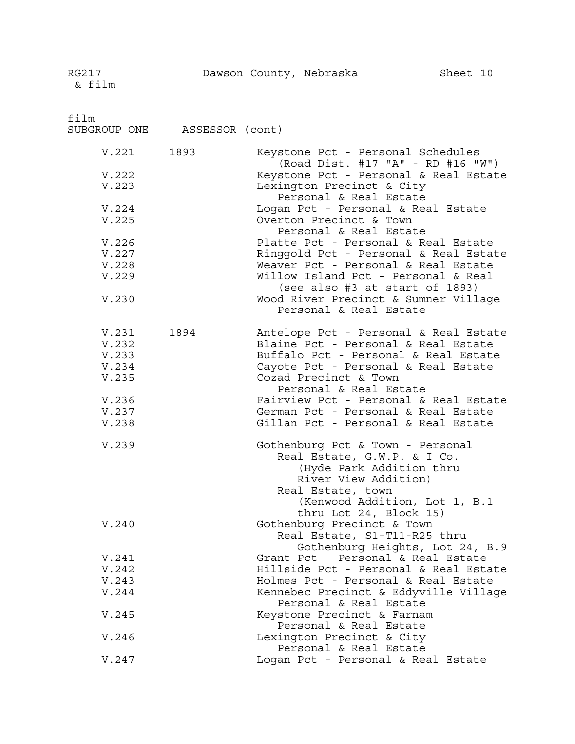RG217 & film — Dawson County, Nebraska — Sheet 10

film

SUBGROUP ONE ASSESSOR (cont)

| | | |
|---|---|---|
| V.221 | 1893 | Keystone Pct - Personal Schedules (Road Dist. #17 "A" - RD #16 "W") |
| V.222 | | Keystone Pct - Personal & Real Estate |
| V.223 | | Lexington Precinct & City Personal & Real Estate |
| V.224 | | Logan Pct - Personal & Real Estate |
| V.225 | | Overton Precinct & Town Personal & Real Estate |
| V.226 | | Platte Pct - Personal & Real Estate |
| V.227 | | Ringgold Pct - Personal & Real Estate |
| V.228 | | Weaver Pct - Personal & Real Estate |
| V.229 | | Willow Island Pct - Personal & Real (see also #3 at start of 1893) |
| V.230 | | Wood River Precinct & Sumner Village Personal & Real Estate |
| V.231 | 1894 | Antelope Pct - Personal & Real Estate |
| V.232 | | Blaine Pct - Personal & Real Estate |
| V.233 | | Buffalo Pct - Personal & Real Estate |
| V.234 | | Cayote Pct - Personal & Real Estate |
| V.235 | | Cozad Precinct & Town Personal & Real Estate |
| V.236 | | Fairview Pct - Personal & Real Estate |
| V.237 | | German Pct - Personal & Real Estate |
| V.238 | | Gillan Pct - Personal & Real Estate |
| V.239 | | Gothenburg Pct & Town - Personal Real Estate, G.W.P. & I Co. (Hyde Park Addition thru River View Addition) Real Estate, town (Kenwood Addition, Lot 1, B.1 thru Lot 24, Block 15) |
| V.240 | | Gothenburg Precinct & Town Real Estate, S1-T11-R25 thru Gothenburg Heights, Lot 24, B.9 |
| V.241 | | Grant Pct - Personal & Real Estate |
| V.242 | | Hillside Pct - Personal & Real Estate |
| V.243 | | Holmes Pct - Personal & Real Estate |
| V.244 | | Kennebec Precinct & Eddyville Village Personal & Real Estate |
| V.245 | | Keystone Precinct & Farnam Personal & Real Estate |
| V.246 | | Lexington Precinct & City Personal & Real Estate |
| V.247 | | Logan Pct - Personal & Real Estate |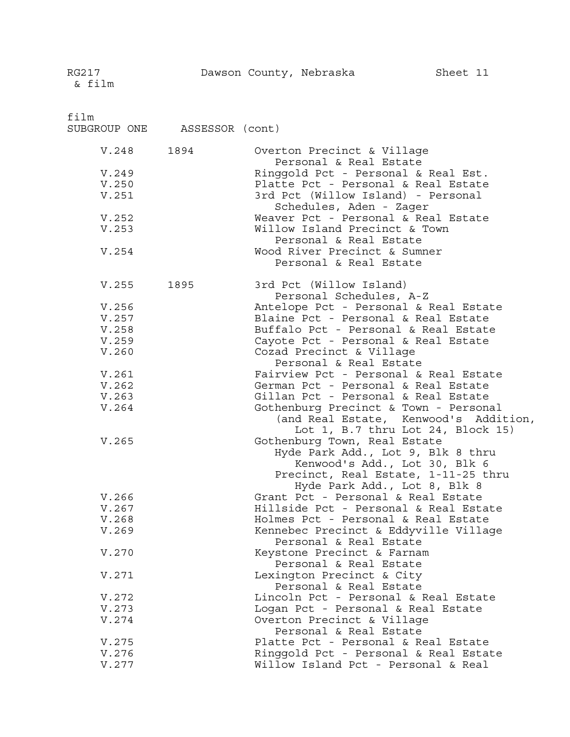RG217 & film — Dawson County, Nebraska — Sheet 11

film
SUBGROUP ONE ASSESSOR (cont)

| Volume | Year | Description |
|---|---|---|
| V.248 | 1894 | Overton Precinct & Village Personal & Real Estate |
| V.249 | | Ringgold Pct - Personal & Real Est. |
| V.250 | | Platte Pct - Personal & Real Estate |
| V.251 | | 3rd Pct (Willow Island) - Personal Schedules, Aden - Zager |
| V.252 | | Weaver Pct - Personal & Real Estate |
| V.253 | | Willow Island Precinct & Town Personal & Real Estate |
| V.254 | | Wood River Precinct & Sumner Personal & Real Estate |
| V.255 | 1895 | 3rd Pct (Willow Island) Personal Schedules, A-Z |
| V.256 | | Antelope Pct - Personal & Real Estate |
| V.257 | | Blaine Pct - Personal & Real Estate |
| V.258 | | Buffalo Pct - Personal & Real Estate |
| V.259 | | Cayote Pct - Personal & Real Estate |
| V.260 | | Cozad Precinct & Village Personal & Real Estate |
| V.261 | | Fairview Pct - Personal & Real Estate |
| V.262 | | German Pct - Personal & Real Estate |
| V.263 | | Gillan Pct - Personal & Real Estate |
| V.264 | | Gothenburg Precinct & Town - Personal (and Real Estate, Kenwood's Addition, Lot 1, B.7 thru Lot 24, Block 15) |
| V.265 | | Gothenburg Town, Real Estate Hyde Park Add., Lot 9, Blk 8 thru Kenwood's Add., Lot 30, Blk 6 Precinct, Real Estate, 1-11-25 thru Hyde Park Add., Lot 8, Blk 8 |
| V.266 | | Grant Pct - Personal & Real Estate |
| V.267 | | Hillside Pct - Personal & Real Estate |
| V.268 | | Holmes Pct - Personal & Real Estate |
| V.269 | | Kennebec Precinct & Eddyville Village Personal & Real Estate |
| V.270 | | Keystone Precinct & Farnam Personal & Real Estate |
| V.271 | | Lexington Precinct & City Personal & Real Estate |
| V.272 | | Lincoln Pct - Personal & Real Estate |
| V.273 | | Logan Pct - Personal & Real Estate |
| V.274 | | Overton Precinct & Village Personal & Real Estate |
| V.275 | | Platte Pct - Personal & Real Estate |
| V.276 | | Ringgold Pct - Personal & Real Estate |
| V.277 | | Willow Island Pct - Personal & Real |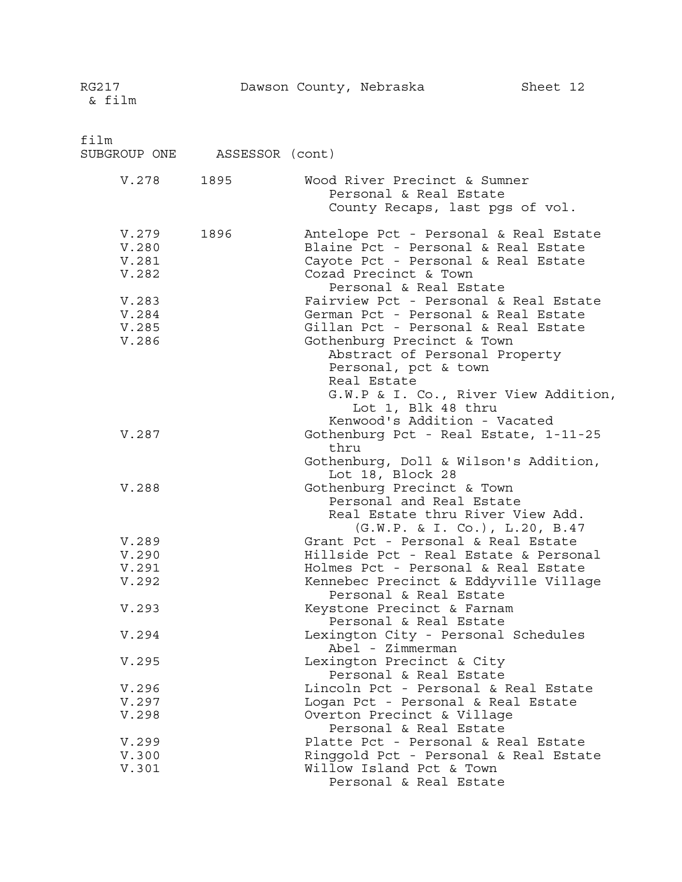RG217 & film — Dawson County, Nebraska — Sheet 12

film

SUBGROUP ONE ASSESSOR (cont)

| Volume | Year | Description |
|---|---|---|
| V.278 | 1895 | Wood River Precinct & Sumner<br>Personal & Real Estate<br>County Recaps, last pgs of vol. |
| V.279 | 1896 | Antelope Pct - Personal & Real Estate |
| V.280 | | Blaine Pct - Personal & Real Estate |
| V.281 | | Cayote Pct - Personal & Real Estate |
| V.282 | | Cozad Precinct & Town<br>Personal & Real Estate |
| V.283 | | Fairview Pct - Personal & Real Estate |
| V.284 | | German Pct - Personal & Real Estate |
| V.285 | | Gillan Pct - Personal & Real Estate |
| V.286 | | Gothenburg Precinct & Town<br>Abstract of Personal Property<br>Personal, pct & town<br>Real Estate<br>G.W.P & I. Co., River View Addition, Lot 1, Blk 48 thru<br>Kenwood's Addition - Vacated |
| V.287 | | Gothenburg Pct - Real Estate, 1-11-25 thru<br>Gothenburg, Doll & Wilson's Addition, Lot 18, Block 28 |
| V.288 | | Gothenburg Precinct & Town<br>Personal and Real Estate<br>Real Estate thru River View Add. (G.W.P. & I. Co.), L.20, B.47 |
| V.289 | | Grant Pct - Personal & Real Estate |
| V.290 | | Hillside Pct - Real Estate & Personal |
| V.291 | | Holmes Pct - Personal & Real Estate |
| V.292 | | Kennebec Precinct & Eddyville Village<br>Personal & Real Estate |
| V.293 | | Keystone Precinct & Farnam<br>Personal & Real Estate |
| V.294 | | Lexington City - Personal Schedules<br>Abel - Zimmerman |
| V.295 | | Lexington Precinct & City<br>Personal & Real Estate |
| V.296 | | Lincoln Pct - Personal & Real Estate |
| V.297 | | Logan Pct - Personal & Real Estate |
| V.298 | | Overton Precinct & Village<br>Personal & Real Estate |
| V.299 | | Platte Pct - Personal & Real Estate |
| V.300 | | Ringgold Pct - Personal & Real Estate |
| V.301 | | Willow Island Pct & Town<br>Personal & Real Estate |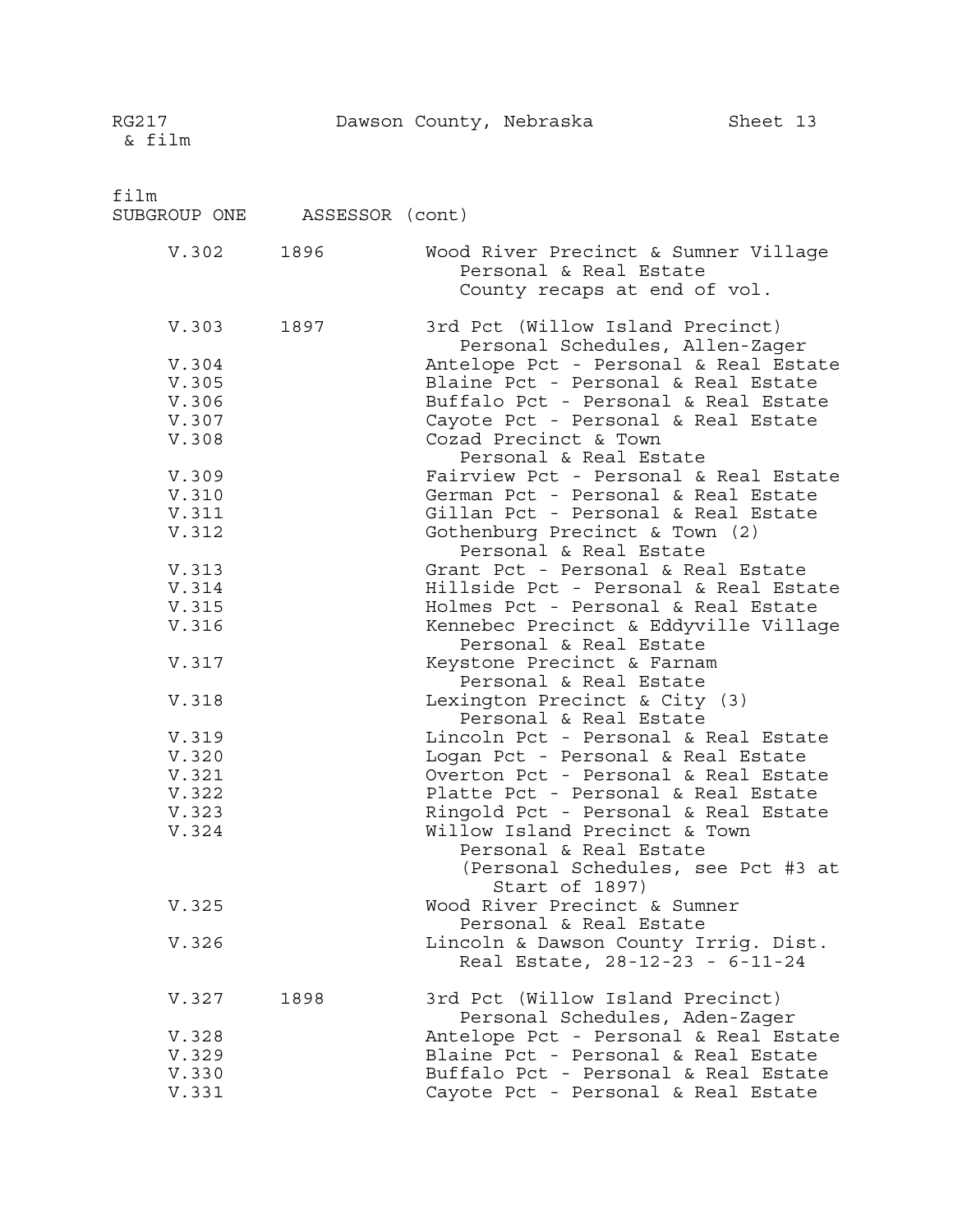RG217 & film — Dawson County, Nebraska — Sheet 13

film
SUBGROUP ONE ASSESSOR (cont)

| Volume | Year | Description |
|---|---|---|
| V.302 | 1896 | Wood River Precinct & Sumner Village<br>Personal & Real Estate<br>County recaps at end of vol. |
| V.303 | 1897 | 3rd Pct (Willow Island Precinct)<br>Personal Schedules, Allen-Zager |
| V.304 | | Antelope Pct - Personal & Real Estate |
| V.305 | | Blaine Pct - Personal & Real Estate |
| V.306 | | Buffalo Pct - Personal & Real Estate |
| V.307 | | Cayote Pct - Personal & Real Estate |
| V.308 | | Cozad Precinct & Town<br>Personal & Real Estate |
| V.309 | | Fairview Pct - Personal & Real Estate |
| V.310 | | German Pct - Personal & Real Estate |
| V.311 | | Gillan Pct - Personal & Real Estate |
| V.312 | | Gothenburg Precinct & Town (2)<br>Personal & Real Estate |
| V.313 | | Grant Pct - Personal & Real Estate |
| V.314 | | Hillside Pct - Personal & Real Estate |
| V.315 | | Holmes Pct - Personal & Real Estate |
| V.316 | | Kennebec Precinct & Eddyville Village<br>Personal & Real Estate |
| V.317 | | Keystone Precinct & Farnam<br>Personal & Real Estate |
| V.318 | | Lexington Precinct & City (3)<br>Personal & Real Estate |
| V.319 | | Lincoln Pct - Personal & Real Estate |
| V.320 | | Logan Pct - Personal & Real Estate |
| V.321 | | Overton Pct - Personal & Real Estate |
| V.322 | | Platte Pct - Personal & Real Estate |
| V.323 | | Ringold Pct - Personal & Real Estate |
| V.324 | | Willow Island Precinct & Town<br>Personal & Real Estate<br>(Personal Schedules, see Pct #3 at Start of 1897) |
| V.325 | | Wood River Precinct & Sumner<br>Personal & Real Estate |
| V.326 | | Lincoln & Dawson County Irrig. Dist.<br>Real Estate, 28-12-23 - 6-11-24 |
| V.327 | 1898 | 3rd Pct (Willow Island Precinct)<br>Personal Schedules, Aden-Zager |
| V.328 | | Antelope Pct - Personal & Real Estate |
| V.329 | | Blaine Pct - Personal & Real Estate |
| V.330 | | Buffalo Pct - Personal & Real Estate |
| V.331 | | Cayote Pct - Personal & Real Estate |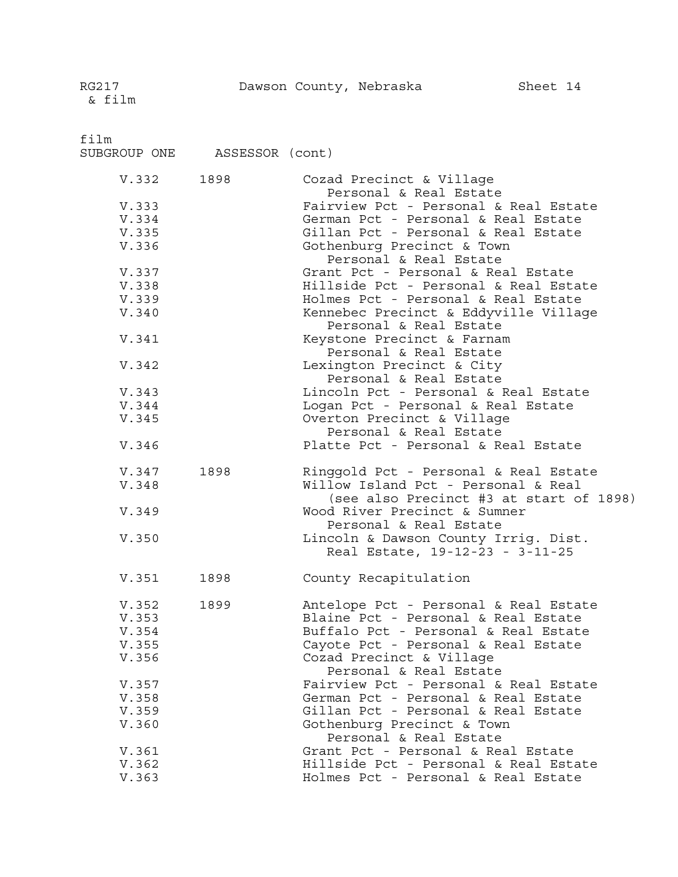film
SUBGROUP ONE ASSESSOR (cont)

| Volume | Year | Description |
|---|---|---|
| V.332 | 1898 | Cozad Precinct & Village Personal & Real Estate |
| V.333 | | Fairview Pct - Personal & Real Estate |
| V.334 | | German Pct - Personal & Real Estate |
| V.335 | | Gillan Pct - Personal & Real Estate |
| V.336 | | Gothenburg Precinct & Town Personal & Real Estate |
| V.337 | | Grant Pct - Personal & Real Estate |
| V.338 | | Hillside Pct - Personal & Real Estate |
| V.339 | | Holmes Pct - Personal & Real Estate |
| V.340 | | Kennebec Precinct & Eddyville Village Personal & Real Estate |
| V.341 | | Keystone Precinct & Farnam Personal & Real Estate |
| V.342 | | Lexington Precinct & City Personal & Real Estate |
| V.343 | | Lincoln Pct - Personal & Real Estate |
| V.344 | | Logan Pct - Personal & Real Estate |
| V.345 | | Overton Precinct & Village Personal & Real Estate |
| V.346 | | Platte Pct - Personal & Real Estate |
| V.347 | 1898 | Ringgold Pct - Personal & Real Estate |
| V.348 | | Willow Island Pct - Personal & Real (see also Precinct #3 at start of 1898) |
| V.349 | | Wood River Precinct & Sumner Personal & Real Estate |
| V.350 | | Lincoln & Dawson County Irrig. Dist. Real Estate, 19-12-23 - 3-11-25 |
| V.351 | 1898 | County Recapitulation |
| V.352 | 1899 | Antelope Pct - Personal & Real Estate |
| V.353 | | Blaine Pct - Personal & Real Estate |
| V.354 | | Buffalo Pct - Personal & Real Estate |
| V.355 | | Cayote Pct - Personal & Real Estate |
| V.356 | | Cozad Precinct & Village Personal & Real Estate |
| V.357 | | Fairview Pct - Personal & Real Estate |
| V.358 | | German Pct - Personal & Real Estate |
| V.359 | | Gillan Pct - Personal & Real Estate |
| V.360 | | Gothenburg Precinct & Town Personal & Real Estate |
| V.361 | | Grant Pct - Personal & Real Estate |
| V.362 | | Hillside Pct - Personal & Real Estate |
| V.363 | | Holmes Pct - Personal & Real Estate |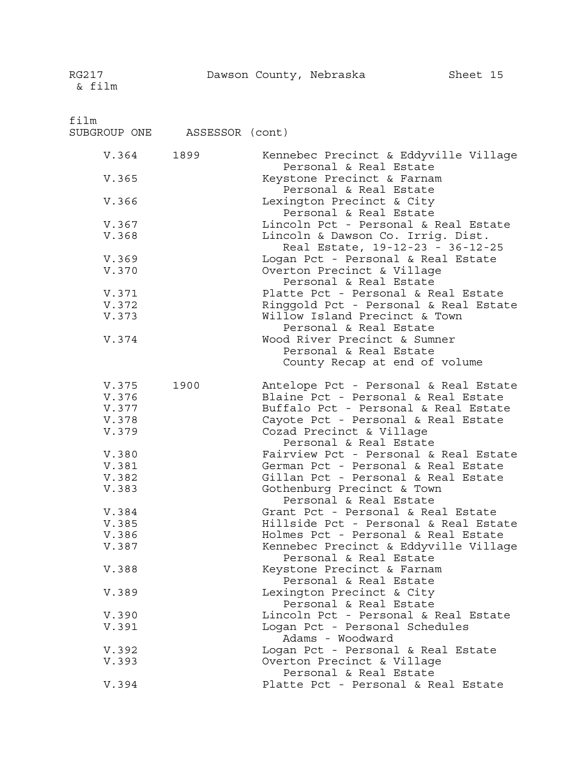film

SUBGROUP ONE ASSESSOR (cont)

| Volume | Year | Description |
|---|---|---|
| V.364 | 1899 | Kennebec Precinct & Eddyville Village Personal & Real Estate |
| V.365 | | Keystone Precinct & Farnam Personal & Real Estate |
| V.366 | | Lexington Precinct & City Personal & Real Estate |
| V.367 | | Lincoln Pct - Personal & Real Estate |
| V.368 | | Lincoln & Dawson Co. Irrig. Dist. Real Estate, 19-12-23 - 36-12-25 |
| V.369 | | Logan Pct - Personal & Real Estate |
| V.370 | | Overton Precinct & Village Personal & Real Estate |
| V.371 | | Platte Pct - Personal & Real Estate |
| V.372 | | Ringgold Pct - Personal & Real Estate |
| V.373 | | Willow Island Precinct & Town Personal & Real Estate |
| V.374 | | Wood River Precinct & Sumner Personal & Real Estate County Recap at end of volume |
| V.375 | 1900 | Antelope Pct - Personal & Real Estate |
| V.376 | | Blaine Pct - Personal & Real Estate |
| V.377 | | Buffalo Pct - Personal & Real Estate |
| V.378 | | Cayote Pct - Personal & Real Estate |
| V.379 | | Cozad Precinct & Village Personal & Real Estate |
| V.380 | | Fairview Pct - Personal & Real Estate |
| V.381 | | German Pct - Personal & Real Estate |
| V.382 | | Gillan Pct - Personal & Real Estate |
| V.383 | | Gothenburg Precinct & Town Personal & Real Estate |
| V.384 | | Grant Pct - Personal & Real Estate |
| V.385 | | Hillside Pct - Personal & Real Estate |
| V.386 | | Holmes Pct - Personal & Real Estate |
| V.387 | | Kennebec Precinct & Eddyville Village Personal & Real Estate |
| V.388 | | Keystone Precinct & Farnam Personal & Real Estate |
| V.389 | | Lexington Precinct & City Personal & Real Estate |
| V.390 | | Lincoln Pct - Personal & Real Estate |
| V.391 | | Logan Pct - Personal Schedules Adams - Woodward |
| V.392 | | Logan Pct - Personal & Real Estate |
| V.393 | | Overton Precinct & Village Personal & Real Estate |
| V.394 | | Platte Pct - Personal & Real Estate |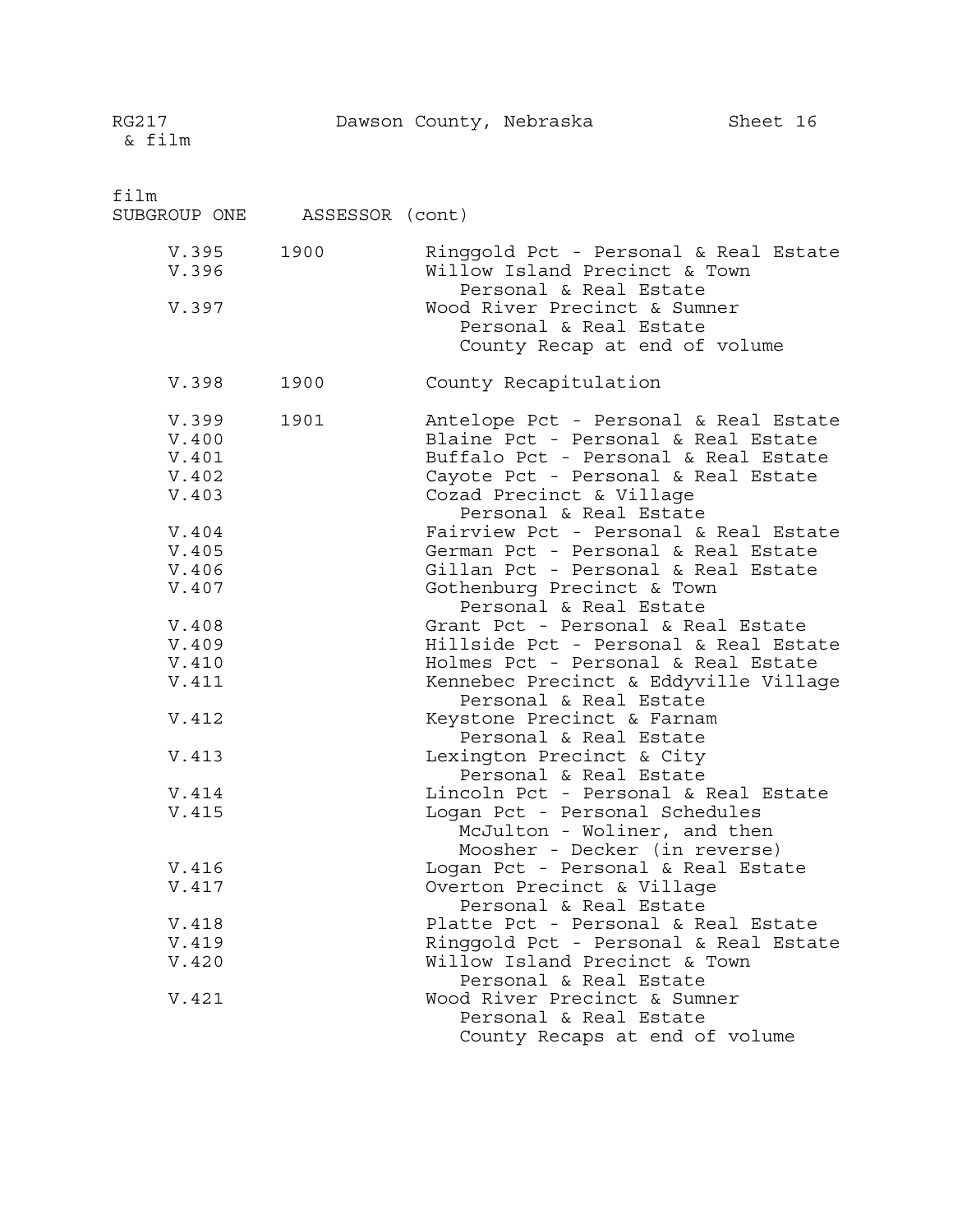RG217 & film — Dawson County, Nebraska — Sheet 16

film
SUBGROUP ONE ASSESSOR (cont)

| Volume | Year | Description |
|---|---|---|
| V.395 | 1900 | Ringgold Pct - Personal & Real Estate |
| V.396 | | Willow Island Precinct & Town<br>Personal & Real Estate |
| V.397 | | Wood River Precinct & Sumner<br>Personal & Real Estate<br>County Recap at end of volume |
| V.398 | 1900 | County Recapitulation |
| V.399 | 1901 | Antelope Pct - Personal & Real Estate |
| V.400 | | Blaine Pct - Personal & Real Estate |
| V.401 | | Buffalo Pct - Personal & Real Estate |
| V.402 | | Cayote Pct - Personal & Real Estate |
| V.403 | | Cozad Precinct & Village<br>Personal & Real Estate |
| V.404 | | Fairview Pct - Personal & Real Estate |
| V.405 | | German Pct - Personal & Real Estate |
| V.406 | | Gillan Pct - Personal & Real Estate |
| V.407 | | Gothenburg Precinct & Town<br>Personal & Real Estate |
| V.408 | | Grant Pct - Personal & Real Estate |
| V.409 | | Hillside Pct - Personal & Real Estate |
| V.410 | | Holmes Pct - Personal & Real Estate |
| V.411 | | Kennebec Precinct & Eddyville Village<br>Personal & Real Estate |
| V.412 | | Keystone Precinct & Farnam<br>Personal & Real Estate |
| V.413 | | Lexington Precinct & City<br>Personal & Real Estate |
| V.414 | | Lincoln Pct - Personal & Real Estate |
| V.415 | | Logan Pct - Personal Schedules<br>McJulton - Woliner, and then<br>Moosher - Decker (in reverse) |
| V.416 | | Logan Pct - Personal & Real Estate |
| V.417 | | Overton Precinct & Village<br>Personal & Real Estate |
| V.418 | | Platte Pct - Personal & Real Estate |
| V.419 | | Ringgold Pct - Personal & Real Estate |
| V.420 | | Willow Island Precinct & Town<br>Personal & Real Estate |
| V.421 | | Wood River Precinct & Sumner<br>Personal & Real Estate<br>County Recaps at end of volume |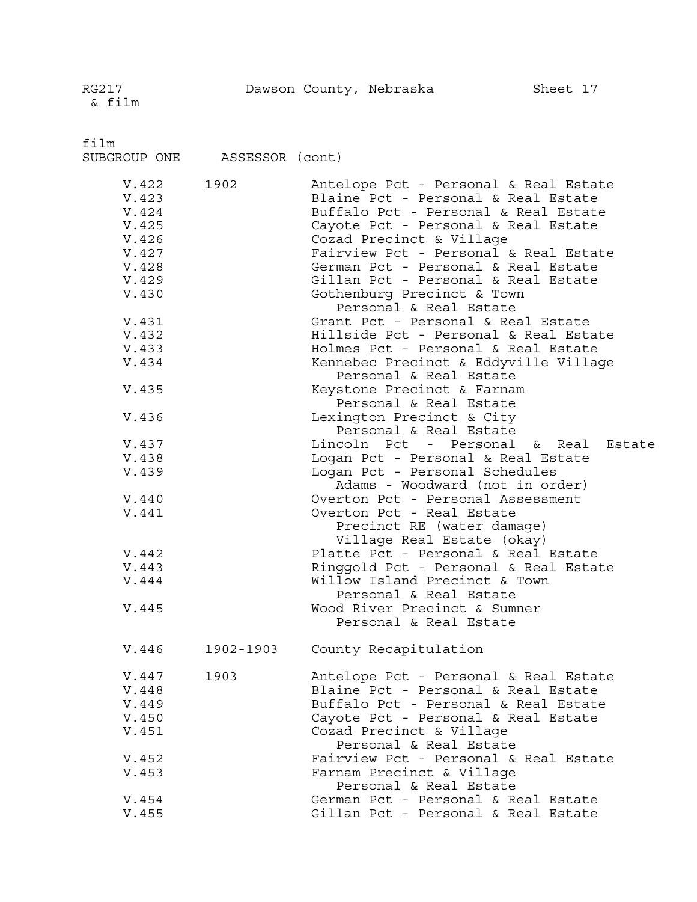RG217 & film — Dawson County, Nebraska — Sheet 17

film
SUBGROUP ONE ASSESSOR (cont)

| | | |
|---|---|---|
| V.422 | 1902 | Antelope Pct - Personal & Real Estate |
| V.423 | | Blaine Pct - Personal & Real Estate |
| V.424 | | Buffalo Pct - Personal & Real Estate |
| V.425 | | Cayote Pct - Personal & Real Estate |
| V.426 | | Cozad Precinct & Village |
| V.427 | | Fairview Pct - Personal & Real Estate |
| V.428 | | German Pct - Personal & Real Estate |
| V.429 | | Gillan Pct - Personal & Real Estate |
| V.430 | | Gothenburg Precinct & Town<br>Personal & Real Estate |
| V.431 | | Grant Pct - Personal & Real Estate |
| V.432 | | Hillside Pct - Personal & Real Estate |
| V.433 | | Holmes Pct - Personal & Real Estate |
| V.434 | | Kennebec Precinct & Eddyville Village<br>Personal & Real Estate |
| V.435 | | Keystone Precinct & Farnam<br>Personal & Real Estate |
| V.436 | | Lexington Precinct & City<br>Personal & Real Estate |
| V.437 | | Lincoln Pct - Personal & Real Estate |
| V.438 | | Logan Pct - Personal & Real Estate |
| V.439 | | Logan Pct - Personal Schedules<br>Adams - Woodward (not in order) |
| V.440 | | Overton Pct - Personal Assessment |
| V.441 | | Overton Pct - Real Estate<br>Precinct RE (water damage)<br>Village Real Estate (okay) |
| V.442 | | Platte Pct - Personal & Real Estate |
| V.443 | | Ringgold Pct - Personal & Real Estate |
| V.444 | | Willow Island Precinct & Town<br>Personal & Real Estate |
| V.445 | | Wood River Precinct & Sumner<br>Personal & Real Estate |
| V.446 | 1902-1903 | County Recapitulation |
| V.447 | 1903 | Antelope Pct - Personal & Real Estate |
| V.448 | | Blaine Pct - Personal & Real Estate |
| V.449 | | Buffalo Pct - Personal & Real Estate |
| V.450 | | Cayote Pct - Personal & Real Estate |
| V.451 | | Cozad Precinct & Village<br>Personal & Real Estate |
| V.452 | | Fairview Pct - Personal & Real Estate |
| V.453 | | Farnam Precinct & Village<br>Personal & Real Estate |
| V.454 | | German Pct - Personal & Real Estate |
| V.455 | | Gillan Pct - Personal & Real Estate |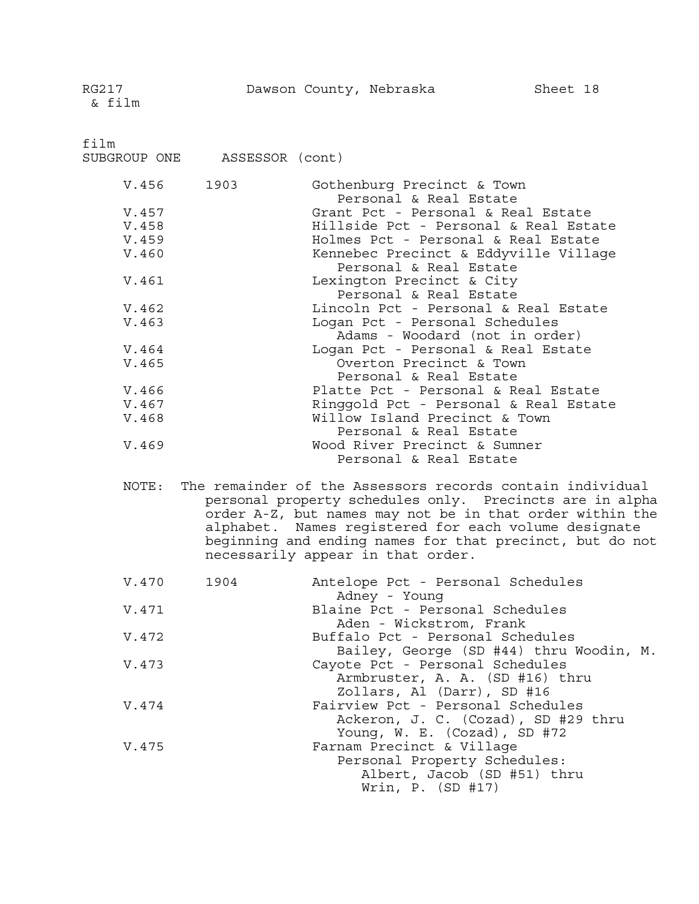RG217 & film — Dawson County, Nebraska — Sheet 18

film

SUBGROUP ONE ASSESSOR (cont)

| | | |
|---|---|---|
| V.456 | 1903 | Gothenburg Precinct & Town<br>Personal & Real Estate |
| V.457 | | Grant Pct - Personal & Real Estate |
| V.458 | | Hillside Pct - Personal & Real Estate |
| V.459 | | Holmes Pct - Personal & Real Estate |
| V.460 | | Kennebec Precinct & Eddyville Village<br>Personal & Real Estate |
| V.461 | | Lexington Precinct & City<br>Personal & Real Estate |
| V.462 | | Lincoln Pct - Personal & Real Estate |
| V.463 | | Logan Pct - Personal Schedules<br>Adams - Woodard (not in order) |
| V.464 | | Logan Pct - Personal & Real Estate |
| V.465 | | Overton Precinct & Town<br>Personal & Real Estate |
| V.466 | | Platte Pct - Personal & Real Estate |
| V.467 | | Ringgold Pct - Personal & Real Estate |
| V.468 | | Willow Island Precinct & Town<br>Personal & Real Estate |
| V.469 | | Wood River Precinct & Sumner<br>Personal & Real Estate |

NOTE: The remainder of the Assessors records contain individual personal property schedules only. Precincts are in alpha order A-Z, but names may not be in that order within the alphabet. Names registered for each volume designate beginning and ending names for that precinct, but do not necessarily appear in that order.

| | | |
|---|---|---|
| V.470 | 1904 | Antelope Pct - Personal Schedules<br>Adney - Young |
| V.471 | | Blaine Pct - Personal Schedules<br>Aden - Wickstrom, Frank |
| V.472 | | Buffalo Pct - Personal Schedules<br>Bailey, George (SD #44) thru Woodin, M. |
| V.473 | | Cayote Pct - Personal Schedules<br>Armbruster, A. A. (SD #16) thru<br>Zollars, Al (Darr), SD #16 |
| V.474 | | Fairview Pct - Personal Schedules<br>Ackeron, J. C. (Cozad), SD #29 thru<br>Young, W. E. (Cozad), SD #72 |
| V.475 | | Farnam Precinct & Village<br>Personal Property Schedules:<br>Albert, Jacob (SD #51) thru<br>Wrin, P. (SD #17) |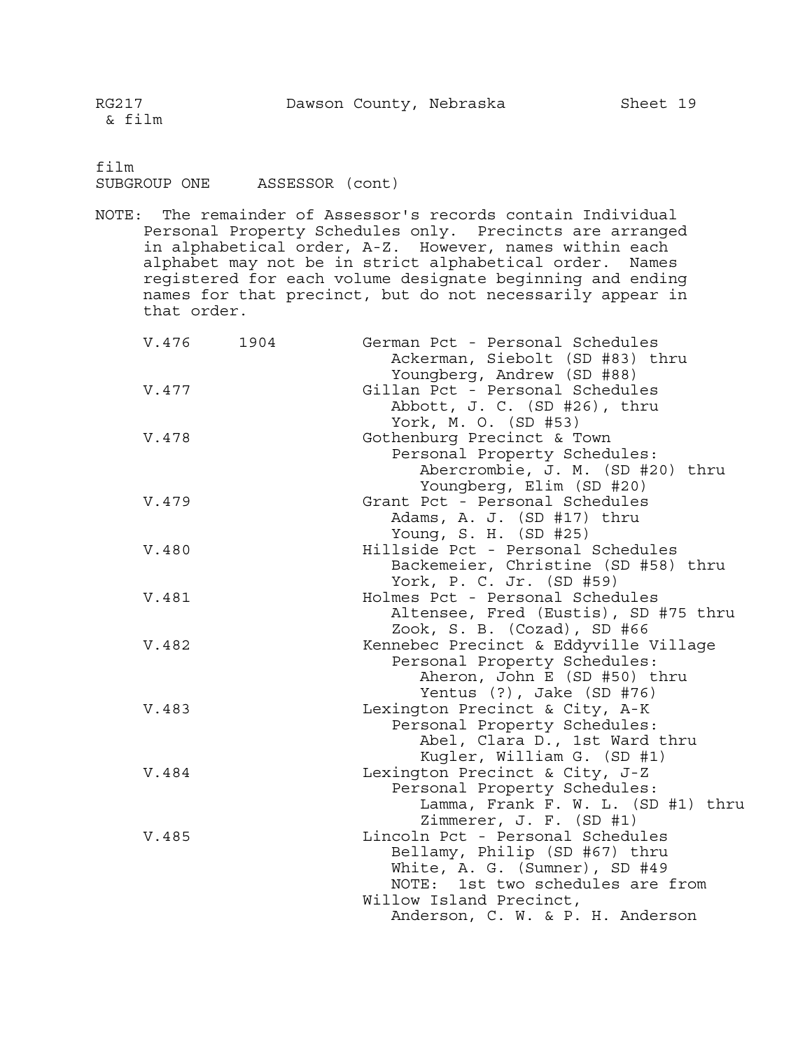film
SUBGROUP ONE    ASSESSOR (cont)

NOTE: The remainder of Assessor's records contain Individual Personal Property Schedules only. Precincts are arranged in alphabetical order, A-Z. However, names within each alphabet may not be in strict alphabetical order. Names registered for each volume designate beginning and ending names for that precinct, but do not necessarily appear in that order.

| | | |
|---|---|---|
| V.476 | 1904 | German Pct - Personal Schedules<br>Ackerman, Siebolt (SD #83) thru<br>Youngberg, Andrew (SD #88) |
| V.477 | | Gillan Pct - Personal Schedules<br>Abbott, J. C. (SD #26), thru<br>York, M. O. (SD #53) |
| V.478 | | Gothenburg Precinct & Town<br>Personal Property Schedules:<br>Abercrombie, J. M. (SD #20) thru<br>Youngberg, Elim (SD #20) |
| V.479 | | Grant Pct - Personal Schedules<br>Adams, A. J. (SD #17) thru<br>Young, S. H. (SD #25) |
| V.480 | | Hillside Pct - Personal Schedules<br>Backemeier, Christine (SD #58) thru<br>York, P. C. Jr. (SD #59) |
| V.481 | | Holmes Pct - Personal Schedules<br>Altensee, Fred (Eustis), SD #75 thru<br>Zook, S. B. (Cozad), SD #66 |
| V.482 | | Kennebec Precinct & Eddyville Village<br>Personal Property Schedules:<br>Aheron, John E (SD #50) thru<br>Yentus (?), Jake (SD #76) |
| V.483 | | Lexington Precinct & City, A-K<br>Personal Property Schedules:<br>Abel, Clara D., 1st Ward thru<br>Kugler, William G. (SD #1) |
| V.484 | | Lexington Precinct & City, J-Z<br>Personal Property Schedules:<br>Lamma, Frank F. W. L. (SD #1) thru<br>Zimmerer, J. F. (SD #1) |
| V.485 | | Lincoln Pct - Personal Schedules<br>Bellamy, Philip (SD #67) thru<br>White, A. G. (Sumner), SD #49<br>NOTE: 1st two schedules are from<br>Willow Island Precinct,<br>Anderson, C. W. & P. H. Anderson |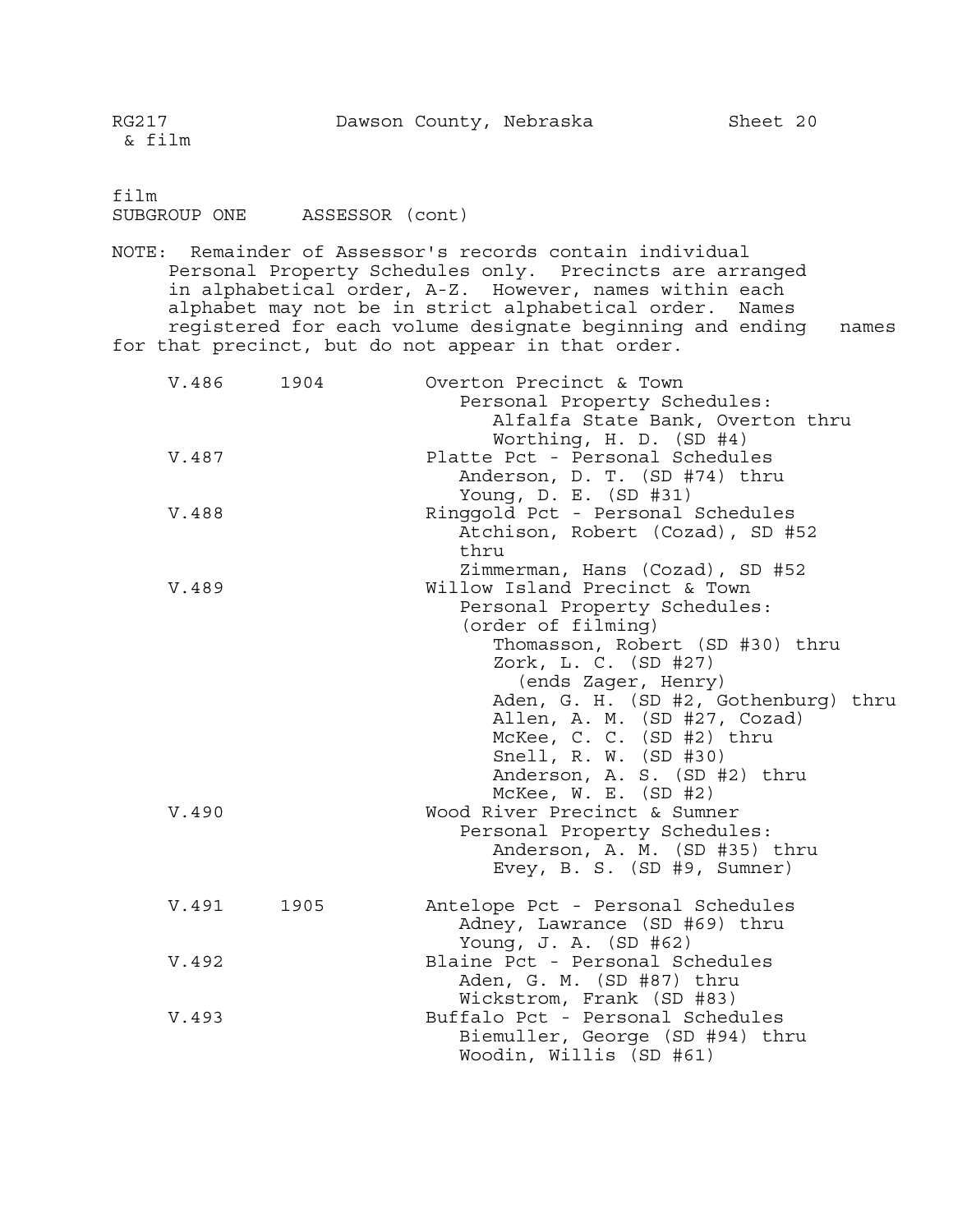RG217 & film — Dawson County, Nebraska — Sheet 20

film
SUBGROUP ONE    ASSESSOR (cont)

NOTE: Remainder of Assessor's records contain individual Personal Property Schedules only. Precincts are arranged in alphabetical order, A-Z. However, names within each alphabet may not be in strict alphabetical order. Names registered for each volume designate beginning and ending names for that precinct, but do not appear in that order.

| Volume | Year | Description |
|---|---|---|
| V.486 | 1904 | Overton Precinct & Town<br>Personal Property Schedules:<br>Alfalfa State Bank, Overton thru<br>Worthing, H. D. (SD #4) |
| V.487 | | Platte Pct - Personal Schedules<br>Anderson, D. T. (SD #74) thru<br>Young, D. E. (SD #31) |
| V.488 | | Ringgold Pct - Personal Schedules<br>Atchison, Robert (Cozad), SD #52<br>thru<br>Zimmerman, Hans (Cozad), SD #52 |
| V.489 | | Willow Island Precinct & Town<br>Personal Property Schedules:<br>(order of filming)<br>Thomasson, Robert (SD #30) thru<br>Zork, L. C. (SD #27)<br>(ends Zager, Henry)<br>Aden, G. H. (SD #2, Gothenburg) thru<br>Allen, A. M. (SD #27, Cozad)<br>McKee, C. C. (SD #2) thru<br>Snell, R. W. (SD #30)<br>Anderson, A. S. (SD #2) thru<br>McKee, W. E. (SD #2) |
| V.490 | | Wood River Precinct & Sumner<br>Personal Property Schedules:<br>Anderson, A. M. (SD #35) thru<br>Evey, B. S. (SD #9, Sumner) |
| V.491 | 1905 | Antelope Pct - Personal Schedules<br>Adney, Lawrance (SD #69) thru<br>Young, J. A. (SD #62) |
| V.492 | | Blaine Pct - Personal Schedules<br>Aden, G. M. (SD #87) thru<br>Wickstrom, Frank (SD #83) |
| V.493 | | Buffalo Pct - Personal Schedules<br>Biemuller, George (SD #94) thru<br>Woodin, Willis (SD #61) |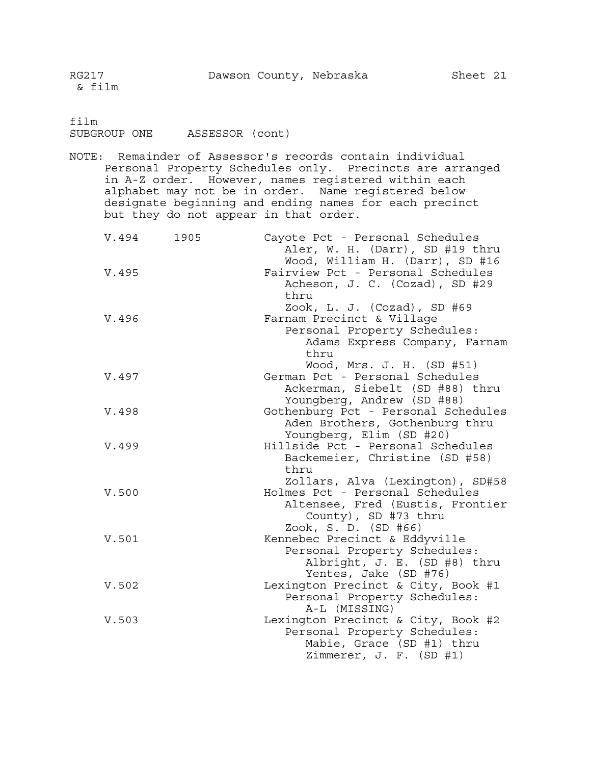film
SUBGROUP ONE ASSESSOR (cont)

NOTE: Remainder of Assessor's records contain individual Personal Property Schedules only. Precincts are arranged in A-Z order. However, names registered within each alphabet may not be in order. Name registered below designate beginning and ending names for each precinct but they do not appear in that order.

| Volume | Year | Description |
| --- | --- | --- |
| V.494 | 1905 | Cayote Pct - Personal Schedules<br>Aler, W. H. (Darr), SD #19 thru<br>Wood, William H. (Darr), SD #16 |
| V.495 | | Fairview Pct - Personal Schedules<br>Acheson, J. C. (Cozad), SD #29 thru<br>Zook, L. J. (Cozad), SD #69 |
| V.496 | | Farnam Precinct & Village<br>Personal Property Schedules:<br>Adams Express Company, Farnam thru<br>Wood, Mrs. J. H. (SD #51) |
| V.497 | | German Pct - Personal Schedules<br>Ackerman, Siebelt (SD #88) thru<br>Youngberg, Andrew (SD #88) |
| V.498 | | Gothenburg Pct - Personal Schedules<br>Aden Brothers, Gothenburg thru<br>Youngberg, Elim (SD #20) |
| V.499 | | Hillside Pct - Personal Schedules<br>Backemeier, Christine (SD #58) thru<br>Zollars, Alva (Lexington), SD#58 |
| V.500 | | Holmes Pct - Personal Schedules<br>Altensee, Fred (Eustis, Frontier County), SD #73 thru<br>Zook, S. D. (SD #66) |
| V.501 | | Kennebec Precinct & Eddyville<br>Personal Property Schedules:<br>Albright, J. E. (SD #8) thru<br>Yentes, Jake (SD #76) |
| V.502 | | Lexington Precinct & City, Book #1<br>Personal Property Schedules:<br>A-L (MISSING) |
| V.503 | | Lexington Precinct & City, Book #2<br>Personal Property Schedules:<br>Mabie, Grace (SD #1) thru<br>Zimmerer, J. F. (SD #1) |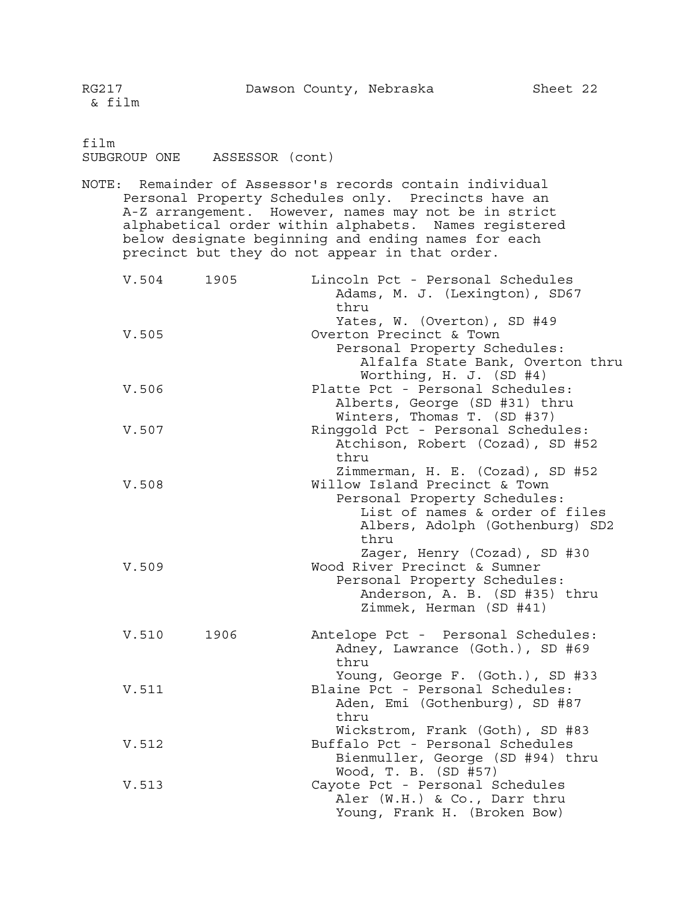film
SUBGROUP ONE ASSESSOR (cont)

NOTE: Remainder of Assessor's records contain individual Personal Property Schedules only. Precincts have an A-Z arrangement. However, names may not be in strict alphabetical order within alphabets. Names registered below designate beginning and ending names for each precinct but they do not appear in that order.

| Volume | Year | Description |
|---|---|---|
| V.504 | 1905 | Lincoln Pct - Personal Schedules<br>Adams, M. J. (Lexington), SD67<br>thru<br>Yates, W. (Overton), SD #49 |
| V.505 | | Overton Precinct & Town<br>Personal Property Schedules:<br>Alfalfa State Bank, Overton thru<br>Worthing, H. J. (SD #4) |
| V.506 | | Platte Pct - Personal Schedules:<br>Alberts, George (SD #31) thru<br>Winters, Thomas T. (SD #37) |
| V.507 | | Ringgold Pct - Personal Schedules:<br>Atchison, Robert (Cozad), SD #52<br>thru<br>Zimmerman, H. E. (Cozad), SD #52 |
| V.508 | | Willow Island Precinct & Town<br>Personal Property Schedules:<br>List of names & order of files<br>Albers, Adolph (Gothenburg) SD2<br>thru<br>Zager, Henry (Cozad), SD #30 |
| V.509 | | Wood River Precinct & Sumner<br>Personal Property Schedules:<br>Anderson, A. B. (SD #35) thru<br>Zimmek, Herman (SD #41) |
| V.510 | 1906 | Antelope Pct - Personal Schedules:<br>Adney, Lawrance (Goth.), SD #69<br>thru<br>Young, George F. (Goth.), SD #33 |
| V.511 | | Blaine Pct - Personal Schedules:<br>Aden, Emi (Gothenburg), SD #87<br>thru<br>Wickstrom, Frank (Goth), SD #83 |
| V.512 | | Buffalo Pct - Personal Schedules<br>Bienmuller, George (SD #94) thru<br>Wood, T. B. (SD #57) |
| V.513 | | Cayote Pct - Personal Schedules<br>Aler (W.H.) & Co., Darr thru<br>Young, Frank H. (Broken Bow) |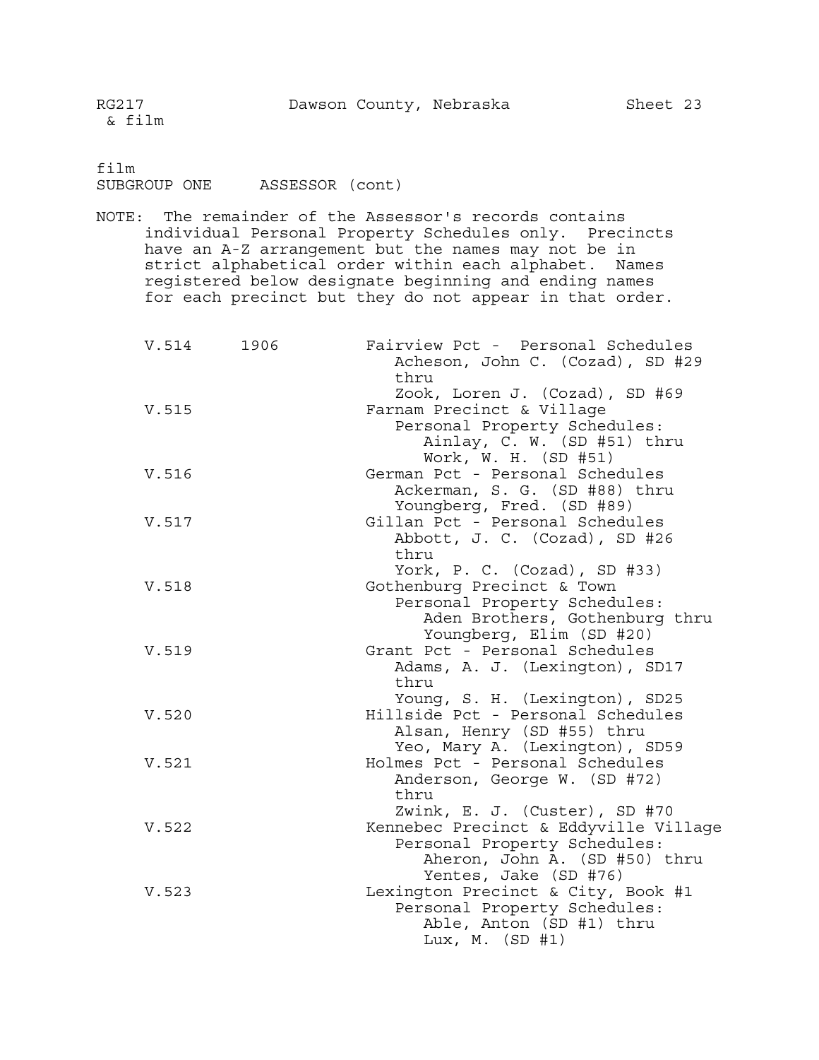RG217 & film — Dawson County, Nebraska — Sheet 23

film
SUBGROUP ONE ASSESSOR (cont)

NOTE: The remainder of the Assessor's records contains individual Personal Property Schedules only. Precincts have an A-Z arrangement but the names may not be in strict alphabetical order within each alphabet. Names registered below designate beginning and ending names for each precinct but they do not appear in that order.

| Volume | Year | Description |
|---|---|---|
| V.514 | 1906 | Fairview Pct - Personal Schedules<br>Acheson, John C. (Cozad), SD #29<br>thru<br>Zook, Loren J. (Cozad), SD #69 |
| V.515 | | Farnam Precinct & Village<br>Personal Property Schedules:<br>Ainlay, C. W. (SD #51) thru<br>Work, W. H. (SD #51) |
| V.516 | | German Pct - Personal Schedules<br>Ackerman, S. G. (SD #88) thru<br>Youngberg, Fred. (SD #89) |
| V.517 | | Gillan Pct - Personal Schedules<br>Abbott, J. C. (Cozad), SD #26<br>thru<br>York, P. C. (Cozad), SD #33) |
| V.518 | | Gothenburg Precinct & Town<br>Personal Property Schedules:<br>Aden Brothers, Gothenburg thru<br>Youngberg, Elim (SD #20) |
| V.519 | | Grant Pct - Personal Schedules<br>Adams, A. J. (Lexington), SD17<br>thru<br>Young, S. H. (Lexington), SD25 |
| V.520 | | Hillside Pct - Personal Schedules<br>Alsan, Henry (SD #55) thru<br>Yeo, Mary A. (Lexington), SD59 |
| V.521 | | Holmes Pct - Personal Schedules<br>Anderson, George W. (SD #72)<br>thru<br>Zwink, E. J. (Custer), SD #70 |
| V.522 | | Kennebec Precinct & Eddyville Village<br>Personal Property Schedules:<br>Aheron, John A. (SD #50) thru<br>Yentes, Jake (SD #76) |
| V.523 | | Lexington Precinct & City, Book #1<br>Personal Property Schedules:<br>Able, Anton (SD #1) thru<br>Lux, M. (SD #1) |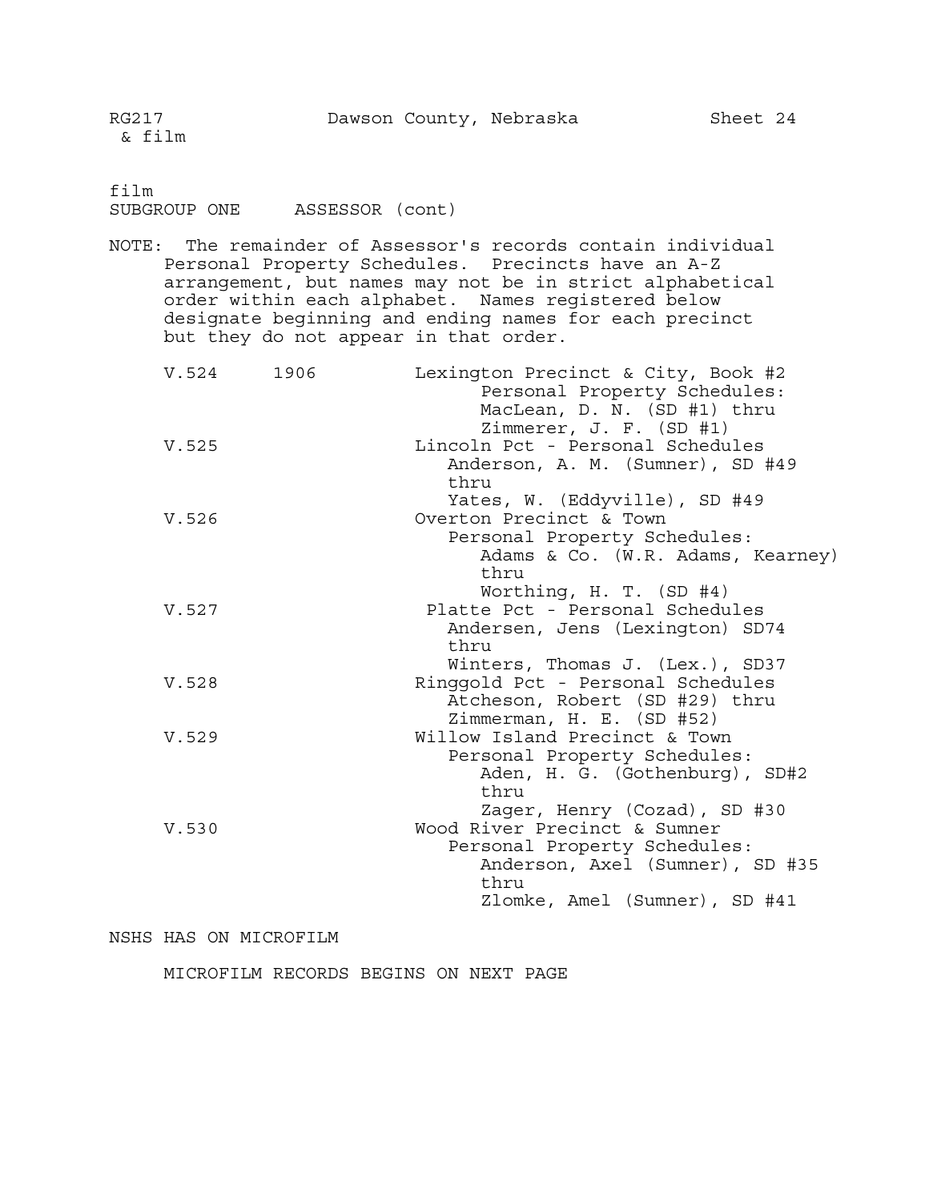film
SUBGROUP ONE ASSESSOR (cont)

NOTE: The remainder of Assessor's records contain individual Personal Property Schedules. Precincts have an A-Z arrangement, but names may not be in strict alphabetical order within each alphabet. Names registered below designate beginning and ending names for each precinct but they do not appear in that order.

| | | |
|---|---|---|
| V.524 | 1906 | Lexington Precinct & City, Book #2<br>Personal Property Schedules:<br>MacLean, D. N. (SD #1) thru<br>Zimmerer, J. F. (SD #1) |
| V.525 | | Lincoln Pct - Personal Schedules<br>Anderson, A. M. (Sumner), SD #49<br>thru<br>Yates, W. (Eddyville), SD #49 |
| V.526 | | Overton Precinct & Town<br>Personal Property Schedules:<br>Adams & Co. (W.R. Adams, Kearney)<br>thru<br>Worthing, H. T. (SD #4) |
| V.527 | | Platte Pct - Personal Schedules<br>Andersen, Jens (Lexington) SD74<br>thru<br>Winters, Thomas J. (Lex.), SD37 |
| V.528 | | Ringgold Pct - Personal Schedules<br>Atcheson, Robert (SD #29) thru<br>Zimmerman, H. E. (SD #52) |
| V.529 | | Willow Island Precinct & Town<br>Personal Property Schedules:<br>Aden, H. G. (Gothenburg), SD#2<br>thru<br>Zager, Henry (Cozad), SD #30 |
| V.530 | | Wood River Precinct & Sumner<br>Personal Property Schedules:<br>Anderson, Axel (Sumner), SD #35<br>thru<br>Zlomke, Amel (Sumner), SD #41 |

NSHS HAS ON MICROFILM

MICROFILM RECORDS BEGINS ON NEXT PAGE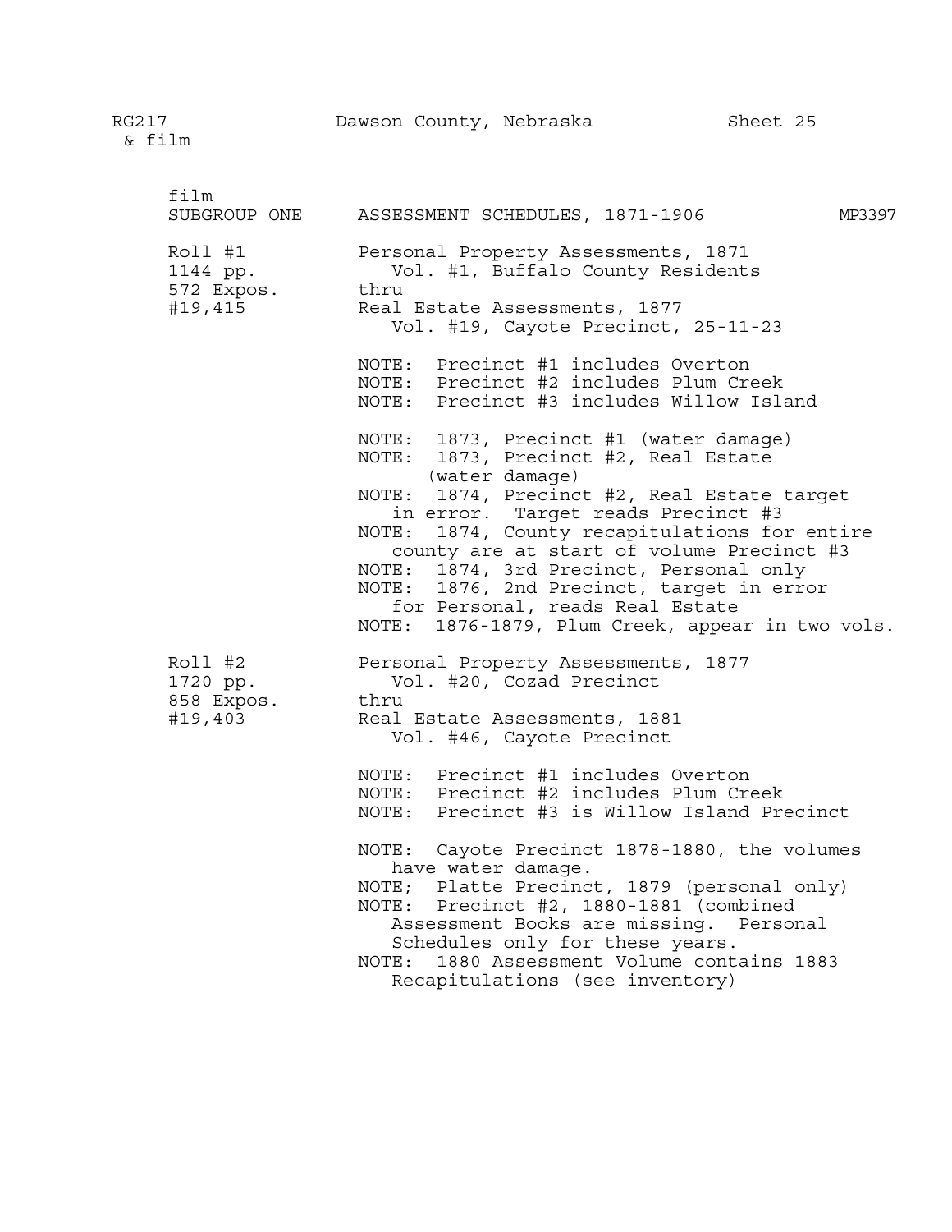RG217 & film — Dawson County, Nebraska — Sheet 25

film

**SUBGROUP ONE — ASSESSMENT SCHEDULES, 1871-1906 — MP3397**

**Roll #1**
1144 pp.
572 Expos.
#19,415

Personal Property Assessments, 1871
Vol. #1, Buffalo County Residents
thru
Real Estate Assessments, 1877
Vol. #19, Cayote Precinct, 25-11-23

NOTE: Precinct #1 includes Overton
NOTE: Precinct #2 includes Plum Creek
NOTE: Precinct #3 includes Willow Island

NOTE: 1873, Precinct #1 (water damage)
NOTE: 1873, Precinct #2, Real Estate (water damage)
NOTE: 1874, Precinct #2, Real Estate target in error. Target reads Precinct #3
NOTE: 1874, County recapitulations for entire county are at start of volume Precinct #3
NOTE: 1874, 3rd Precinct, Personal only
NOTE: 1876, 2nd Precinct, target in error for Personal, reads Real Estate
NOTE: 1876-1879, Plum Creek, appear in two vols.

**Roll #2**
1720 pp.
858 Expos.
#19,403

Personal Property Assessments, 1877
Vol. #20, Cozad Precinct
thru
Real Estate Assessments, 1881
Vol. #46, Cayote Precinct

NOTE: Precinct #1 includes Overton
NOTE: Precinct #2 includes Plum Creek
NOTE: Precinct #3 is Willow Island Precinct

NOTE: Cayote Precinct 1878-1880, the volumes have water damage.
NOTE; Platte Precinct, 1879 (personal only)
NOTE: Precinct #2, 1880-1881 (combined Assessment Books are missing. Personal Schedules only for these years.
NOTE: 1880 Assessment Volume contains 1883 Recapitulations (see inventory)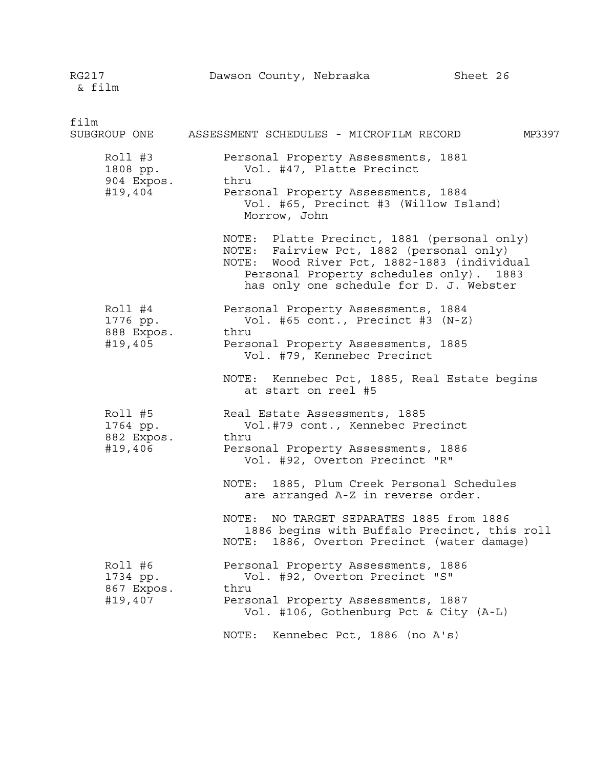RG217 & film — Dawson County, Nebraska — Sheet 26

film

SUBGROUP ONE — ASSESSMENT SCHEDULES - MICROFILM RECORD — MP3397

| Roll | Contents |
|---|---|
| Roll #3<br>1808 pp.<br>904 Expos.<br>#19,404 | Personal Property Assessments, 1881<br>Vol. #47, Platte Precinct<br>thru<br>Personal Property Assessments, 1884<br>Vol. #65, Precinct #3 (Willow Island)<br>Morrow, John<br><br>NOTE: Platte Precinct, 1881 (personal only)<br>NOTE: Fairview Pct, 1882 (personal only)<br>NOTE: Wood River Pct, 1882-1883 (individual Personal Property schedules only). 1883 has only one schedule for D. J. Webster |
| Roll #4<br>1776 pp.<br>888 Expos.<br>#19,405 | Personal Property Assessments, 1884<br>Vol. #65 cont., Precinct #3 (N-Z)<br>thru<br>Personal Property Assessments, 1885<br>Vol. #79, Kennebec Precinct<br><br>NOTE: Kennebec Pct, 1885, Real Estate begins at start on reel #5 |
| Roll #5<br>1764 pp.<br>882 Expos.<br>#19,406 | Real Estate Assessments, 1885<br>Vol.#79 cont., Kennebec Precinct<br>thru<br>Personal Property Assessments, 1886<br>Vol. #92, Overton Precinct "R"<br><br>NOTE: 1885, Plum Creek Personal Schedules are arranged A-Z in reverse order.<br><br>NOTE: NO TARGET SEPARATES 1885 from 1886 1886 begins with Buffalo Precinct, this roll<br>NOTE: 1886, Overton Precinct (water damage) |
| Roll #6<br>1734 pp.<br>867 Expos.<br>#19,407 | Personal Property Assessments, 1886<br>Vol. #92, Overton Precinct "S"<br>thru<br>Personal Property Assessments, 1887<br>Vol. #106, Gothenburg Pct & City (A-L)<br><br>NOTE: Kennebec Pct, 1886 (no A's) |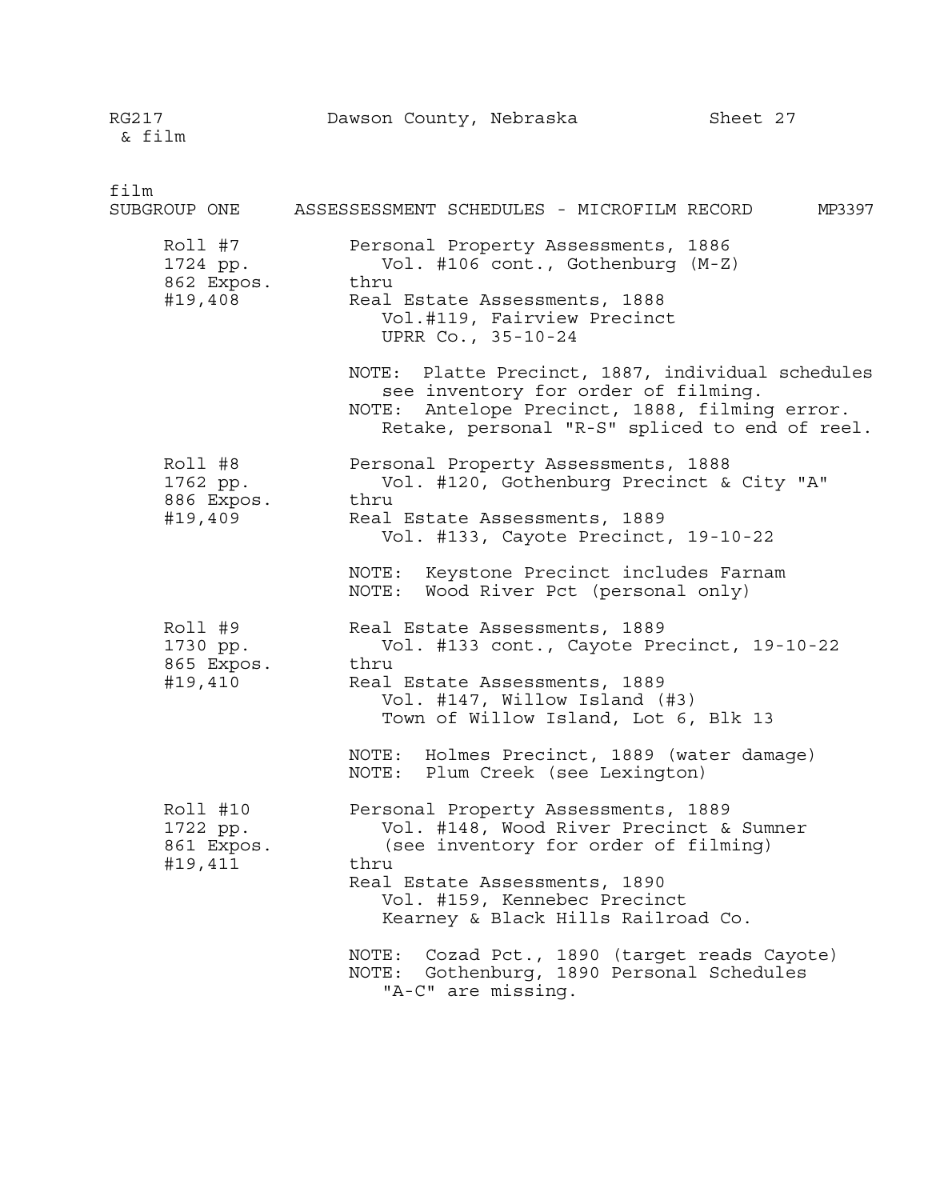RG217 & film — Dawson County, Nebraska — Sheet 27

film

SUBGROUP ONE — ASSESSESSMENT SCHEDULES - MICROFILM RECORD — MP3397

| Roll | Contents |
| --- | --- |
| Roll #7<br>1724 pp.<br>862 Expos.<br>#19,408 | Personal Property Assessments, 1886<br>Vol. #106 cont., Gothenburg (M-Z)<br>thru<br>Real Estate Assessments, 1888<br>Vol.#119, Fairview Precinct<br>UPRR Co., 35-10-24<br><br>NOTE: Platte Precinct, 1887, individual schedules see inventory for order of filming.<br>NOTE: Antelope Precinct, 1888, filming error. Retake, personal "R-S" spliced to end of reel. |
| Roll #8<br>1762 pp.<br>886 Expos.<br>#19,409 | Personal Property Assessments, 1888<br>Vol. #120, Gothenburg Precinct & City "A"<br>thru<br>Real Estate Assessments, 1889<br>Vol. #133, Cayote Precinct, 19-10-22<br><br>NOTE: Keystone Precinct includes Farnam<br>NOTE: Wood River Pct (personal only) |
| Roll #9<br>1730 pp.<br>865 Expos.<br>#19,410 | Real Estate Assessments, 1889<br>Vol. #133 cont., Cayote Precinct, 19-10-22<br>thru<br>Real Estate Assessments, 1889<br>Vol. #147, Willow Island (#3)<br>Town of Willow Island, Lot 6, Blk 13<br><br>NOTE: Holmes Precinct, 1889 (water damage)<br>NOTE: Plum Creek (see Lexington) |
| Roll #10<br>1722 pp.<br>861 Expos.<br>#19,411 | Personal Property Assessments, 1889<br>Vol. #148, Wood River Precinct & Sumner<br>(see inventory for order of filming)<br>thru<br>Real Estate Assessments, 1890<br>Vol. #159, Kennebec Precinct<br>Kearney & Black Hills Railroad Co.<br><br>NOTE: Cozad Pct., 1890 (target reads Cayote)<br>NOTE: Gothenburg, 1890 Personal Schedules "A-C" are missing. |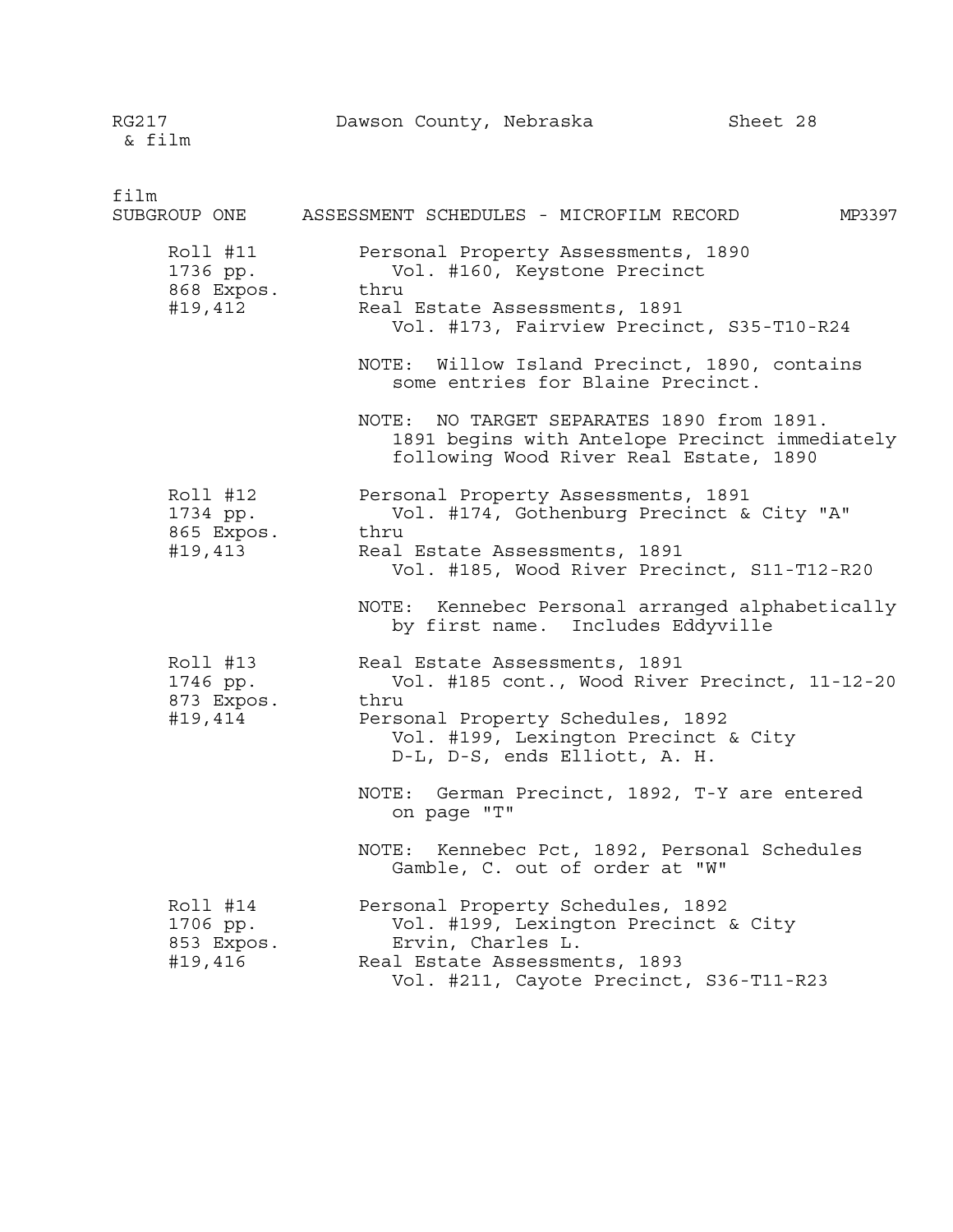RG217 & film — Dawson County, Nebraska — Sheet 28

film

SUBGROUP ONE — ASSESSMENT SCHEDULES - MICROFILM RECORD — MP3397

| Roll | Contents |
|---|---|
| Roll #11<br>1736 pp.<br>868 Expos.<br>#19,412 | Personal Property Assessments, 1890<br>Vol. #160, Keystone Precinct<br>thru<br>Real Estate Assessments, 1891<br>Vol. #173, Fairview Precinct, S35-T10-R24<br><br>NOTE: Willow Island Precinct, 1890, contains some entries for Blaine Precinct.<br><br>NOTE: NO TARGET SEPARATES 1890 from 1891. 1891 begins with Antelope Precinct immediately following Wood River Real Estate, 1890 |
| Roll #12<br>1734 pp.<br>865 Expos.<br>#19,413 | Personal Property Assessments, 1891<br>Vol. #174, Gothenburg Precinct & City "A"<br>thru<br>Real Estate Assessments, 1891<br>Vol. #185, Wood River Precinct, S11-T12-R20<br><br>NOTE: Kennebec Personal arranged alphabetically by first name. Includes Eddyville |
| Roll #13<br>1746 pp.<br>873 Expos.<br>#19,414 | Real Estate Assessments, 1891<br>Vol. #185 cont., Wood River Precinct, 11-12-20<br>thru<br>Personal Property Schedules, 1892<br>Vol. #199, Lexington Precinct & City<br>D-L, D-S, ends Elliott, A. H.<br><br>NOTE: German Precinct, 1892, T-Y are entered on page "T"<br><br>NOTE: Kennebec Pct, 1892, Personal Schedules Gamble, C. out of order at "W" |
| Roll #14<br>1706 pp.<br>853 Expos.<br>#19,416 | Personal Property Schedules, 1892<br>Vol. #199, Lexington Precinct & City<br>Ervin, Charles L.<br>Real Estate Assessments, 1893<br>Vol. #211, Cayote Precinct, S36-T11-R23 |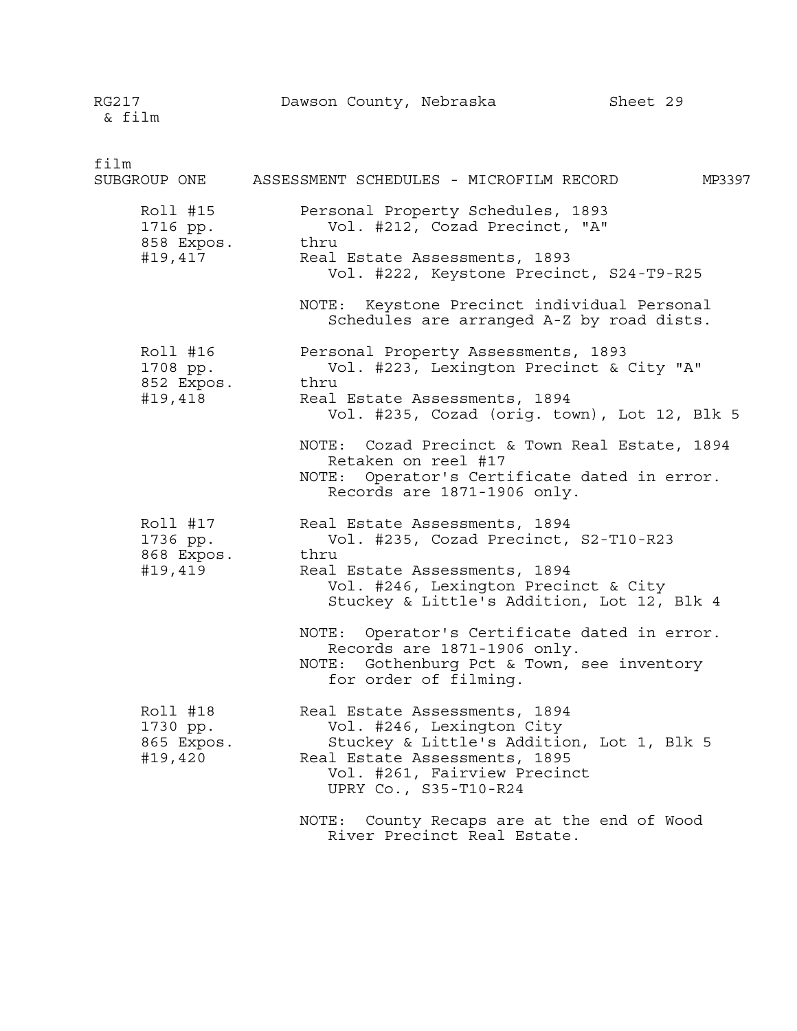RG217 & film — Dawson County, Nebraska — Sheet 29

film

## SUBGROUP ONE — ASSESSMENT SCHEDULES - MICROFILM RECORD — MP3397

| Roll | Contents |
|---|---|
| Roll #15<br>1716 pp.<br>858 Expos.<br>#19,417 | Personal Property Schedules, 1893<br>Vol. #212, Cozad Precinct, "A"<br>thru<br>Real Estate Assessments, 1893<br>Vol. #222, Keystone Precinct, S24-T9-R25<br><br>NOTE: Keystone Precinct individual Personal Schedules are arranged A-Z by road dists. |
| Roll #16<br>1708 pp.<br>852 Expos.<br>#19,418 | Personal Property Assessments, 1893<br>Vol. #223, Lexington Precinct & City "A"<br>thru<br>Real Estate Assessments, 1894<br>Vol. #235, Cozad (orig. town), Lot 12, Blk 5<br><br>NOTE: Cozad Precinct & Town Real Estate, 1894 Retaken on reel #17<br>NOTE: Operator's Certificate dated in error. Records are 1871-1906 only. |
| Roll #17<br>1736 pp.<br>868 Expos.<br>#19,419 | Real Estate Assessments, 1894<br>Vol. #235, Cozad Precinct, S2-T10-R23<br>thru<br>Real Estate Assessments, 1894<br>Vol. #246, Lexington Precinct & City<br>Stuckey & Little's Addition, Lot 12, Blk 4<br><br>NOTE: Operator's Certificate dated in error. Records are 1871-1906 only.<br>NOTE: Gothenburg Pct & Town, see inventory for order of filming. |
| Roll #18<br>1730 pp.<br>865 Expos.<br>#19,420 | Real Estate Assessments, 1894<br>Vol. #246, Lexington City<br>Stuckey & Little's Addition, Lot 1, Blk 5<br>Real Estate Assessments, 1895<br>Vol. #261, Fairview Precinct<br>UPRY Co., S35-T10-R24<br><br>NOTE: County Recaps are at the end of Wood River Precinct Real Estate. |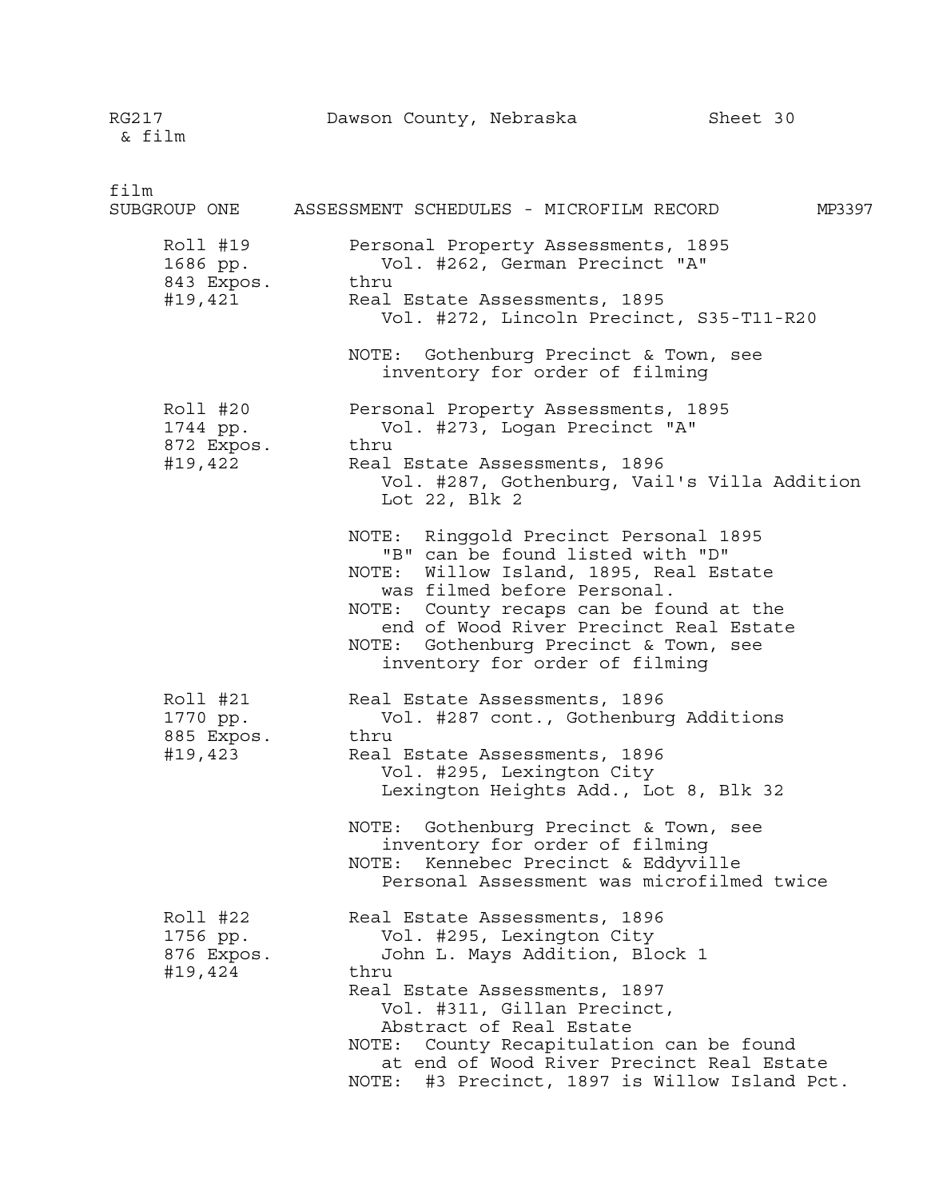RG217 & film — Dawson County, Nebraska — Sheet 30

film

## SUBGROUP ONE — ASSESSMENT SCHEDULES - MICROFILM RECORD — MP3397

| Roll | Contents |
| --- | --- |
| Roll #19<br>1686 pp.<br>843 Expos.<br>#19,421 | Personal Property Assessments, 1895<br>Vol. #262, German Precinct "A"<br>thru<br>Real Estate Assessments, 1895<br>Vol. #272, Lincoln Precinct, S35-T11-R20<br><br>NOTE: Gothenburg Precinct & Town, see inventory for order of filming |
| Roll #20<br>1744 pp.<br>872 Expos.<br>#19,422 | Personal Property Assessments, 1895<br>Vol. #273, Logan Precinct "A"<br>thru<br>Real Estate Assessments, 1896<br>Vol. #287, Gothenburg, Vail's Villa Addition Lot 22, Blk 2<br><br>NOTE: Ringgold Precinct Personal 1895 "B" can be found listed with "D"<br>NOTE: Willow Island, 1895, Real Estate was filmed before Personal.<br>NOTE: County recaps can be found at the end of Wood River Precinct Real Estate<br>NOTE: Gothenburg Precinct & Town, see inventory for order of filming |
| Roll #21<br>1770 pp.<br>885 Expos.<br>#19,423 | Real Estate Assessments, 1896<br>Vol. #287 cont., Gothenburg Additions<br>thru<br>Real Estate Assessments, 1896<br>Vol. #295, Lexington City<br>Lexington Heights Add., Lot 8, Blk 32<br><br>NOTE: Gothenburg Precinct & Town, see inventory for order of filming<br>NOTE: Kennebec Precinct & Eddyville Personal Assessment was microfilmed twice |
| Roll #22<br>1756 pp.<br>876 Expos.<br>#19,424 | Real Estate Assessments, 1896<br>Vol. #295, Lexington City<br>John L. Mays Addition, Block 1<br>thru<br>Real Estate Assessments, 1897<br>Vol. #311, Gillan Precinct,<br>Abstract of Real Estate<br>NOTE: County Recapitulation can be found at end of Wood River Precinct Real Estate<br>NOTE: #3 Precinct, 1897 is Willow Island Pct. |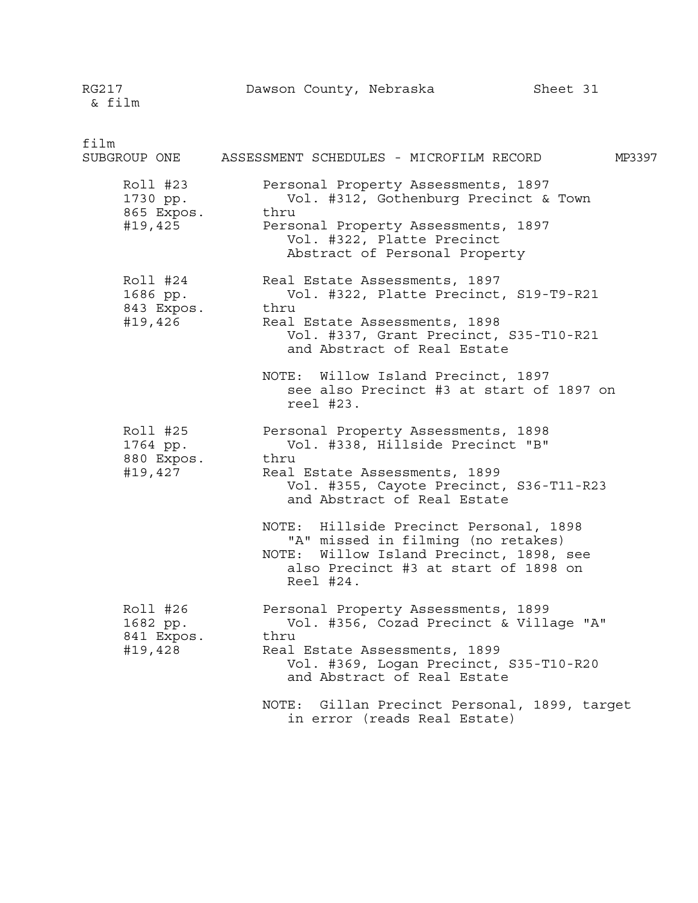RG217 & film — Dawson County, Nebraska — Sheet 31

film

SUBGROUP ONE — ASSESSMENT SCHEDULES - MICROFILM RECORD — MP3397

| Roll | Contents |
|---|---|
| Roll #23<br>1730 pp.<br>865 Expos.<br>#19,425 | Personal Property Assessments, 1897<br>Vol. #312, Gothenburg Precinct & Town<br>thru<br>Personal Property Assessments, 1897<br>Vol. #322, Platte Precinct<br>Abstract of Personal Property |
| Roll #24<br>1686 pp.<br>843 Expos.<br>#19,426 | Real Estate Assessments, 1897<br>Vol. #322, Platte Precinct, S19-T9-R21<br>thru<br>Real Estate Assessments, 1898<br>Vol. #337, Grant Precinct, S35-T10-R21<br>and Abstract of Real Estate<br><br>NOTE: Willow Island Precinct, 1897 see also Precinct #3 at start of 1897 on reel #23. |
| Roll #25<br>1764 pp.<br>880 Expos.<br>#19,427 | Personal Property Assessments, 1898<br>Vol. #338, Hillside Precinct "B"<br>thru<br>Real Estate Assessments, 1899<br>Vol. #355, Cayote Precinct, S36-T11-R23<br>and Abstract of Real Estate<br><br>NOTE: Hillside Precinct Personal, 1898 "A" missed in filming (no retakes)<br>NOTE: Willow Island Precinct, 1898, see also Precinct #3 at start of 1898 on Reel #24. |
| Roll #26<br>1682 pp.<br>841 Expos.<br>#19,428 | Personal Property Assessments, 1899<br>Vol. #356, Cozad Precinct & Village "A"<br>thru<br>Real Estate Assessments, 1899<br>Vol. #369, Logan Precinct, S35-T10-R20<br>and Abstract of Real Estate<br><br>NOTE: Gillan Precinct Personal, 1899, target in error (reads Real Estate) |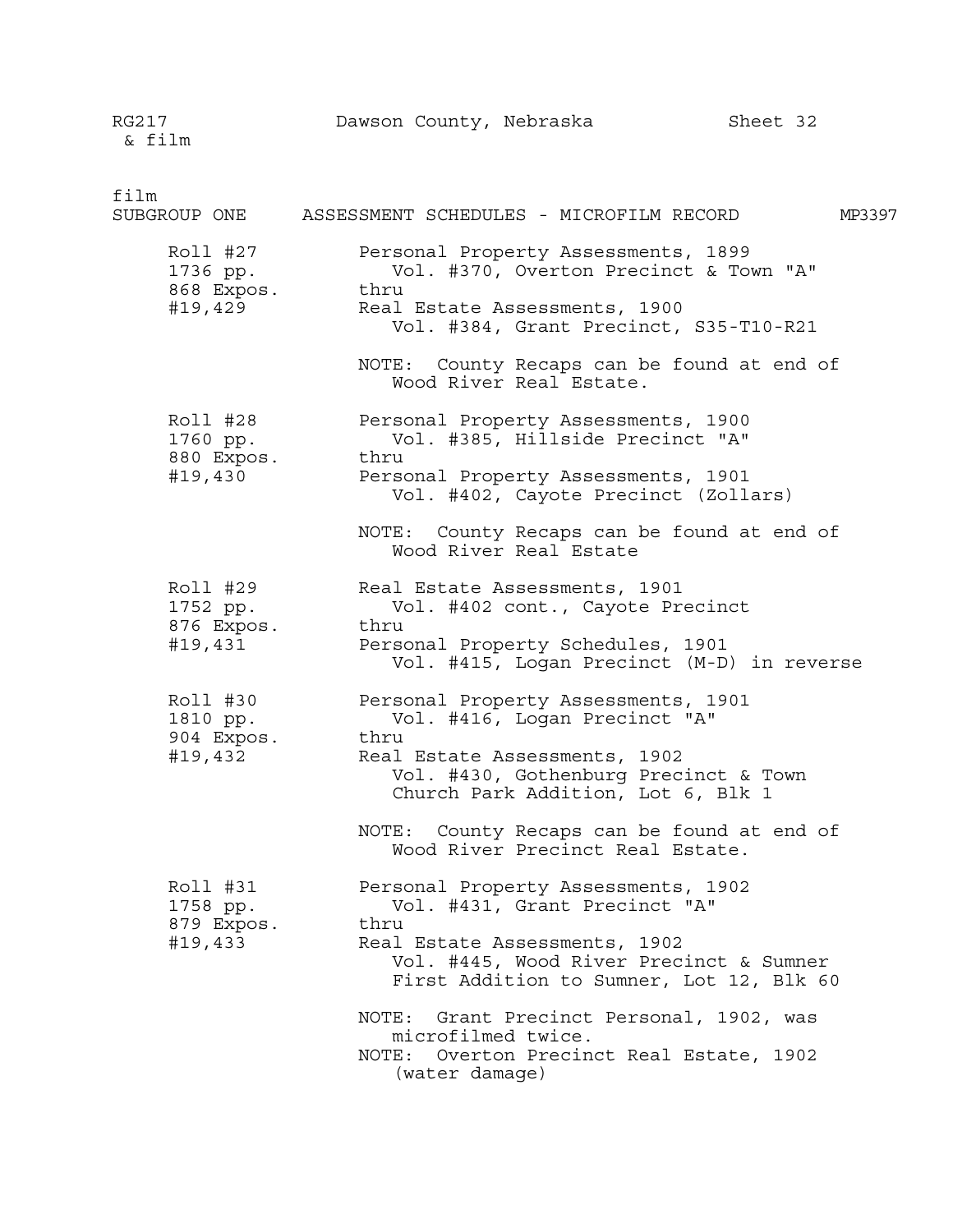RG217 & film — Dawson County, Nebraska — Sheet 32

film

SUBGROUP ONE — ASSESSMENT SCHEDULES - MICROFILM RECORD — MP3397

| Roll | Contents |
| --- | --- |
| Roll #27<br>1736 pp.<br>868 Expos.<br>#19,429 | Personal Property Assessments, 1899<br>Vol. #370, Overton Precinct & Town "A"<br>thru<br>Real Estate Assessments, 1900<br>Vol. #384, Grant Precinct, S35-T10-R21<br><br>NOTE: County Recaps can be found at end of Wood River Real Estate. |
| Roll #28<br>1760 pp.<br>880 Expos.<br>#19,430 | Personal Property Assessments, 1900<br>Vol. #385, Hillside Precinct "A"<br>thru<br>Personal Property Assessments, 1901<br>Vol. #402, Cayote Precinct (Zollars)<br><br>NOTE: County Recaps can be found at end of Wood River Real Estate |
| Roll #29<br>1752 pp.<br>876 Expos.<br>#19,431 | Real Estate Assessments, 1901<br>Vol. #402 cont., Cayote Precinct<br>thru<br>Personal Property Schedules, 1901<br>Vol. #415, Logan Precinct (M-D) in reverse |
| Roll #30<br>1810 pp.<br>904 Expos.<br>#19,432 | Personal Property Assessments, 1901<br>Vol. #416, Logan Precinct "A"<br>thru<br>Real Estate Assessments, 1902<br>Vol. #430, Gothenburg Precinct & Town Church Park Addition, Lot 6, Blk 1<br><br>NOTE: County Recaps can be found at end of Wood River Precinct Real Estate. |
| Roll #31<br>1758 pp.<br>879 Expos.<br>#19,433 | Personal Property Assessments, 1902<br>Vol. #431, Grant Precinct "A"<br>thru<br>Real Estate Assessments, 1902<br>Vol. #445, Wood River Precinct & Sumner First Addition to Sumner, Lot 12, Blk 60<br><br>NOTE: Grant Precinct Personal, 1902, was microfilmed twice.<br>NOTE: Overton Precinct Real Estate, 1902 (water damage) |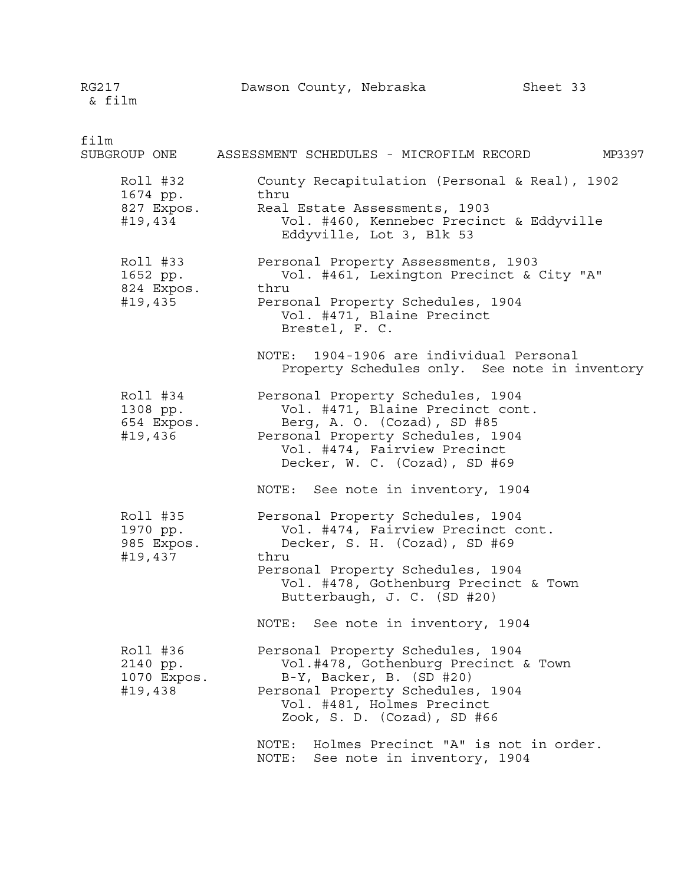RG217 & film — Dawson County, Nebraska — Sheet 33

film

SUBGROUP ONE — ASSESSMENT SCHEDULES - MICROFILM RECORD — MP3397

| Roll | Contents |
| --- | --- |
| Roll #32<br>1674 pp.<br>827 Expos.<br>#19,434 | County Recapitulation (Personal & Real), 1902<br>thru<br>Real Estate Assessments, 1903<br>Vol. #460, Kennebec Precinct & Eddyville<br>Eddyville, Lot 3, Blk 53 |
| Roll #33<br>1652 pp.<br>824 Expos.<br>#19,435 | Personal Property Assessments, 1903<br>Vol. #461, Lexington Precinct & City "A"<br>thru<br>Personal Property Schedules, 1904<br>Vol. #471, Blaine Precinct<br>Brestel, F. C.<br><br>NOTE: 1904-1906 are individual Personal Property Schedules only. See note in inventory |
| Roll #34<br>1308 pp.<br>654 Expos.<br>#19,436 | Personal Property Schedules, 1904<br>Vol. #471, Blaine Precinct cont.<br>Berg, A. O. (Cozad), SD #85<br>Personal Property Schedules, 1904<br>Vol. #474, Fairview Precinct<br>Decker, W. C. (Cozad), SD #69<br><br>NOTE: See note in inventory, 1904 |
| Roll #35<br>1970 pp.<br>985 Expos.<br>#19,437 | Personal Property Schedules, 1904<br>Vol. #474, Fairview Precinct cont.<br>Decker, S. H. (Cozad), SD #69<br>thru<br>Personal Property Schedules, 1904<br>Vol. #478, Gothenburg Precinct & Town<br>Butterbaugh, J. C. (SD #20)<br><br>NOTE: See note in inventory, 1904 |
| Roll #36<br>2140 pp.<br>1070 Expos.<br>#19,438 | Personal Property Schedules, 1904<br>Vol.#478, Gothenburg Precinct & Town<br>B-Y, Backer, B. (SD #20)<br>Personal Property Schedules, 1904<br>Vol. #481, Holmes Precinct<br>Zook, S. D. (Cozad), SD #66<br><br>NOTE: Holmes Precinct "A" is not in order.<br>NOTE: See note in inventory, 1904 |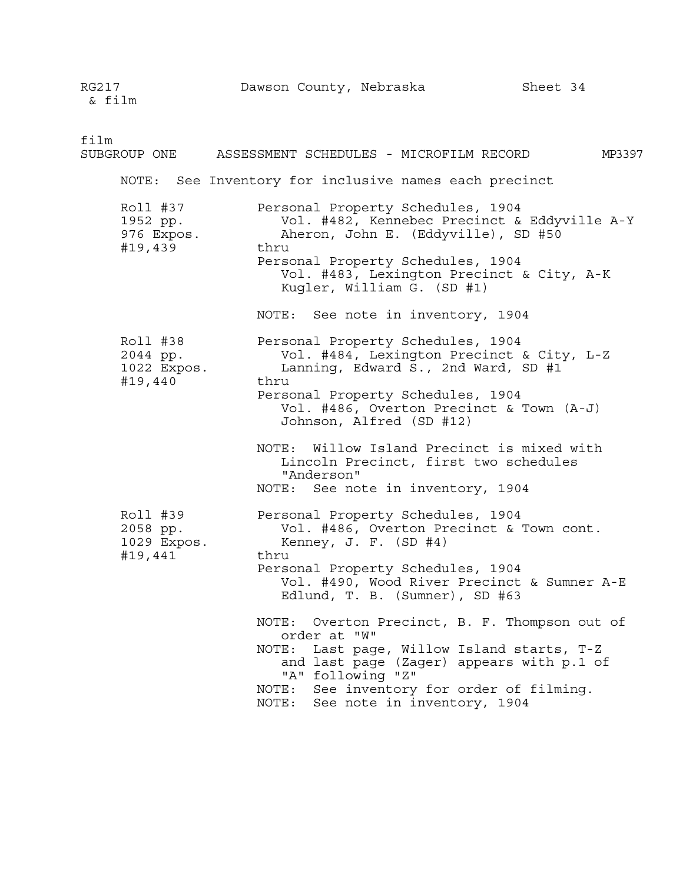RG217 & film — Dawson County, Nebraska — Sheet 34

film

SUBGROUP ONE — ASSESSMENT SCHEDULES - MICROFILM RECORD — MP3397

NOTE: See Inventory for inclusive names each precinct

| | |
|---|---|
| Roll #37<br>1952 pp.<br>976 Expos.<br>#19,439 | Personal Property Schedules, 1904<br>Vol. #482, Kennebec Precinct & Eddyville A-Y<br>Aheron, John E. (Eddyville), SD #50<br>thru<br>Personal Property Schedules, 1904<br>Vol. #483, Lexington Precinct & City, A-K<br>Kugler, William G. (SD #1)<br><br>NOTE: See note in inventory, 1904 |
| Roll #38<br>2044 pp.<br>1022 Expos.<br>#19,440 | Personal Property Schedules, 1904<br>Vol. #484, Lexington Precinct & City, L-Z<br>Lanning, Edward S., 2nd Ward, SD #1<br>thru<br>Personal Property Schedules, 1904<br>Vol. #486, Overton Precinct & Town (A-J)<br>Johnson, Alfred (SD #12)<br><br>NOTE: Willow Island Precinct is mixed with Lincoln Precinct, first two schedules "Anderson"<br>NOTE: See note in inventory, 1904 |
| Roll #39<br>2058 pp.<br>1029 Expos.<br>#19,441 | Personal Property Schedules, 1904<br>Vol. #486, Overton Precinct & Town cont.<br>Kenney, J. F. (SD #4)<br>thru<br>Personal Property Schedules, 1904<br>Vol. #490, Wood River Precinct & Sumner A-E<br>Edlund, T. B. (Sumner), SD #63<br><br>NOTE: Overton Precinct, B. F. Thompson out of order at "W"<br>NOTE: Last page, Willow Island starts, T-Z and last page (Zager) appears with p.1 of "A" following "Z"<br>NOTE: See inventory for order of filming.<br>NOTE: See note in inventory, 1904 |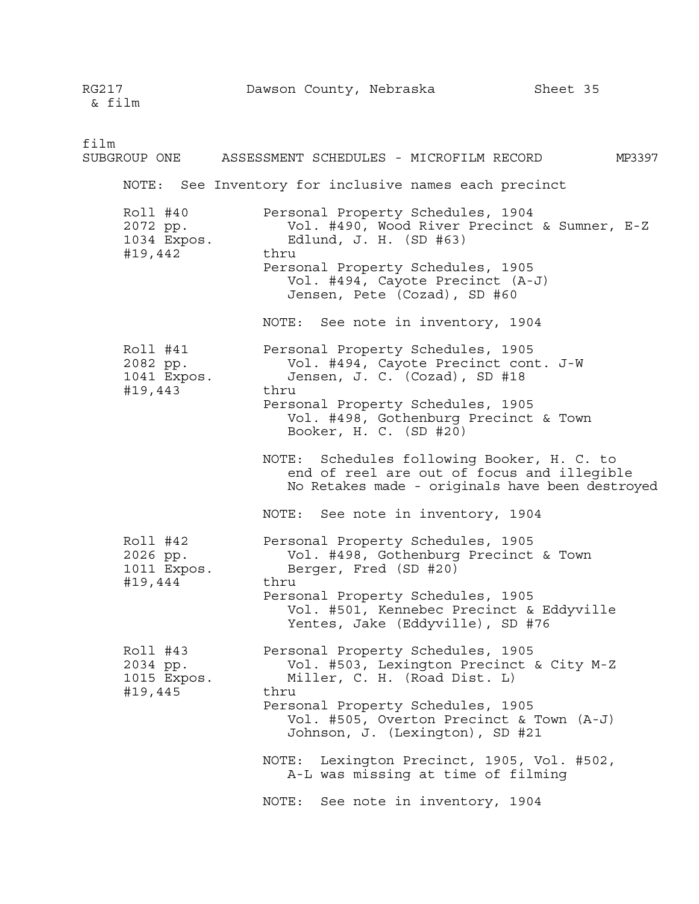RG217 & film — Dawson County, Nebraska — Sheet 35

film

## SUBGROUP ONE ASSESSMENT SCHEDULES - MICROFILM RECORD MP3397

NOTE: See Inventory for inclusive names each precinct

| | |
|---|---|
| Roll #40<br>2072 pp.<br>1034 Expos.<br>#19,442 | Personal Property Schedules, 1904<br>Vol. #490, Wood River Precinct & Sumner, E-Z<br>Edlund, J. H. (SD #63)<br>thru<br>Personal Property Schedules, 1905<br>Vol. #494, Cayote Precinct (A-J)<br>Jensen, Pete (Cozad), SD #60<br><br>NOTE: See note in inventory, 1904 |
| Roll #41<br>2082 pp.<br>1041 Expos.<br>#19,443 | Personal Property Schedules, 1905<br>Vol. #494, Cayote Precinct cont. J-W<br>Jensen, J. C. (Cozad), SD #18<br>thru<br>Personal Property Schedules, 1905<br>Vol. #498, Gothenburg Precinct & Town<br>Booker, H. C. (SD #20)<br><br>NOTE: Schedules following Booker, H. C. to end of reel are out of focus and illegible No Retakes made - originals have been destroyed<br><br>NOTE: See note in inventory, 1904 |
| Roll #42<br>2026 pp.<br>1011 Expos.<br>#19,444 | Personal Property Schedules, 1905<br>Vol. #498, Gothenburg Precinct & Town<br>Berger, Fred (SD #20)<br>thru<br>Personal Property Schedules, 1905<br>Vol. #501, Kennebec Precinct & Eddyville<br>Yentes, Jake (Eddyville), SD #76 |
| Roll #43<br>2034 pp.<br>1015 Expos.<br>#19,445 | Personal Property Schedules, 1905<br>Vol. #503, Lexington Precinct & City M-Z<br>Miller, C. H. (Road Dist. L)<br>thru<br>Personal Property Schedules, 1905<br>Vol. #505, Overton Precinct & Town (A-J)<br>Johnson, J. (Lexington), SD #21<br><br>NOTE: Lexington Precinct, 1905, Vol. #502, A-L was missing at time of filming<br><br>NOTE: See note in inventory, 1904 |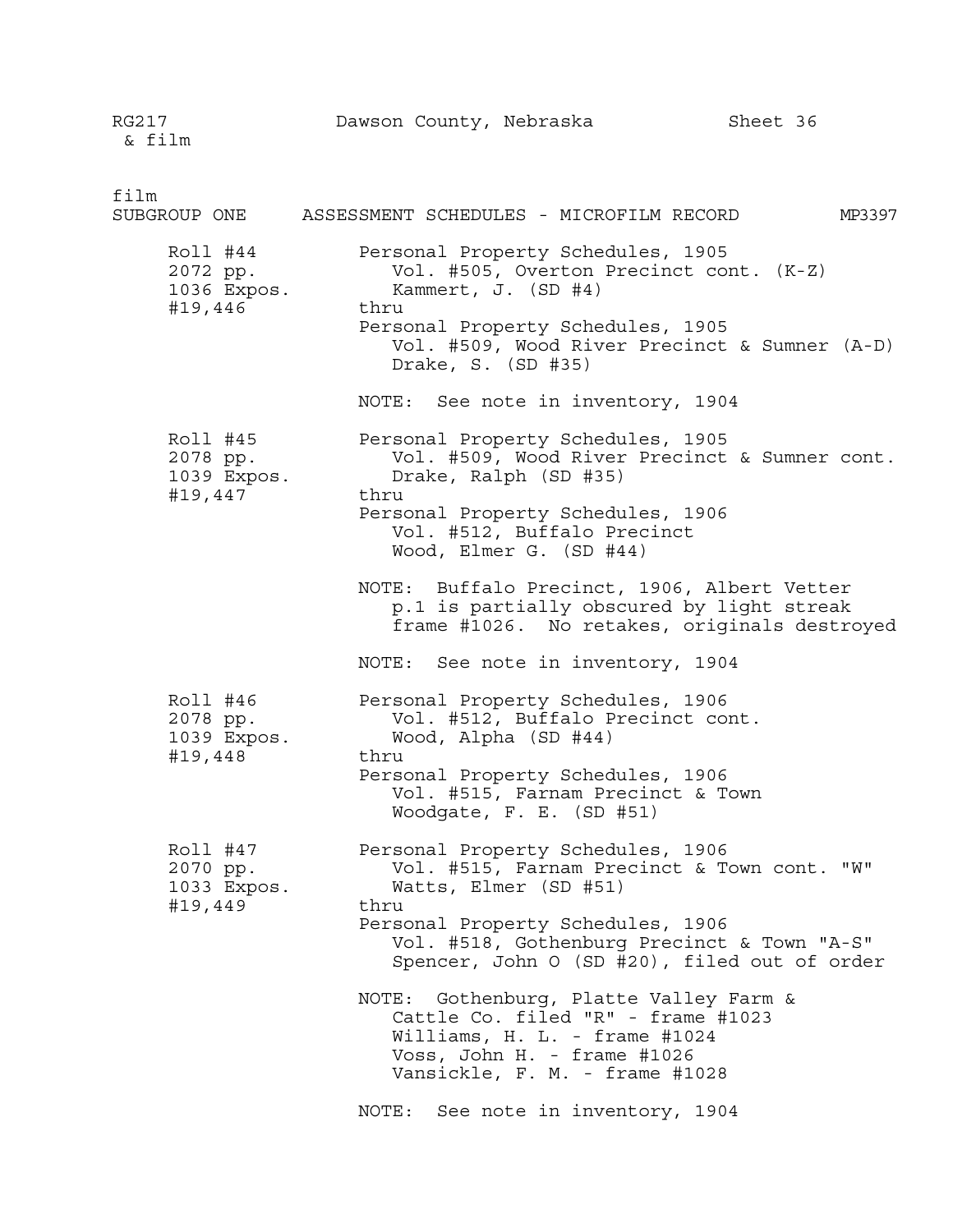RG217 & film — Dawson County, Nebraska — Sheet 36

film

SUBGROUP ONE — ASSESSMENT SCHEDULES - MICROFILM RECORD — MP3397

| Roll | Contents |
|---|---|
| Roll #44<br>2072 pp.<br>1036 Expos.<br>#19,446 | Personal Property Schedules, 1905<br>Vol. #505, Overton Precinct cont. (K-Z)<br>Kammert, J. (SD #4)<br>thru<br>Personal Property Schedules, 1905<br>Vol. #509, Wood River Precinct & Sumner (A-D)<br>Drake, S. (SD #35)<br><br>NOTE: See note in inventory, 1904 |
| Roll #45<br>2078 pp.<br>1039 Expos.<br>#19,447 | Personal Property Schedules, 1905<br>Vol. #509, Wood River Precinct & Sumner cont.<br>Drake, Ralph (SD #35)<br>thru<br>Personal Property Schedules, 1906<br>Vol. #512, Buffalo Precinct<br>Wood, Elmer G. (SD #44)<br><br>NOTE: Buffalo Precinct, 1906, Albert Vetter p.1 is partially obscured by light streak frame #1026. No retakes, originals destroyed<br><br>NOTE: See note in inventory, 1904 |
| Roll #46<br>2078 pp.<br>1039 Expos.<br>#19,448 | Personal Property Schedules, 1906<br>Vol. #512, Buffalo Precinct cont.<br>Wood, Alpha (SD #44)<br>thru<br>Personal Property Schedules, 1906<br>Vol. #515, Farnam Precinct & Town<br>Woodgate, F. E. (SD #51) |
| Roll #47<br>2070 pp.<br>1033 Expos.<br>#19,449 | Personal Property Schedules, 1906<br>Vol. #515, Farnam Precinct & Town cont. "W"<br>Watts, Elmer (SD #51)<br>thru<br>Personal Property Schedules, 1906<br>Vol. #518, Gothenburg Precinct & Town "A-S"<br>Spencer, John O (SD #20), filed out of order<br><br>NOTE: Gothenburg, Platte Valley Farm & Cattle Co. filed "R" - frame #1023<br>Williams, H. L. - frame #1024<br>Voss, John H. - frame #1026<br>Vansickle, F. M. - frame #1028<br><br>NOTE: See note in inventory, 1904 |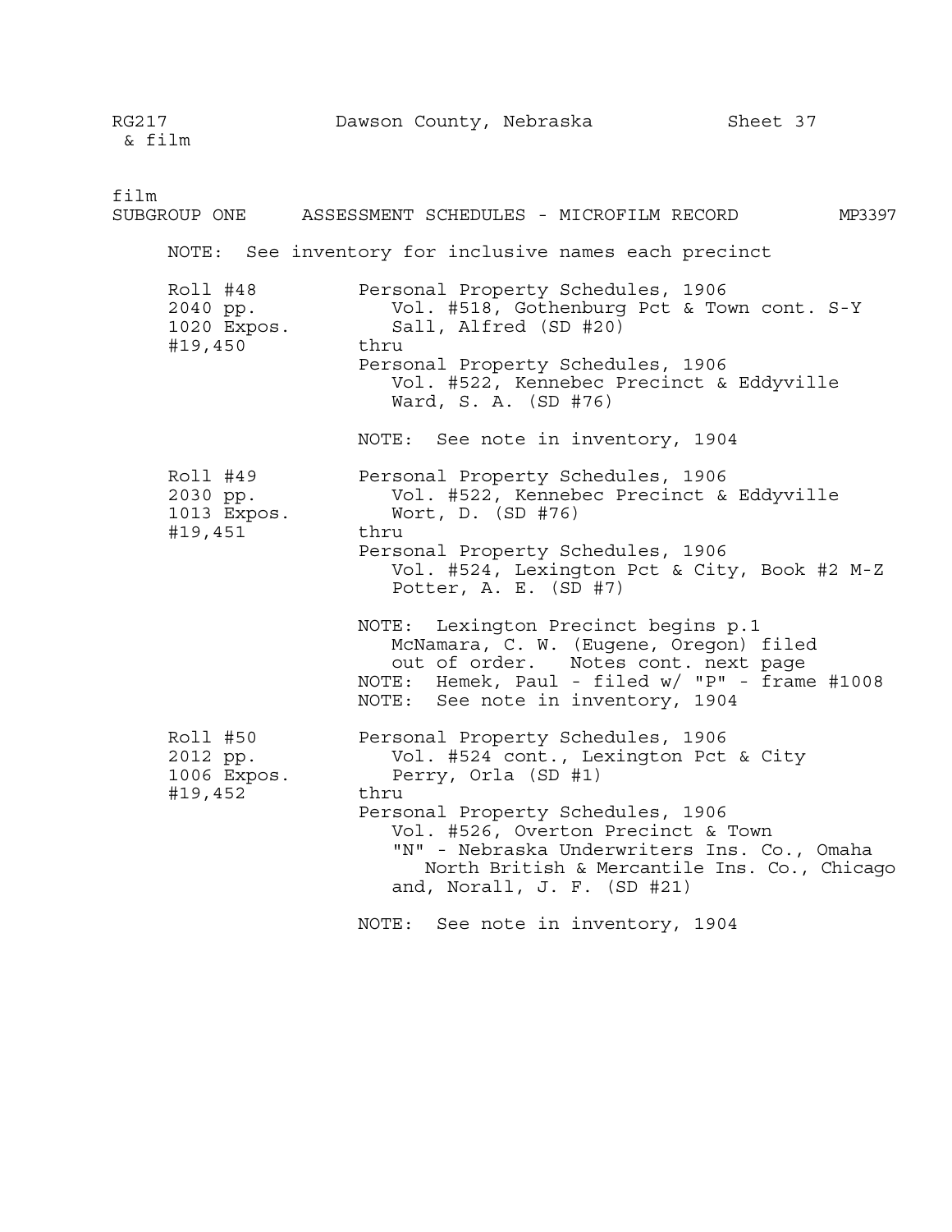RG217 & film — Dawson County, Nebraska — Sheet 37

film
SUBGROUP ONE — ASSESSMENT SCHEDULES - MICROFILM RECORD — MP3397

NOTE: See inventory for inclusive names each precinct

| | |
|---|---|
| Roll #48<br>2040 pp.<br>1020 Expos.<br>#19,450 | Personal Property Schedules, 1906<br>Vol. #518, Gothenburg Pct & Town cont. S-Y<br>Sall, Alfred (SD #20)<br>thru<br>Personal Property Schedules, 1906<br>Vol. #522, Kennebec Precinct & Eddyville<br>Ward, S. A. (SD #76)<br><br>NOTE: See note in inventory, 1904 |
| Roll #49<br>2030 pp.<br>1013 Expos.<br>#19,451 | Personal Property Schedules, 1906<br>Vol. #522, Kennebec Precinct & Eddyville<br>Wort, D. (SD #76)<br>thru<br>Personal Property Schedules, 1906<br>Vol. #524, Lexington Pct & City, Book #2 M-Z<br>Potter, A. E. (SD #7)<br><br>NOTE: Lexington Precinct begins p.1<br>McNamara, C. W. (Eugene, Oregon) filed out of order. Notes cont. next page<br>NOTE: Hemek, Paul - filed w/ "P" - frame #1008<br>NOTE: See note in inventory, 1904 |
| Roll #50<br>2012 pp.<br>1006 Expos.<br>#19,452 | Personal Property Schedules, 1906<br>Vol. #524 cont., Lexington Pct & City<br>Perry, Orla (SD #1)<br>thru<br>Personal Property Schedules, 1906<br>Vol. #526, Overton Precinct & Town<br>"N" - Nebraska Underwriters Ins. Co., Omaha<br>North British & Mercantile Ins. Co., Chicago<br>and, Norall, J. F. (SD #21)<br><br>NOTE: See note in inventory, 1904 |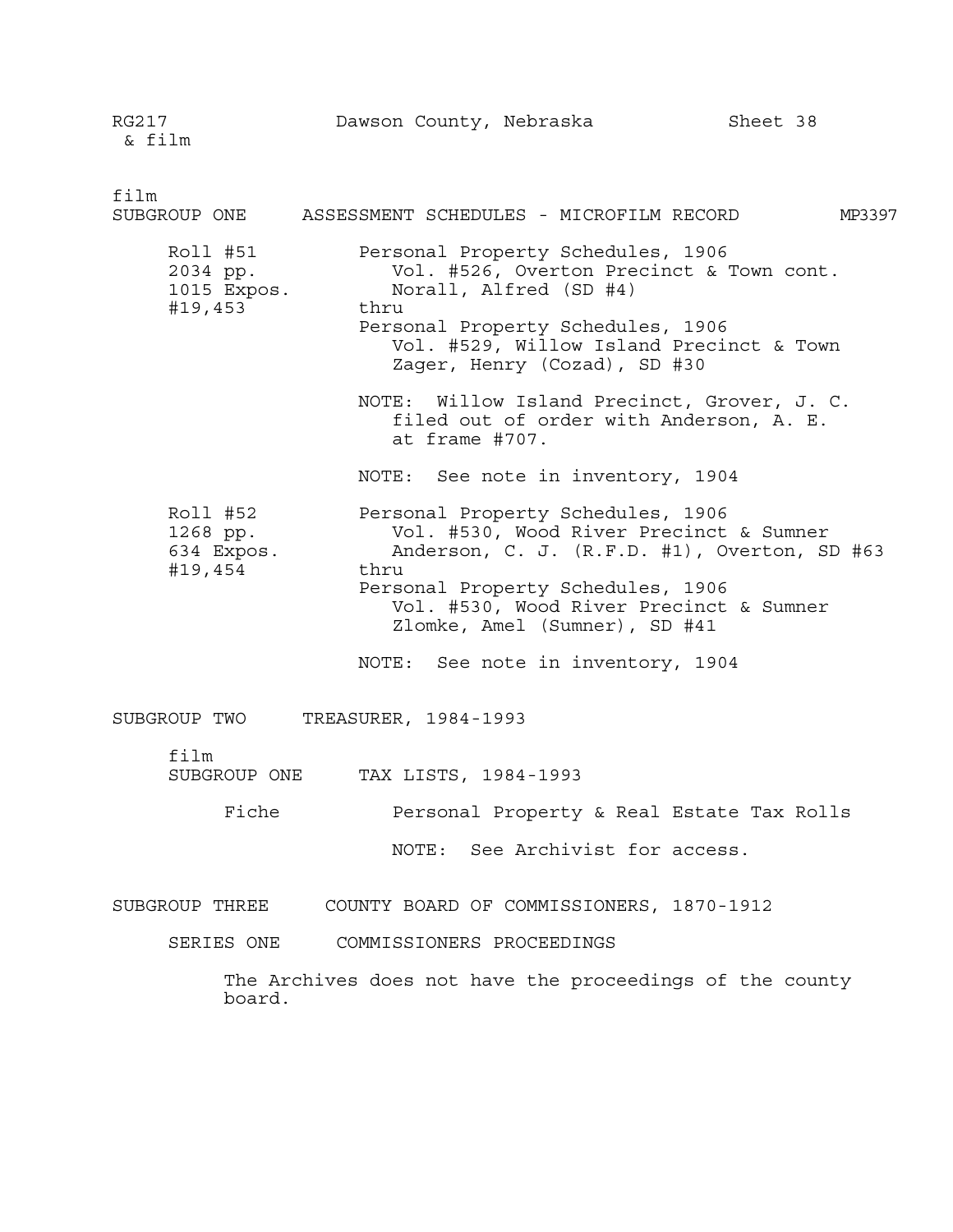RG217 & film — Dawson County, Nebraska — Sheet 38

film

## SUBGROUP ONE — ASSESSMENT SCHEDULES - MICROFILM RECORD — MP3397

| | |
|---|---|
| Roll #51<br>2034 pp.<br>1015 Expos.<br>#19,453 | Personal Property Schedules, 1906<br>Vol. #526, Overton Precinct & Town cont.<br>Norall, Alfred (SD #4)<br>thru<br>Personal Property Schedules, 1906<br>Vol. #529, Willow Island Precinct & Town<br>Zager, Henry (Cozad), SD #30<br><br>NOTE: Willow Island Precinct, Grover, J. C. filed out of order with Anderson, A. E. at frame #707.<br><br>NOTE: See note in inventory, 1904 |
| Roll #52<br>1268 pp.<br>634 Expos.<br>#19,454 | Personal Property Schedules, 1906<br>Vol. #530, Wood River Precinct & Sumner<br>Anderson, C. J. (R.F.D. #1), Overton, SD #63<br>thru<br>Personal Property Schedules, 1906<br>Vol. #530, Wood River Precinct & Sumner<br>Zlomke, Amel (Sumner), SD #41<br><br>NOTE: See note in inventory, 1904 |

## SUBGROUP TWO — TREASURER, 1984-1993

film

### SUBGROUP ONE — TAX LISTS, 1984-1993

Fiche — Personal Property & Real Estate Tax Rolls

NOTE: See Archivist for access.

## SUBGROUP THREE — COUNTY BOARD OF COMMISSIONERS, 1870-1912

### SERIES ONE — COMMISSIONERS PROCEEDINGS

The Archives does not have the proceedings of the county board.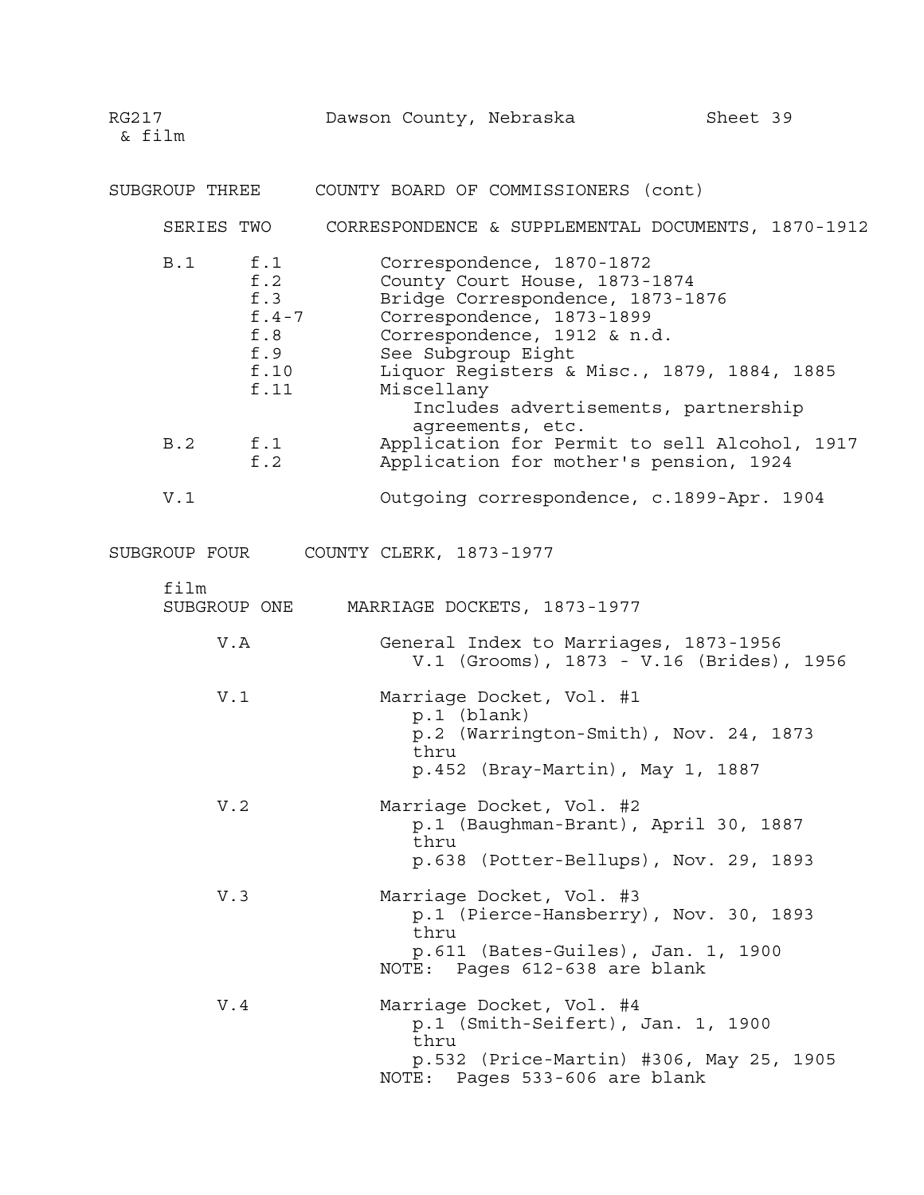RG217 & film — Dawson County, Nebraska — Sheet 39

## SUBGROUP THREE — COUNTY BOARD OF COMMISSIONERS (cont)

### SERIES TWO — CORRESPONDENCE & SUPPLEMENTAL DOCUMENTS, 1870-1912

| | | |
|---|---|---|
| B.1 | f.1 | Correspondence, 1870-1872 |
| | f.2 | County Court House, 1873-1874 |
| | f.3 | Bridge Correspondence, 1873-1876 |
| | f.4-7 | Correspondence, 1873-1899 |
| | f.8 | Correspondence, 1912 & n.d. |
| | f.9 | See Subgroup Eight |
| | f.10 | Liquor Registers & Misc., 1879, 1884, 1885 |
| | f.11 | Miscellany<br>Includes advertisements, partnership agreements, etc. |
| B.2 | f.1 | Application for Permit to sell Alcohol, 1917 |
| | f.2 | Application for mother's pension, 1924 |
| V.1 | | Outgoing correspondence, c.1899-Apr. 1904 |

## SUBGROUP FOUR — COUNTY CLERK, 1873-1977

film

### SUBGROUP ONE — MARRIAGE DOCKETS, 1873-1977

**V.A** — General Index to Marriages, 1873-1956
V.1 (Grooms), 1873 - V.16 (Brides), 1956

**V.1** — Marriage Docket, Vol. #1
p.1 (blank)
p.2 (Warrington-Smith), Nov. 24, 1873
thru
p.452 (Bray-Martin), May 1, 1887

**V.2** — Marriage Docket, Vol. #2
p.1 (Baughman-Brant), April 30, 1887
thru
p.638 (Potter-Bellups), Nov. 29, 1893

**V.3** — Marriage Docket, Vol. #3
p.1 (Pierce-Hansberry), Nov. 30, 1893
thru
p.611 (Bates-Guiles), Jan. 1, 1900
NOTE: Pages 612-638 are blank

**V.4** — Marriage Docket, Vol. #4
p.1 (Smith-Seifert), Jan. 1, 1900
thru
p.532 (Price-Martin) #306, May 25, 1905
NOTE: Pages 533-606 are blank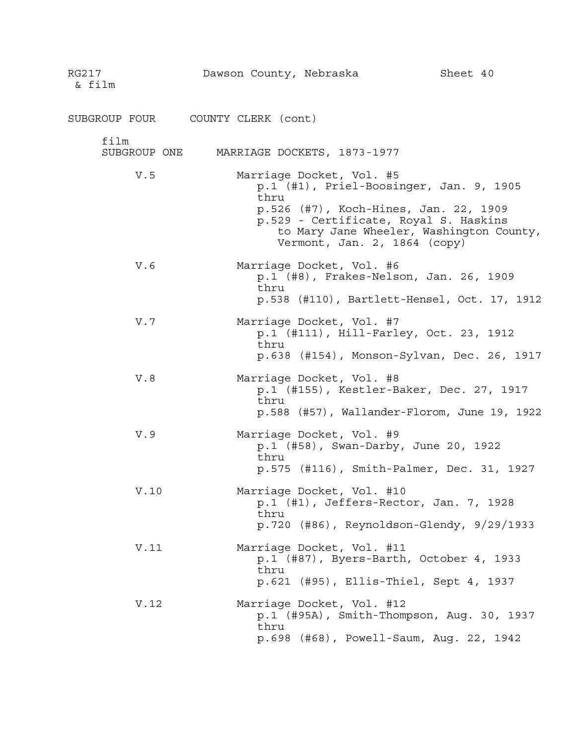RG217 & film — Dawson County, Nebraska — Sheet 40

SUBGROUP FOUR    COUNTY CLERK (cont)

film
SUBGROUP ONE    MARRIAGE DOCKETS, 1873-1977

V.5    Marriage Docket, Vol. #5
p.1 (#1), Priel-Boosinger, Jan. 9, 1905
thru
p.526 (#7), Koch-Hines, Jan. 22, 1909
p.529 - Certificate, Royal S. Haskins to Mary Jane Wheeler, Washington County, Vermont, Jan. 2, 1864 (copy)

V.6    Marriage Docket, Vol. #6
p.1 (#8), Frakes-Nelson, Jan. 26, 1909
thru
p.538 (#110), Bartlett-Hensel, Oct. 17, 1912

V.7    Marriage Docket, Vol. #7
p.1 (#111), Hill-Farley, Oct. 23, 1912
thru
p.638 (#154), Monson-Sylvan, Dec. 26, 1917

V.8    Marriage Docket, Vol. #8
p.1 (#155), Kestler-Baker, Dec. 27, 1917
thru
p.588 (#57), Wallander-Florom, June 19, 1922

V.9    Marriage Docket, Vol. #9
p.1 (#58), Swan-Darby, June 20, 1922
thru
p.575 (#116), Smith-Palmer, Dec. 31, 1927

V.10    Marriage Docket, Vol. #10
p.1 (#1), Jeffers-Rector, Jan. 7, 1928
thru
p.720 (#86), Reynoldson-Glendy, 9/29/1933

V.11    Marriage Docket, Vol. #11
p.1 (#87), Byers-Barth, October 4, 1933
thru
p.621 (#95), Ellis-Thiel, Sept 4, 1937

V.12    Marriage Docket, Vol. #12
p.1 (#95A), Smith-Thompson, Aug. 30, 1937
thru
p.698 (#68), Powell-Saum, Aug. 22, 1942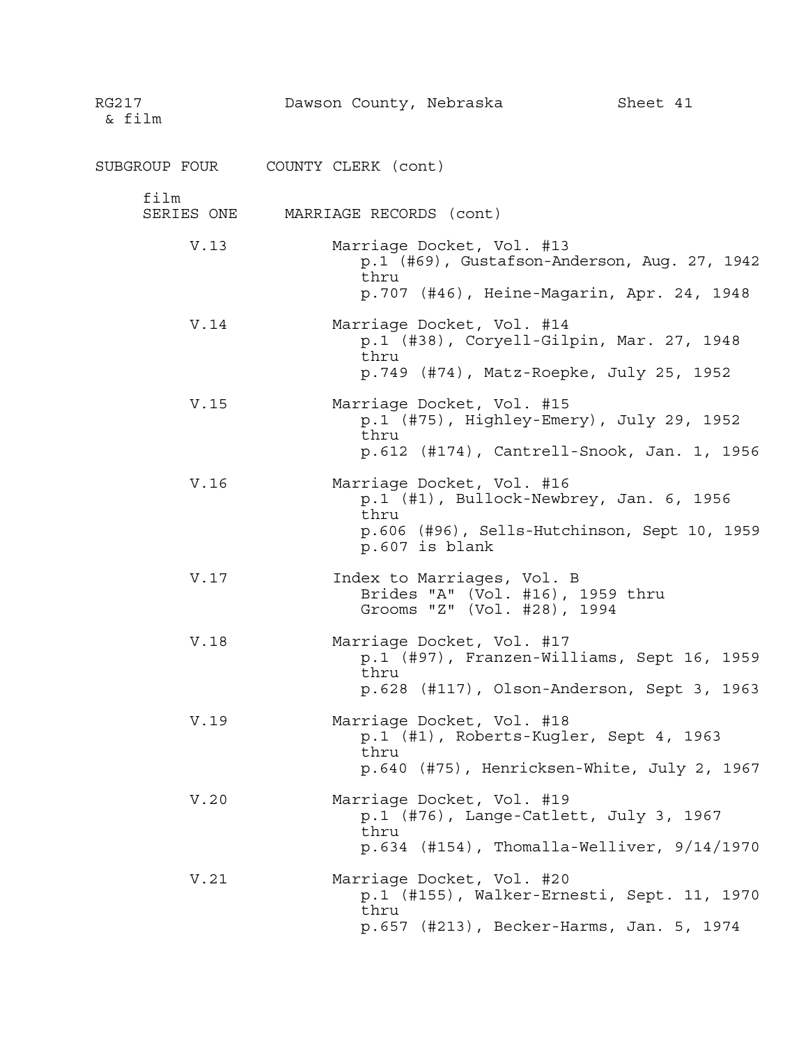RG217 & film — Dawson County, Nebraska — Sheet 41

## SUBGROUP FOUR COUNTY CLERK (cont)

### film SERIES ONE MARRIAGE RECORDS (cont)

V.13 Marriage Docket, Vol. #13
p.1 (#69), Gustafson-Anderson, Aug. 27, 1942
thru
p.707 (#46), Heine-Magarin, Apr. 24, 1948

V.14 Marriage Docket, Vol. #14
p.1 (#38), Coryell-Gilpin, Mar. 27, 1948
thru
p.749 (#74), Matz-Roepke, July 25, 1952

V.15 Marriage Docket, Vol. #15
p.1 (#75), Highley-Emery), July 29, 1952
thru
p.612 (#174), Cantrell-Snook, Jan. 1, 1956

V.16 Marriage Docket, Vol. #16
p.1 (#1), Bullock-Newbrey, Jan. 6, 1956
thru
p.606 (#96), Sells-Hutchinson, Sept 10, 1959
p.607 is blank

V.17 Index to Marriages, Vol. B
Brides "A" (Vol. #16), 1959 thru
Grooms "Z" (Vol. #28), 1994

V.18 Marriage Docket, Vol. #17
p.1 (#97), Franzen-Williams, Sept 16, 1959
thru
p.628 (#117), Olson-Anderson, Sept 3, 1963

V.19 Marriage Docket, Vol. #18
p.1 (#1), Roberts-Kugler, Sept 4, 1963
thru
p.640 (#75), Henricksen-White, July 2, 1967

V.20 Marriage Docket, Vol. #19
p.1 (#76), Lange-Catlett, July 3, 1967
thru
p.634 (#154), Thomalla-Welliver, 9/14/1970

V.21 Marriage Docket, Vol. #20
p.1 (#155), Walker-Ernesti, Sept. 11, 1970
thru
p.657 (#213), Becker-Harms, Jan. 5, 1974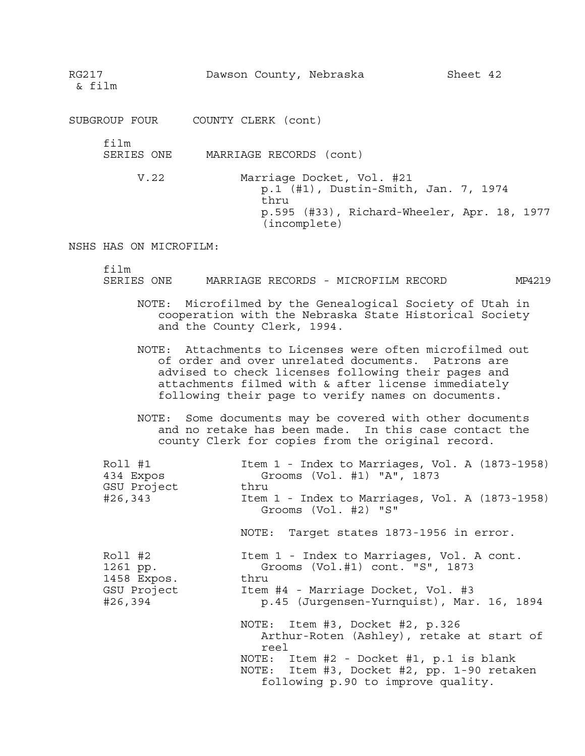RG217 & film — Dawson County, Nebraska — Sheet 42

## SUBGROUP FOUR COUNTY CLERK (cont)

film
### SERIES ONE MARRIAGE RECORDS (cont)

V.22 — Marriage Docket, Vol. #21
p.1 (#1), Dustin-Smith, Jan. 7, 1974
thru
p.595 (#33), Richard-Wheeler, Apr. 18, 1977
(incomplete)

## NSHS HAS ON MICROFILM:

film
### SERIES ONE MARRIAGE RECORDS - MICROFILM RECORD MP4219

NOTE: Microfilmed by the Genealogical Society of Utah in cooperation with the Nebraska State Historical Society and the County Clerk, 1994.

NOTE: Attachments to Licenses were often microfilmed out of order and over unrelated documents. Patrons are advised to check licenses following their pages and attachments filmed with & after license immediately following their page to verify names on documents.

NOTE: Some documents may be covered with other documents and no retake has been made. In this case contact the county Clerk for copies from the original record.

| | |
|---|---|
| Roll #1<br>434 Expos<br>GSU Project<br>#26,343 | Item 1 - Index to Marriages, Vol. A (1873-1958)<br>Grooms (Vol. #1) "A", 1873<br>thru<br>Item 1 - Index to Marriages, Vol. A (1873-1958)<br>Grooms (Vol. #2) "S"<br><br>NOTE: Target states 1873-1956 in error. |
| Roll #2<br>1261 pp.<br>1458 Expos.<br>GSU Project<br>#26,394 | Item 1 - Index to Marriages, Vol. A cont.<br>Grooms (Vol.#1) cont. "S", 1873<br>thru<br>Item #4 - Marriage Docket, Vol. #3<br>p.45 (Jurgensen-Yurnquist), Mar. 16, 1894<br><br>NOTE: Item #3, Docket #2, p.326 Arthur-Roten (Ashley), retake at start of reel<br>NOTE: Item #2 - Docket #1, p.1 is blank<br>NOTE: Item #3, Docket #2, pp. 1-90 retaken following p.90 to improve quality. |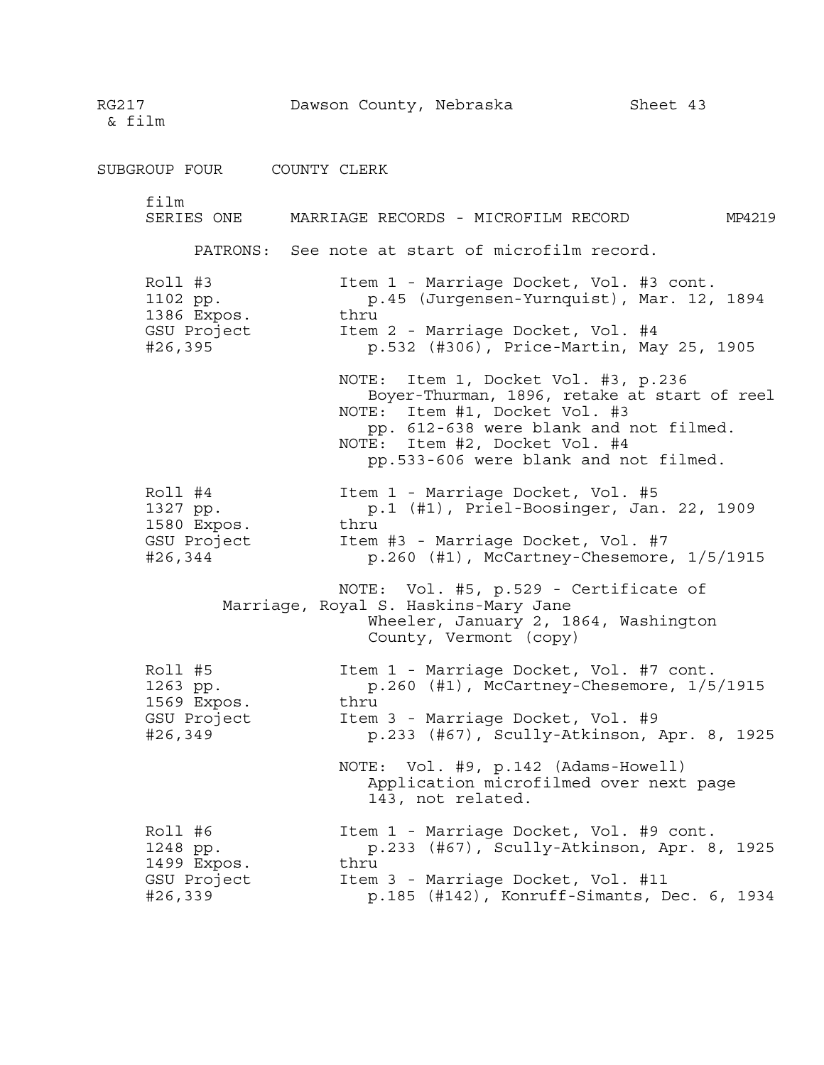RG217 & film — Dawson County, Nebraska — Sheet 43

## SUBGROUP FOUR — COUNTY CLERK

film
### SERIES ONE — MARRIAGE RECORDS - MICROFILM RECORD — MP4219

PATRONS: See note at start of microfilm record.

| Roll | Contents |
|---|---|
| Roll #3<br>1102 pp.<br>1386 Expos.<br>GSU Project<br>#26,395 | Item 1 - Marriage Docket, Vol. #3 cont.<br>p.45 (Jurgensen-Yurnquist), Mar. 12, 1894<br>thru<br>Item 2 - Marriage Docket, Vol. #4<br>p.532 (#306), Price-Martin, May 25, 1905<br><br>NOTE: Item 1, Docket Vol. #3, p.236 Boyer-Thurman, 1896, retake at start of reel<br>NOTE: Item #1, Docket Vol. #3 pp. 612-638 were blank and not filmed.<br>NOTE: Item #2, Docket Vol. #4 pp.533-606 were blank and not filmed. |
| Roll #4<br>1327 pp.<br>1580 Expos.<br>GSU Project<br>#26,344 | Item 1 - Marriage Docket, Vol. #5<br>p.1 (#1), Priel-Boosinger, Jan. 22, 1909<br>thru<br>Item #3 - Marriage Docket, Vol. #7<br>p.260 (#1), McCartney-Chesemore, 1/5/1915<br><br>NOTE: Vol. #5, p.529 - Certificate of Marriage, Royal S. Haskins-Mary Jane Wheeler, January 2, 1864, Washington County, Vermont (copy) |
| Roll #5<br>1263 pp.<br>1569 Expos.<br>GSU Project<br>#26,349 | Item 1 - Marriage Docket, Vol. #7 cont.<br>p.260 (#1), McCartney-Chesemore, 1/5/1915<br>thru<br>Item 3 - Marriage Docket, Vol. #9<br>p.233 (#67), Scully-Atkinson, Apr. 8, 1925<br><br>NOTE: Vol. #9, p.142 (Adams-Howell) Application microfilmed over next page 143, not related. |
| Roll #6<br>1248 pp.<br>1499 Expos.<br>GSU Project<br>#26,339 | Item 1 - Marriage Docket, Vol. #9 cont.<br>p.233 (#67), Scully-Atkinson, Apr. 8, 1925<br>thru<br>Item 3 - Marriage Docket, Vol. #11<br>p.185 (#142), Konruff-Simants, Dec. 6, 1934 |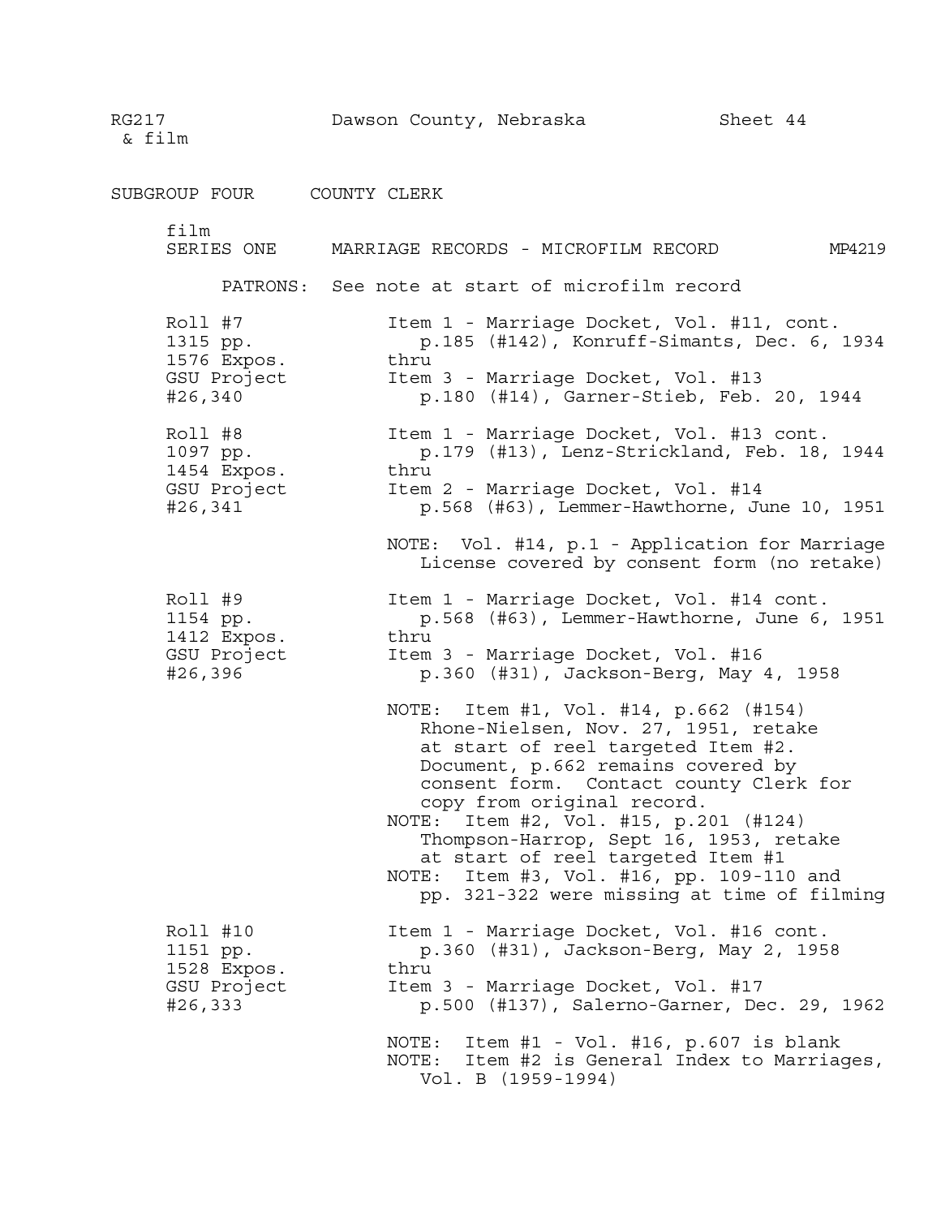RG217 & film — Dawson County, Nebraska — Sheet 44

## SUBGROUP FOUR COUNTY CLERK

### film SERIES ONE MARRIAGE RECORDS - MICROFILM RECORD MP4219

PATRONS: See note at start of microfilm record

| Roll | Contents |
| --- | --- |
| Roll #7<br>1315 pp.<br>1576 Expos.<br>GSU Project<br>#26,340 | Item 1 - Marriage Docket, Vol. #11, cont.<br>p.185 (#142), Konruff-Simants, Dec. 6, 1934<br>thru<br>Item 3 - Marriage Docket, Vol. #13<br>p.180 (#14), Garner-Stieb, Feb. 20, 1944 |
| Roll #8<br>1097 pp.<br>1454 Expos.<br>GSU Project<br>#26,341 | Item 1 - Marriage Docket, Vol. #13 cont.<br>p.179 (#13), Lenz-Strickland, Feb. 18, 1944<br>thru<br>Item 2 - Marriage Docket, Vol. #14<br>p.568 (#63), Lemmer-Hawthorne, June 10, 1951<br><br>NOTE: Vol. #14, p.1 - Application for Marriage License covered by consent form (no retake) |
| Roll #9<br>1154 pp.<br>1412 Expos.<br>GSU Project<br>#26,396 | Item 1 - Marriage Docket, Vol. #14 cont.<br>p.568 (#63), Lemmer-Hawthorne, June 6, 1951<br>thru<br>Item 3 - Marriage Docket, Vol. #16<br>p.360 (#31), Jackson-Berg, May 4, 1958<br><br>NOTE: Item #1, Vol. #14, p.662 (#154) Rhone-Nielsen, Nov. 27, 1951, retake at start of reel targeted Item #2. Document, p.662 remains covered by consent form. Contact county Clerk for copy from original record.<br>NOTE: Item #2, Vol. #15, p.201 (#124) Thompson-Harrop, Sept 16, 1953, retake at start of reel targeted Item #1<br>NOTE: Item #3, Vol. #16, pp. 109-110 and pp. 321-322 were missing at time of filming |
| Roll #10<br>1151 pp.<br>1528 Expos.<br>GSU Project<br>#26,333 | Item 1 - Marriage Docket, Vol. #16 cont.<br>p.360 (#31), Jackson-Berg, May 2, 1958<br>thru<br>Item 3 - Marriage Docket, Vol. #17<br>p.500 (#137), Salerno-Garner, Dec. 29, 1962<br><br>NOTE: Item #1 - Vol. #16, p.607 is blank<br>NOTE: Item #2 is General Index to Marriages, Vol. B (1959-1994) |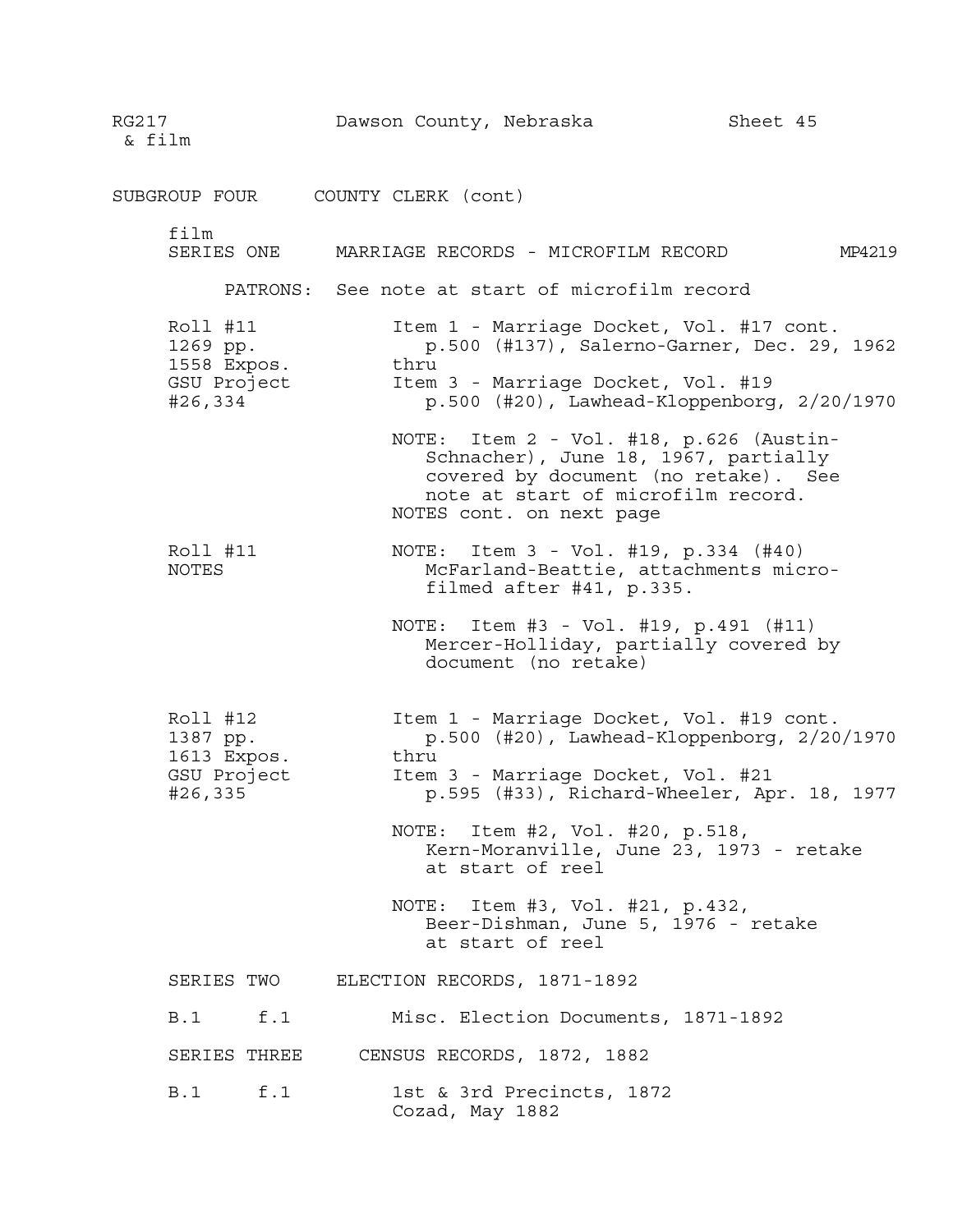RG217 & film — Dawson County, Nebraska — Sheet 45

## SUBGROUP FOUR — COUNTY CLERK (cont)

film

### SERIES ONE — MARRIAGE RECORDS - MICROFILM RECORD — MP4219

PATRONS: See note at start of microfilm record

| | |
|---|---|
| Roll #11<br>1269 pp.<br>1558 Expos.<br>GSU Project<br>#26,334 | Item 1 - Marriage Docket, Vol. #17 cont.<br>p.500 (#137), Salerno-Garner, Dec. 29, 1962<br>thru<br>Item 3 - Marriage Docket, Vol. #19<br>p.500 (#20), Lawhead-Kloppenborg, 2/20/1970<br><br>NOTE: Item 2 - Vol. #18, p.626 (Austin-Schnacher), June 18, 1967, partially covered by document (no retake). See note at start of microfilm record.<br>NOTES cont. on next page |
| Roll #11<br>NOTES | NOTE: Item 3 - Vol. #19, p.334 (#40) McFarland-Beattie, attachments microfilmed after #41, p.335.<br><br>NOTE: Item #3 - Vol. #19, p.491 (#11) Mercer-Holliday, partially covered by document (no retake) |
| Roll #12<br>1387 pp.<br>1613 Expos.<br>GSU Project<br>#26,335 | Item 1 - Marriage Docket, Vol. #19 cont.<br>p.500 (#20), Lawhead-Kloppenborg, 2/20/1970<br>thru<br>Item 3 - Marriage Docket, Vol. #21<br>p.595 (#33), Richard-Wheeler, Apr. 18, 1977<br><br>NOTE: Item #2, Vol. #20, p.518, Kern-Moranville, June 23, 1973 - retake at start of reel<br><br>NOTE: Item #3, Vol. #21, p.432, Beer-Dishman, June 5, 1976 - retake at start of reel |

### SERIES TWO — ELECTION RECORDS, 1871-1892

B.1 f.1 — Misc. Election Documents, 1871-1892

### SERIES THREE — CENSUS RECORDS, 1872, 1882

B.1 f.1 — 1st & 3rd Precincts, 1872<br>Cozad, May 1882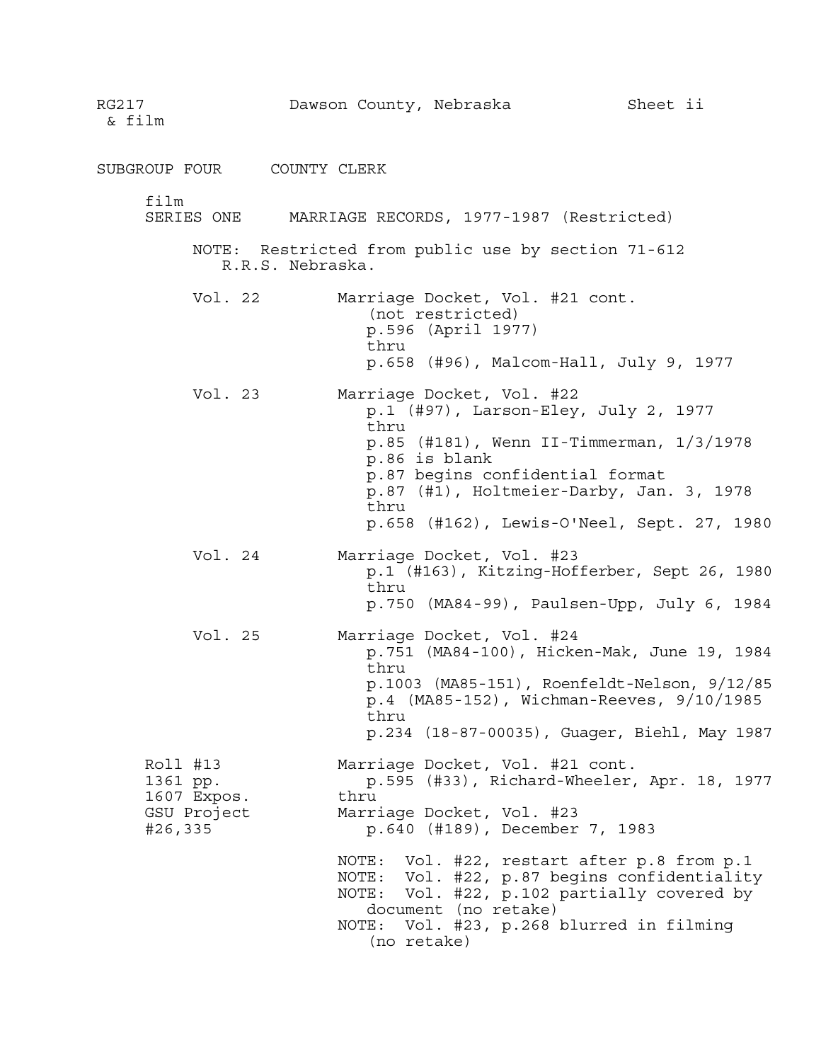RG217 & film — Dawson County, Nebraska — Sheet ii

## SUBGROUP FOUR — COUNTY CLERK

### film SERIES ONE — MARRIAGE RECORDS, 1977-1987 (Restricted)

NOTE: Restricted from public use by section 71-612 R.R.S. Nebraska.

**Vol. 22** — Marriage Docket, Vol. #21 cont.
(not restricted)
p.596 (April 1977)
thru
p.658 (#96), Malcom-Hall, July 9, 1977

**Vol. 23** — Marriage Docket, Vol. #22
p.1 (#97), Larson-Eley, July 2, 1977
thru
p.85 (#181), Wenn II-Timmerman, 1/3/1978
p.86 is blank
p.87 begins confidential format
p.87 (#1), Holtmeier-Darby, Jan. 3, 1978
thru
p.658 (#162), Lewis-O'Neel, Sept. 27, 1980

**Vol. 24** — Marriage Docket, Vol. #23
p.1 (#163), Kitzing-Hofferber, Sept 26, 1980
thru
p.750 (MA84-99), Paulsen-Upp, July 6, 1984

**Vol. 25** — Marriage Docket, Vol. #24
p.751 (MA84-100), Hicken-Mak, June 19, 1984
thru
p.1003 (MA85-151), Roenfeldt-Nelson, 9/12/85
p.4 (MA85-152), Wichman-Reeves, 9/10/1985
thru
p.234 (18-87-00035), Guager, Biehl, May 1987

**Roll #13**
1361 pp.
1607 Expos.
GSU Project #26,335

Marriage Docket, Vol. #21 cont.
p.595 (#33), Richard-Wheeler, Apr. 18, 1977
thru
Marriage Docket, Vol. #23
p.640 (#189), December 7, 1983

NOTE: Vol. #22, restart after p.8 from p.1
NOTE: Vol. #22, p.87 begins confidentiality
NOTE: Vol. #22, p.102 partially covered by document (no retake)
NOTE: Vol. #23, p.268 blurred in filming (no retake)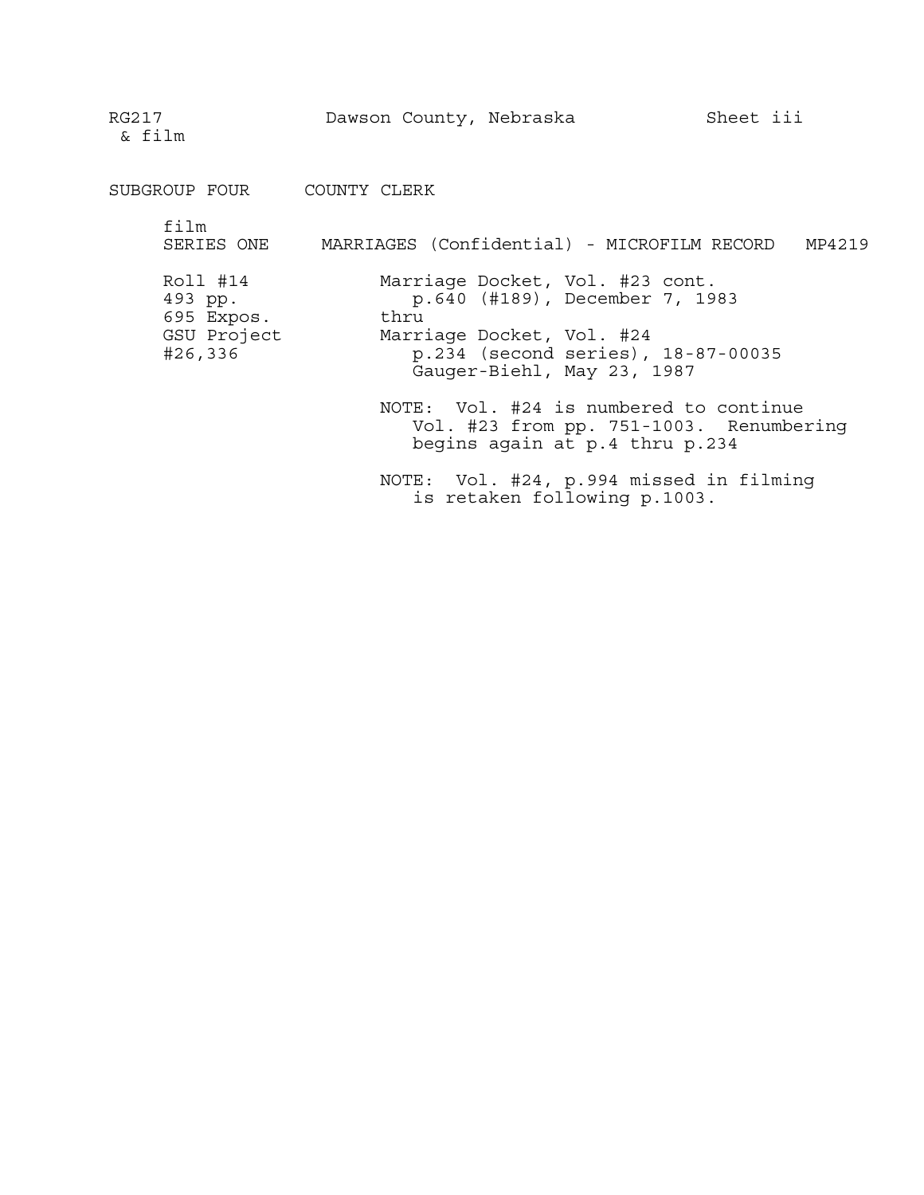RG217 & film — Dawson County, Nebraska — Sheet iii

## SUBGROUP FOUR COUNTY CLERK

### film SERIES ONE MARRIAGES (Confidential) - MICROFILM RECORD MP4219

| | |
|---|---|
| Roll #14<br>493 pp.<br>695 Expos.<br>GSU Project<br>#26,336 | Marriage Docket, Vol. #23 cont.<br>p.640 (#189), December 7, 1983<br>thru<br>Marriage Docket, Vol. #24<br>p.234 (second series), 18-87-00035<br>Gauger-Biehl, May 23, 1987<br><br>NOTE: Vol. #24 is numbered to continue Vol. #23 from pp. 751-1003. Renumbering begins again at p.4 thru p.234<br><br>NOTE: Vol. #24, p.994 missed in filming is retaken following p.1003. |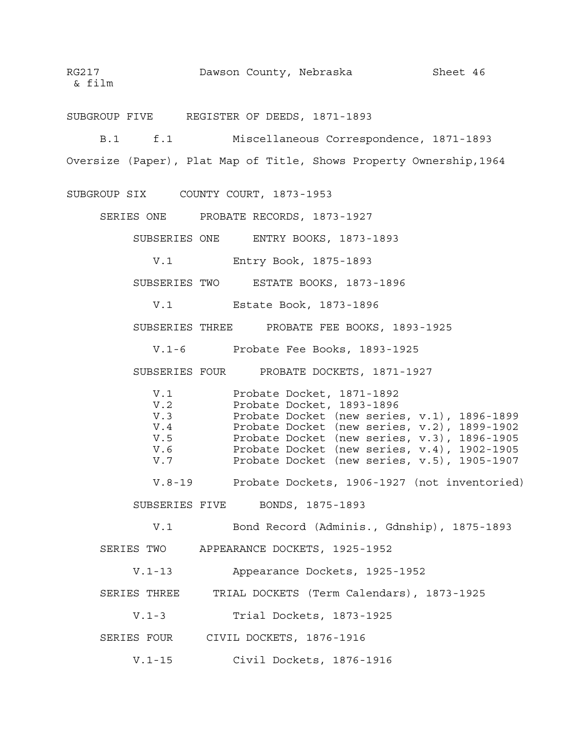RG217 & film — Dawson County, Nebraska — Sheet 46

## SUBGROUP FIVE REGISTER OF DEEDS, 1871-1893

B.1 f.1 Miscellaneous Correspondence, 1871-1893

Oversize (Paper), Plat Map of Title, Shows Property Ownership,1964

## SUBGROUP SIX COUNTY COURT, 1873-1953

### SERIES ONE PROBATE RECORDS, 1873-1927

#### SUBSERIES ONE ENTRY BOOKS, 1873-1893

V.1 Entry Book, 1875-1893

#### SUBSERIES TWO ESTATE BOOKS, 1873-1896

V.1 Estate Book, 1873-1896

#### SUBSERIES THREE PROBATE FEE BOOKS, 1893-1925

V.1-6 Probate Fee Books, 1893-1925

#### SUBSERIES FOUR PROBATE DOCKETS, 1871-1927

V.1 Probate Docket, 1871-1892
V.2 Probate Docket, 1893-1896
V.3 Probate Docket (new series, v.1), 1896-1899
V.4 Probate Docket (new series, v.2), 1899-1902
V.5 Probate Docket (new series, v.3), 1896-1905
V.6 Probate Docket (new series, v.4), 1902-1905
V.7 Probate Docket (new series, v.5), 1905-1907

V.8-19 Probate Dockets, 1906-1927 (not inventoried)

#### SUBSERIES FIVE BONDS, 1875-1893

V.1 Bond Record (Adminis., Gdnship), 1875-1893

### SERIES TWO APPEARANCE DOCKETS, 1925-1952

V.1-13 Appearance Dockets, 1925-1952

### SERIES THREE TRIAL DOCKETS (Term Calendars), 1873-1925

V.1-3 Trial Dockets, 1873-1925

### SERIES FOUR CIVIL DOCKETS, 1876-1916

V.1-15 Civil Dockets, 1876-1916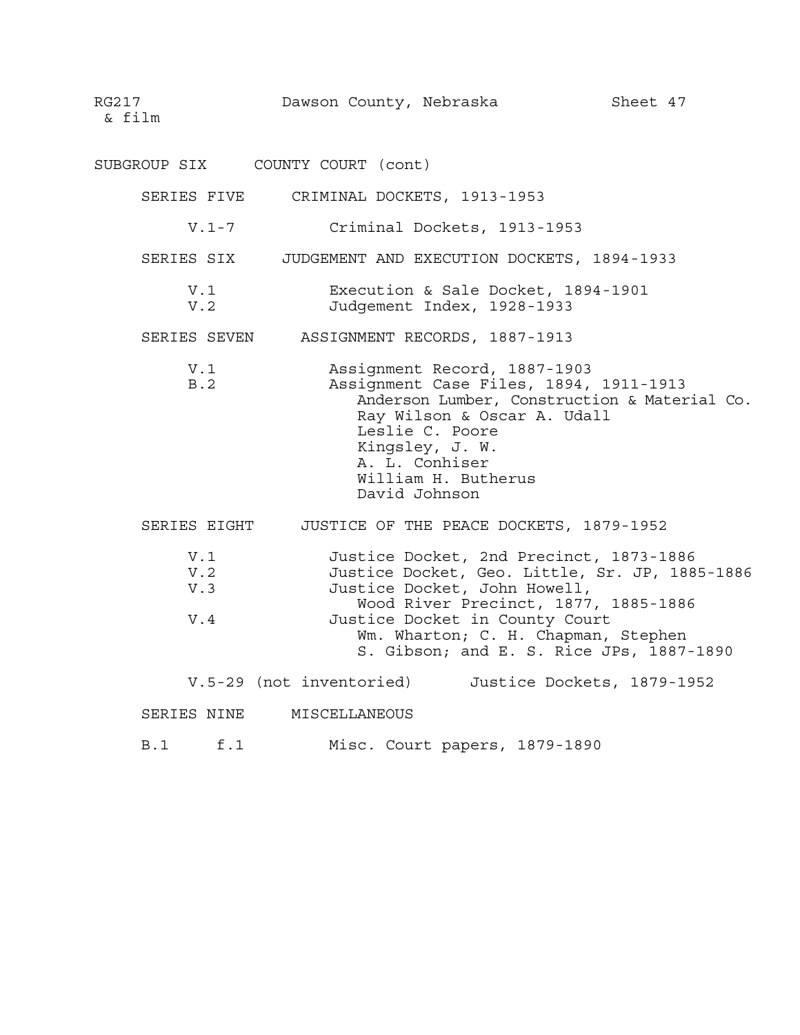RG217 & film — Dawson County, Nebraska — Sheet 47

## SUBGROUP SIX COUNTY COURT (cont)

### SERIES FIVE CRIMINAL DOCKETS, 1913-1953

V.1-7 Criminal Dockets, 1913-1953

### SERIES SIX JUDGEMENT AND EXECUTION DOCKETS, 1894-1933

V.1 Execution & Sale Docket, 1894-1901
V.2 Judgement Index, 1928-1933

### SERIES SEVEN ASSIGNMENT RECORDS, 1887-1913

V.1 Assignment Record, 1887-1903
B.2 Assignment Case Files, 1894, 1911-1913
- Anderson Lumber, Construction & Material Co.
- Ray Wilson & Oscar A. Udall
- Leslie C. Poore
- Kingsley, J. W.
- A. L. Conhiser
- William H. Butherus
- David Johnson

### SERIES EIGHT JUSTICE OF THE PEACE DOCKETS, 1879-1952

V.1 Justice Docket, 2nd Precinct, 1873-1886
V.2 Justice Docket, Geo. Little, Sr. JP, 1885-1886
V.3 Justice Docket, John Howell, Wood River Precinct, 1877, 1885-1886
V.4 Justice Docket in County Court Wm. Wharton; C. H. Chapman, Stephen S. Gibson; and E. S. Rice JPs, 1887-1890

V.5-29 (not inventoried) Justice Dockets, 1879-1952

### SERIES NINE MISCELLANEOUS

B.1 f.1 Misc. Court papers, 1879-1890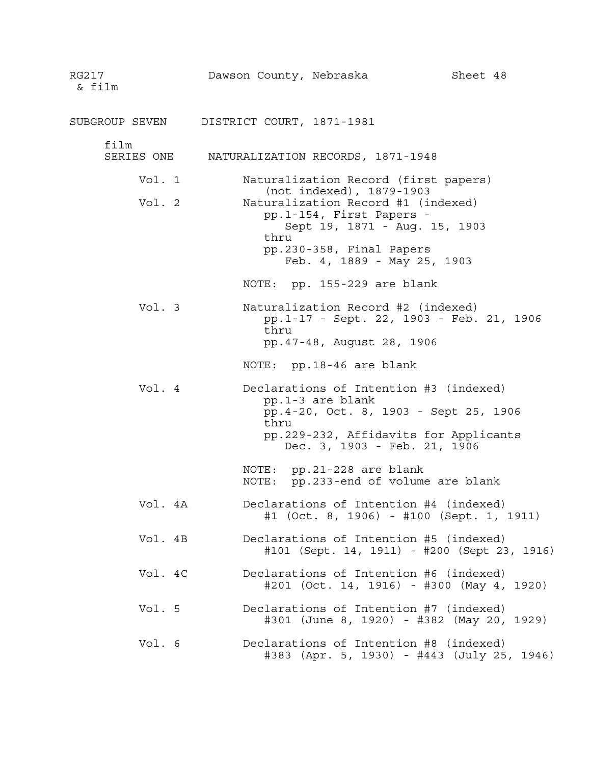RG217 & film — Dawson County, Nebraska — Sheet 48

## SUBGROUP SEVEN — DISTRICT COURT, 1871-1981

### film SERIES ONE — NATURALIZATION RECORDS, 1871-1948

**Vol. 1** — Naturalization Record (first papers) (not indexed), 1879-1903

**Vol. 2** — Naturalization Record #1 (indexed)
- pp.1-154, First Papers - Sept 19, 1871 - Aug. 15, 1903
- thru
- pp.230-358, Final Papers Feb. 4, 1889 - May 25, 1903

NOTE: pp. 155-229 are blank

**Vol. 3** — Naturalization Record #2 (indexed)
- pp.1-17 - Sept. 22, 1903 - Feb. 21, 1906
- thru
- pp.47-48, August 28, 1906

NOTE: pp.18-46 are blank

**Vol. 4** — Declarations of Intention #3 (indexed)
- pp.1-3 are blank
- pp.4-20, Oct. 8, 1903 - Sept 25, 1906
- thru
- pp.229-232, Affidavits for Applicants Dec. 3, 1903 - Feb. 21, 1906

NOTE: pp.21-228 are blank
NOTE: pp.233-end of volume are blank

**Vol. 4A** — Declarations of Intention #4 (indexed)
#1 (Oct. 8, 1906) - #100 (Sept. 1, 1911)

**Vol. 4B** — Declarations of Intention #5 (indexed)
#101 (Sept. 14, 1911) - #200 (Sept 23, 1916)

**Vol. 4C** — Declarations of Intention #6 (indexed)
#201 (Oct. 14, 1916) - #300 (May 4, 1920)

**Vol. 5** — Declarations of Intention #7 (indexed)
#301 (June 8, 1920) - #382 (May 20, 1929)

**Vol. 6** — Declarations of Intention #8 (indexed)
#383 (Apr. 5, 1930) - #443 (July 25, 1946)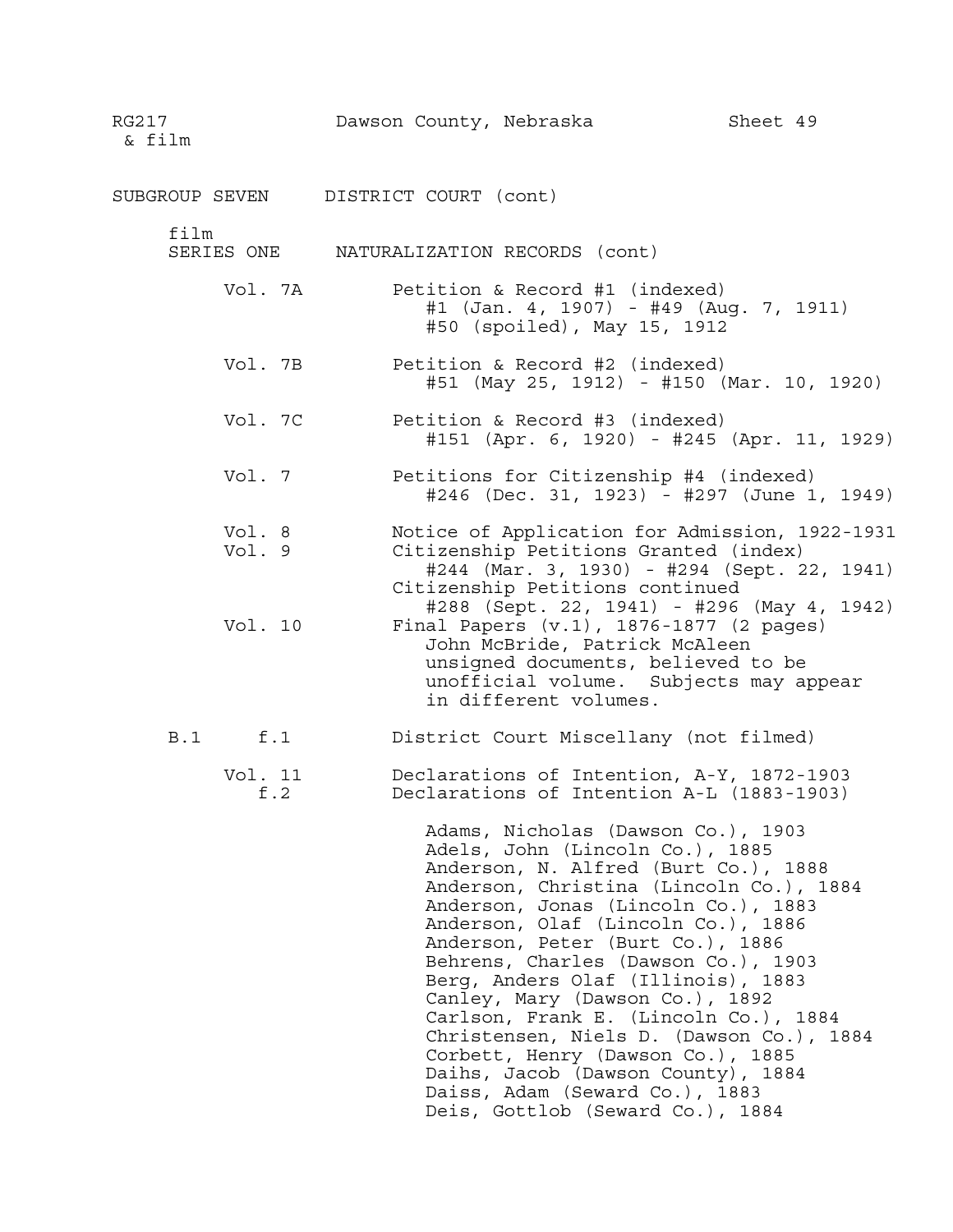RG217 & film — Dawson County, Nebraska — Sheet 49

SUBGROUP SEVEN DISTRICT COURT (cont)

film
SERIES ONE NATURALIZATION RECORDS (cont)

Vol. 7A — Petition & Record #1 (indexed)
#1 (Jan. 4, 1907) - #49 (Aug. 7, 1911)
#50 (spoiled), May 15, 1912

Vol. 7B — Petition & Record #2 (indexed)
#51 (May 25, 1912) - #150 (Mar. 10, 1920)

Vol. 7C — Petition & Record #3 (indexed)
#151 (Apr. 6, 1920) - #245 (Apr. 11, 1929)

Vol. 7 — Petitions for Citizenship #4 (indexed)
#246 (Dec. 31, 1923) - #297 (June 1, 1949)

Vol. 8 — Notice of Application for Admission, 1922-1931

Vol. 9 — Citizenship Petitions Granted (index)
#244 (Mar. 3, 1930) - #294 (Sept. 22, 1941)
Citizenship Petitions continued
#288 (Sept. 22, 1941) - #296 (May 4, 1942)

Vol. 10 — Final Papers (v.1), 1876-1877 (2 pages)
John McBride, Patrick McAleen
unsigned documents, believed to be unofficial volume. Subjects may appear in different volumes.

B.1 f.1 — District Court Miscellany (not filmed)

Vol. 11 — Declarations of Intention, A-Y, 1872-1903

f.2 — Declarations of Intention A-L (1883-1903)

- Adams, Nicholas (Dawson Co.), 1903
- Adels, John (Lincoln Co.), 1885
- Anderson, N. Alfred (Burt Co.), 1888
- Anderson, Christina (Lincoln Co.), 1884
- Anderson, Jonas (Lincoln Co.), 1883
- Anderson, Olaf (Lincoln Co.), 1886
- Anderson, Peter (Burt Co.), 1886
- Behrens, Charles (Dawson Co.), 1903
- Berg, Anders Olaf (Illinois), 1883
- Canley, Mary (Dawson Co.), 1892
- Carlson, Frank E. (Lincoln Co.), 1884
- Christensen, Niels D. (Dawson Co.), 1884
- Corbett, Henry (Dawson Co.), 1885
- Daihs, Jacob (Dawson County), 1884
- Daiss, Adam (Seward Co.), 1883
- Deis, Gottlob (Seward Co.), 1884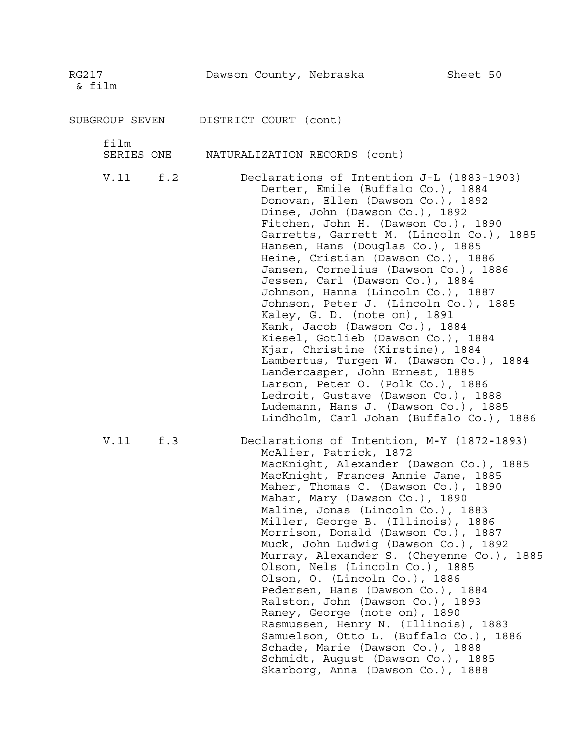RG217 & film — Dawson County, Nebraska — Sheet 50

## SUBGROUP SEVEN DISTRICT COURT (cont)

### film SERIES ONE NATURALIZATION RECORDS (cont)

**V.11 f.2** Declarations of Intention J-L (1883-1903)

- Derter, Emile (Buffalo Co.), 1884
- Donovan, Ellen (Dawson Co.), 1892
- Dinse, John (Dawson Co.), 1892
- Fitchen, John H. (Dawson Co.), 1890
- Garretts, Garrett M. (Lincoln Co.), 1885
- Hansen, Hans (Douglas Co.), 1885
- Heine, Cristian (Dawson Co.), 1886
- Jansen, Cornelius (Dawson Co.), 1886
- Jessen, Carl (Dawson Co.), 1884
- Johnson, Hanna (Lincoln Co.), 1887
- Johnson, Peter J. (Lincoln Co.), 1885
- Kaley, G. D. (note on), 1891
- Kank, Jacob (Dawson Co.), 1884
- Kiesel, Gotlieb (Dawson Co.), 1884
- Kjar, Christine (Kirstine), 1884
- Lambertus, Turgen W. (Dawson Co.), 1884
- Landercasper, John Ernest, 1885
- Larson, Peter O. (Polk Co.), 1886
- Ledroit, Gustave (Dawson Co.), 1888
- Ludemann, Hans J. (Dawson Co.), 1885
- Lindholm, Carl Johan (Buffalo Co.), 1886

**V.11 f.3** Declarations of Intention, M-Y (1872-1893)

- McAlier, Patrick, 1872
- MacKnight, Alexander (Dawson Co.), 1885
- MacKnight, Frances Annie Jane, 1885
- Maher, Thomas C. (Dawson Co.), 1890
- Mahar, Mary (Dawson Co.), 1890
- Maline, Jonas (Lincoln Co.), 1883
- Miller, George B. (Illinois), 1886
- Morrison, Donald (Dawson Co.), 1887
- Muck, John Ludwig (Dawson Co.), 1892
- Murray, Alexander S. (Cheyenne Co.), 1885
- Olson, Nels (Lincoln Co.), 1885
- Olson, O. (Lincoln Co.), 1886
- Pedersen, Hans (Dawson Co.), 1884
- Ralston, John (Dawson Co.), 1893
- Raney, George (note on), 1890
- Rasmussen, Henry N. (Illinois), 1883
- Samuelson, Otto L. (Buffalo Co.), 1886
- Schade, Marie (Dawson Co.), 1888
- Schmidt, August (Dawson Co.), 1885
- Skarborg, Anna (Dawson Co.), 1888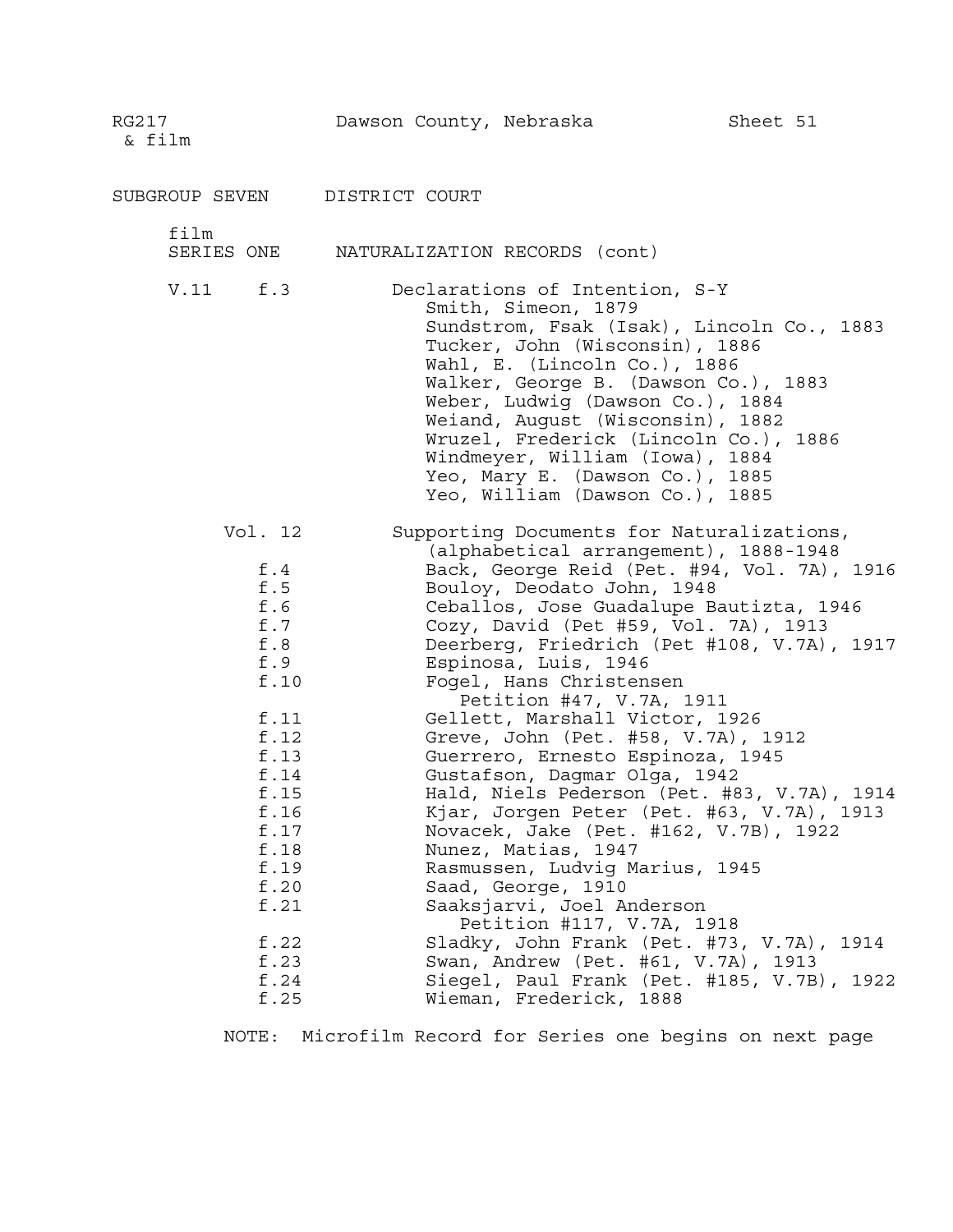RG217 & film — Dawson County, Nebraska — Sheet 51

SUBGROUP SEVEN — DISTRICT COURT

film
SERIES ONE — NATURALIZATION RECORDS (cont)

V.11 f.3 — Declarations of Intention, S-Y

- Smith, Simeon, 1879
- Sundstrom, Fsak (Isak), Lincoln Co., 1883
- Tucker, John (Wisconsin), 1886
- Wahl, E. (Lincoln Co.), 1886
- Walker, George B. (Dawson Co.), 1883
- Weber, Ludwig (Dawson Co.), 1884
- Weiand, August (Wisconsin), 1882
- Wruzel, Frederick (Lincoln Co.), 1886
- Windmeyer, William (Iowa), 1884
- Yeo, Mary E. (Dawson Co.), 1885
- Yeo, William (Dawson Co.), 1885

Vol. 12 — Supporting Documents for Naturalizations, (alphabetical arrangement), 1888-1948

| | |
|---|---|
| f.4 | Back, George Reid (Pet. #94, Vol. 7A), 1916 |
| f.5 | Bouloy, Deodato John, 1948 |
| f.6 | Ceballos, Jose Guadalupe Bautizta, 1946 |
| f.7 | Cozy, David (Pet #59, Vol. 7A), 1913 |
| f.8 | Deerberg, Friedrich (Pet #108, V.7A), 1917 |
| f.9 | Espinosa, Luis, 1946 |
| f.10 | Fogel, Hans Christensen Petition #47, V.7A, 1911 |
| f.11 | Gellett, Marshall Victor, 1926 |
| f.12 | Greve, John (Pet. #58, V.7A), 1912 |
| f.13 | Guerrero, Ernesto Espinoza, 1945 |
| f.14 | Gustafson, Dagmar Olga, 1942 |
| f.15 | Hald, Niels Pederson (Pet. #83, V.7A), 1914 |
| f.16 | Kjar, Jorgen Peter (Pet. #63, V.7A), 1913 |
| f.17 | Novacek, Jake (Pet. #162, V.7B), 1922 |
| f.18 | Nunez, Matias, 1947 |
| f.19 | Rasmussen, Ludvig Marius, 1945 |
| f.20 | Saad, George, 1910 |
| f.21 | Saaksjarvi, Joel Anderson Petition #117, V.7A, 1918 |
| f.22 | Sladky, John Frank (Pet. #73, V.7A), 1914 |
| f.23 | Swan, Andrew (Pet. #61, V.7A), 1913 |
| f.24 | Siegel, Paul Frank (Pet. #185, V.7B), 1922 |
| f.25 | Wieman, Frederick, 1888 |

NOTE: Microfilm Record for Series one begins on next page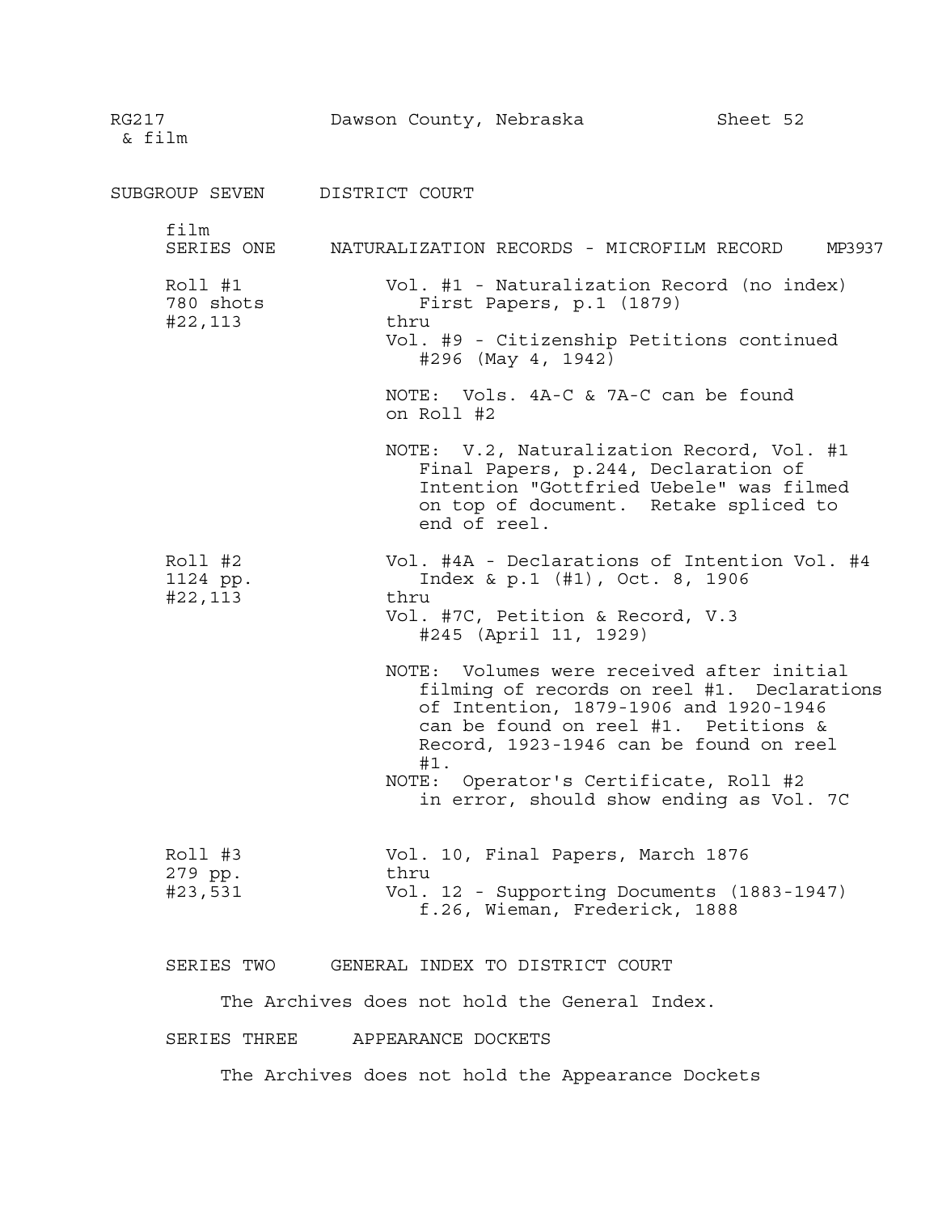RG217 & film — Dawson County, Nebraska — Sheet 52

## SUBGROUP SEVEN DISTRICT COURT

### film SERIES ONE NATURALIZATION RECORDS - MICROFILM RECORD MP3937

**Roll #1**
780 shots
#22,113

Vol. #1 - Naturalization Record (no index)
First Papers, p.1 (1879)
thru
Vol. #9 - Citizenship Petitions continued
#296 (May 4, 1942)

NOTE: Vols. 4A-C & 7A-C can be found on Roll #2

NOTE: V.2, Naturalization Record, Vol. #1 Final Papers, p.244, Declaration of Intention "Gottfried Uebele" was filmed on top of document. Retake spliced to end of reel.

**Roll #2**
1124 pp.
#22,113

Vol. #4A - Declarations of Intention Vol. #4
Index & p.1 (#1), Oct. 8, 1906
thru
Vol. #7C, Petition & Record, V.3
#245 (April 11, 1929)

NOTE: Volumes were received after initial filming of records on reel #1. Declarations of Intention, 1879-1906 and 1920-1946 can be found on reel #1. Petitions & Record, 1923-1946 can be found on reel #1.

NOTE: Operator's Certificate, Roll #2 in error, should show ending as Vol. 7C

**Roll #3**
279 pp.
#23,531

Vol. 10, Final Papers, March 1876
thru
Vol. 12 - Supporting Documents (1883-1947)
f.26, Wieman, Frederick, 1888

### SERIES TWO GENERAL INDEX TO DISTRICT COURT

The Archives does not hold the General Index.

### SERIES THREE APPEARANCE DOCKETS

The Archives does not hold the Appearance Dockets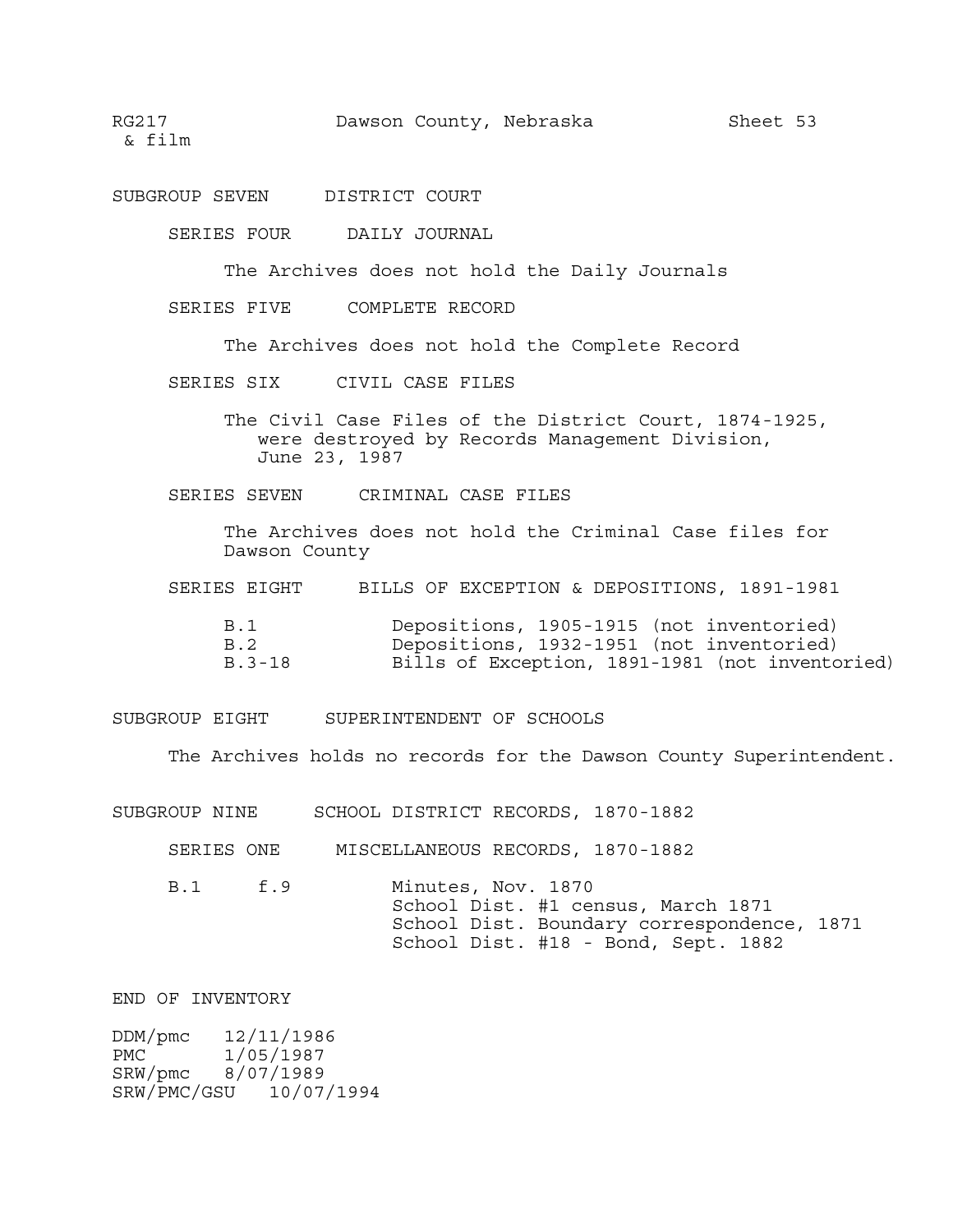RG217 & film — Dawson County, Nebraska — Sheet 53

## SUBGROUP SEVEN DISTRICT COURT

### SERIES FOUR DAILY JOURNAL

The Archives does not hold the Daily Journals

### SERIES FIVE COMPLETE RECORD

The Archives does not hold the Complete Record

### SERIES SIX CIVIL CASE FILES

The Civil Case Files of the District Court, 1874-1925, were destroyed by Records Management Division, June 23, 1987

### SERIES SEVEN CRIMINAL CASE FILES

The Archives does not hold the Criminal Case files for Dawson County

### SERIES EIGHT BILLS OF EXCEPTION & DEPOSITIONS, 1891-1981

| | |
|---|---|
| B.1 | Depositions, 1905-1915 (not inventoried) |
| B.2 | Depositions, 1932-1951 (not inventoried) |
| B.3-18 | Bills of Exception, 1891-1981 (not inventoried) |

## SUBGROUP EIGHT SUPERINTENDENT OF SCHOOLS

The Archives holds no records for the Dawson County Superintendent.

## SUBGROUP NINE SCHOOL DISTRICT RECORDS, 1870-1882

### SERIES ONE MISCELLANEOUS RECORDS, 1870-1882

| | | |
|---|---|---|
| B.1 | f.9 | Minutes, Nov. 1870<br>School Dist. #1 census, March 1871<br>School Dist. Boundary correspondence, 1871<br>School Dist. #18 - Bond, Sept. 1882 |

END OF INVENTORY

DDM/pmc 12/11/1986
PMC 1/05/1987
SRW/pmc 8/07/1989
SRW/PMC/GSU 10/07/1994